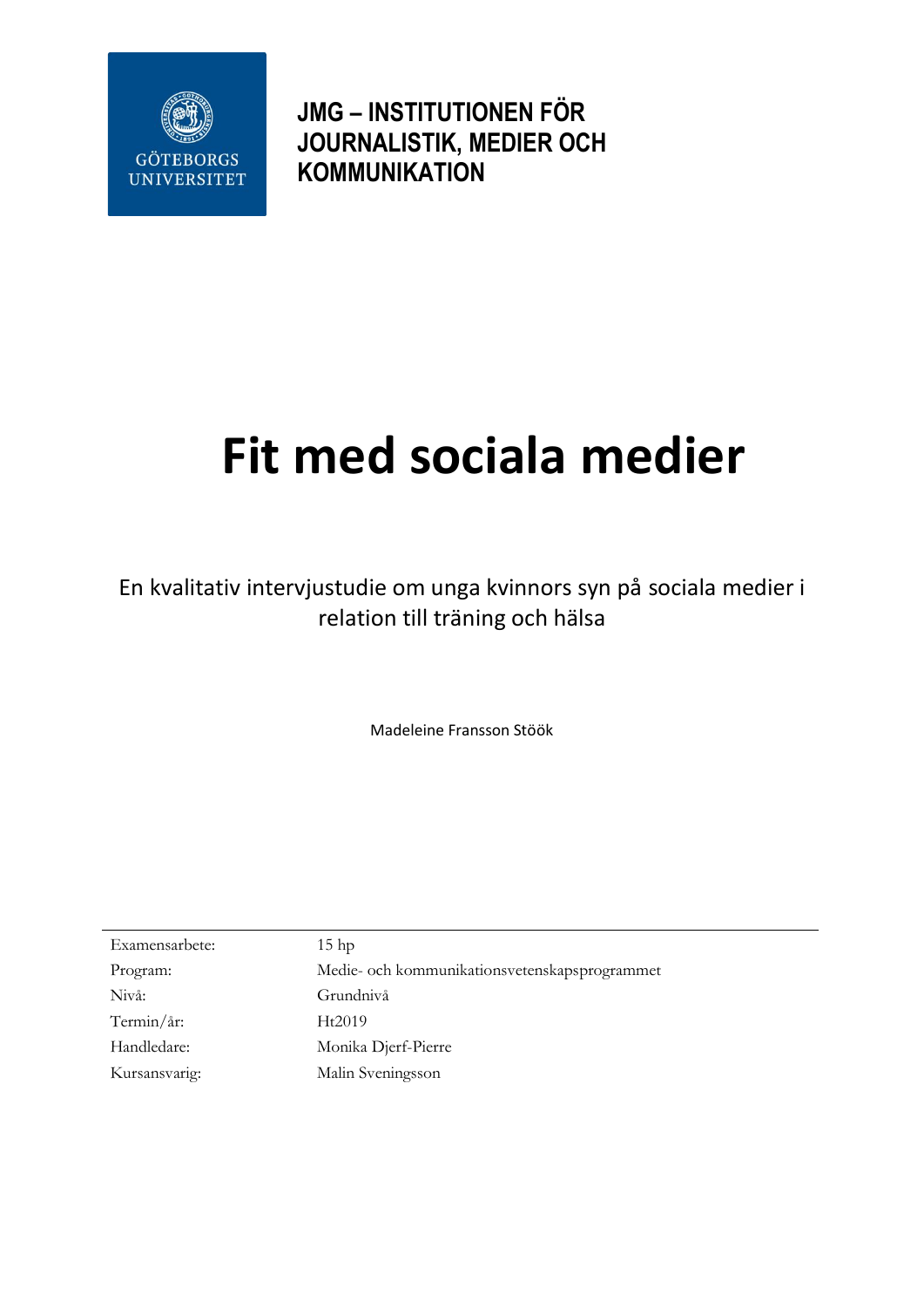GÖTEBORGS UNIVERSITET

**JMG – INSTITUTIONEN FÖR JOURNALISTIK, MEDIER OCH KOMMUNIKATION**

# Fit med sociala medier

En kvalitativ intervjustudie om unga kvinnors syn på sociala medier i relation till träning och hälsa

Madeleine Fransson Stöök

| | |
|---|---|
| Examensarbete: | 15 hp |
| Program: | Medie- och kommunikationsvetenskapsprogrammet |
| Nivå: | Grundnivå |
| Termin/år: | Ht2019 |
| Handledare: | Monika Djerf-Pierre |
| Kursansvarig: | Malin Sveningsson |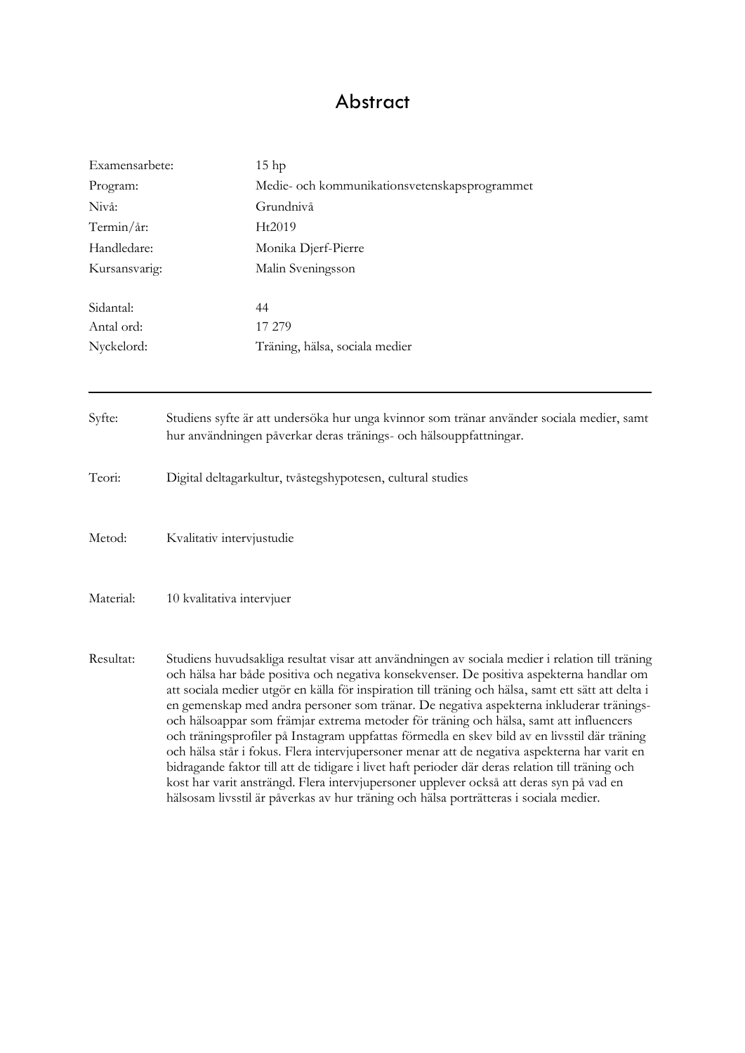# Abstract

| | |
|---|---|
| Examensarbete: | 15 hp |
| Program: | Medie- och kommunikationsvetenskapsprogrammet |
| Nivå: | Grundnivå |
| Termin/år: | Ht2019 |
| Handledare: | Monika Djerf-Pierre |
| Kursansvarig: | Malin Sveningsson |
| | |
| Sidantal: | 44 |
| Antal ord: | 17 279 |
| Nyckelord: | Träning, hälsa, sociala medier |

---

| | |
|---|---|
| Syfte: | Studiens syfte är att undersöka hur unga kvinnor som tränar använder sociala medier, samt hur användningen påverkar deras tränings- och hälsouppfattningar. |
| Teori: | Digital deltagarkultur, tvåstegshypotesen, cultural studies |
| Metod: | Kvalitativ intervjustudie |
| Material: | 10 kvalitativa intervjuer |
| Resultat: | Studiens huvudsakliga resultat visar att användningen av sociala medier i relation till träning och hälsa har både positiva och negativa konsekvenser. De positiva aspekterna handlar om att sociala medier utgör en källa för inspiration till träning och hälsa, samt ett sätt att delta i en gemenskap med andra personer som tränar. De negativa aspekterna inkluderar tränings- och hälsoappar som främjar extrema metoder för träning och hälsa, samt att influencers och träningsprofiler på Instagram uppfattas förmedla en skev bild av en livsstil där träning och hälsa står i fokus. Flera intervjupersoner menar att de negativa aspekterna har varit en bidragande faktor till att de tidigare i livet haft perioder där deras relation till träning och kost har varit ansträngd. Flera intervjupersoner upplever också att deras syn på vad en hälsosam livsstil är påverkas av hur träning och hälsa porträtteras i sociala medier. |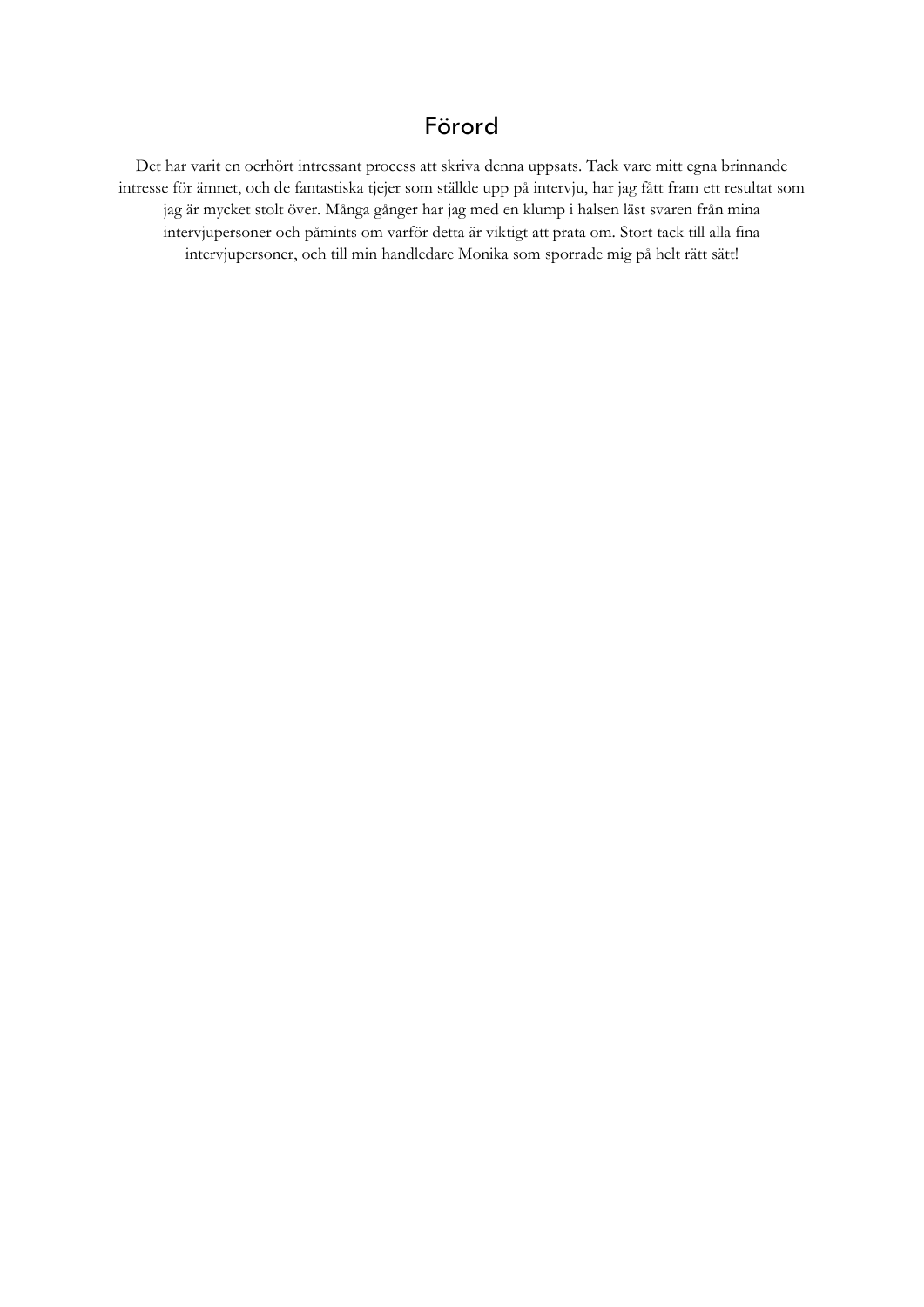# Förord

Det har varit en oerhört intressant process att skriva denna uppsats. Tack vare mitt egna brinnande intresse för ämnet, och de fantastiska tjejer som ställde upp på intervju, har jag fått fram ett resultat som jag är mycket stolt över. Många gånger har jag med en klump i halsen läst svaren från mina intervjupersoner och påmints om varför detta är viktigt att prata om. Stort tack till alla fina intervjupersoner, och till min handledare Monika som sporrade mig på helt rätt sätt!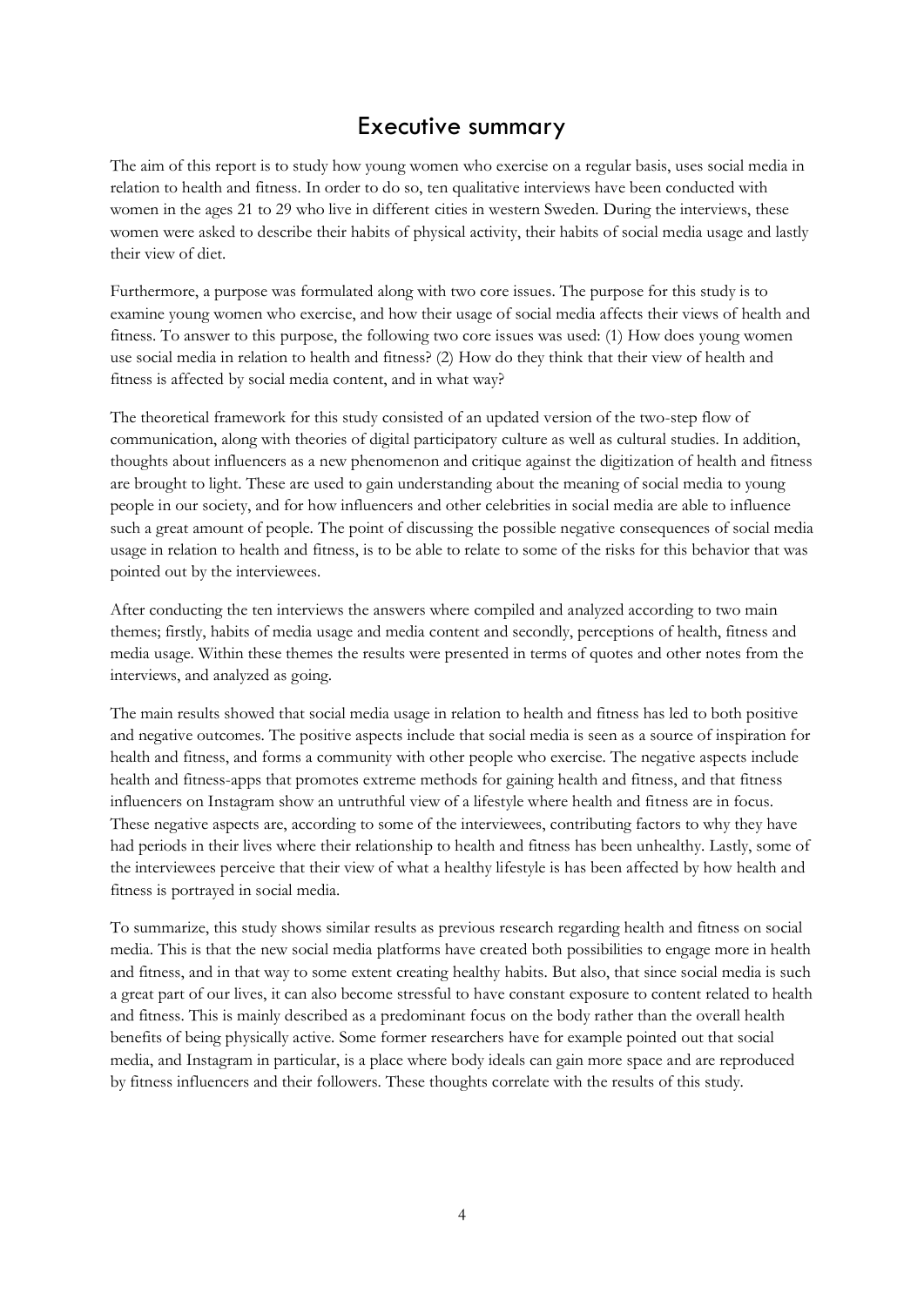# Executive summary

The aim of this report is to study how young women who exercise on a regular basis, uses social media in relation to health and fitness. In order to do so, ten qualitative interviews have been conducted with women in the ages 21 to 29 who live in different cities in western Sweden. During the interviews, these women were asked to describe their habits of physical activity, their habits of social media usage and lastly their view of diet.

Furthermore, a purpose was formulated along with two core issues. The purpose for this study is to examine young women who exercise, and how their usage of social media affects their views of health and fitness. To answer to this purpose, the following two core issues was used: (1) How does young women use social media in relation to health and fitness? (2) How do they think that their view of health and fitness is affected by social media content, and in what way?

The theoretical framework for this study consisted of an updated version of the two-step flow of communication, along with theories of digital participatory culture as well as cultural studies. In addition, thoughts about influencers as a new phenomenon and critique against the digitization of health and fitness are brought to light. These are used to gain understanding about the meaning of social media to young people in our society, and for how influencers and other celebrities in social media are able to influence such a great amount of people. The point of discussing the possible negative consequences of social media usage in relation to health and fitness, is to be able to relate to some of the risks for this behavior that was pointed out by the interviewees.

After conducting the ten interviews the answers where compiled and analyzed according to two main themes; firstly, habits of media usage and media content and secondly, perceptions of health, fitness and media usage. Within these themes the results were presented in terms of quotes and other notes from the interviews, and analyzed as going.

The main results showed that social media usage in relation to health and fitness has led to both positive and negative outcomes. The positive aspects include that social media is seen as a source of inspiration for health and fitness, and forms a community with other people who exercise. The negative aspects include health and fitness-apps that promotes extreme methods for gaining health and fitness, and that fitness influencers on Instagram show an untruthful view of a lifestyle where health and fitness are in focus. These negative aspects are, according to some of the interviewees, contributing factors to why they have had periods in their lives where their relationship to health and fitness has been unhealthy. Lastly, some of the interviewees perceive that their view of what a healthy lifestyle is has been affected by how health and fitness is portrayed in social media.

To summarize, this study shows similar results as previous research regarding health and fitness on social media. This is that the new social media platforms have created both possibilities to engage more in health and fitness, and in that way to some extent creating healthy habits. But also, that since social media is such a great part of our lives, it can also become stressful to have constant exposure to content related to health and fitness. This is mainly described as a predominant focus on the body rather than the overall health benefits of being physically active. Some former researchers have for example pointed out that social media, and Instagram in particular, is a place where body ideals can gain more space and are reproduced by fitness influencers and their followers. These thoughts correlate with the results of this study.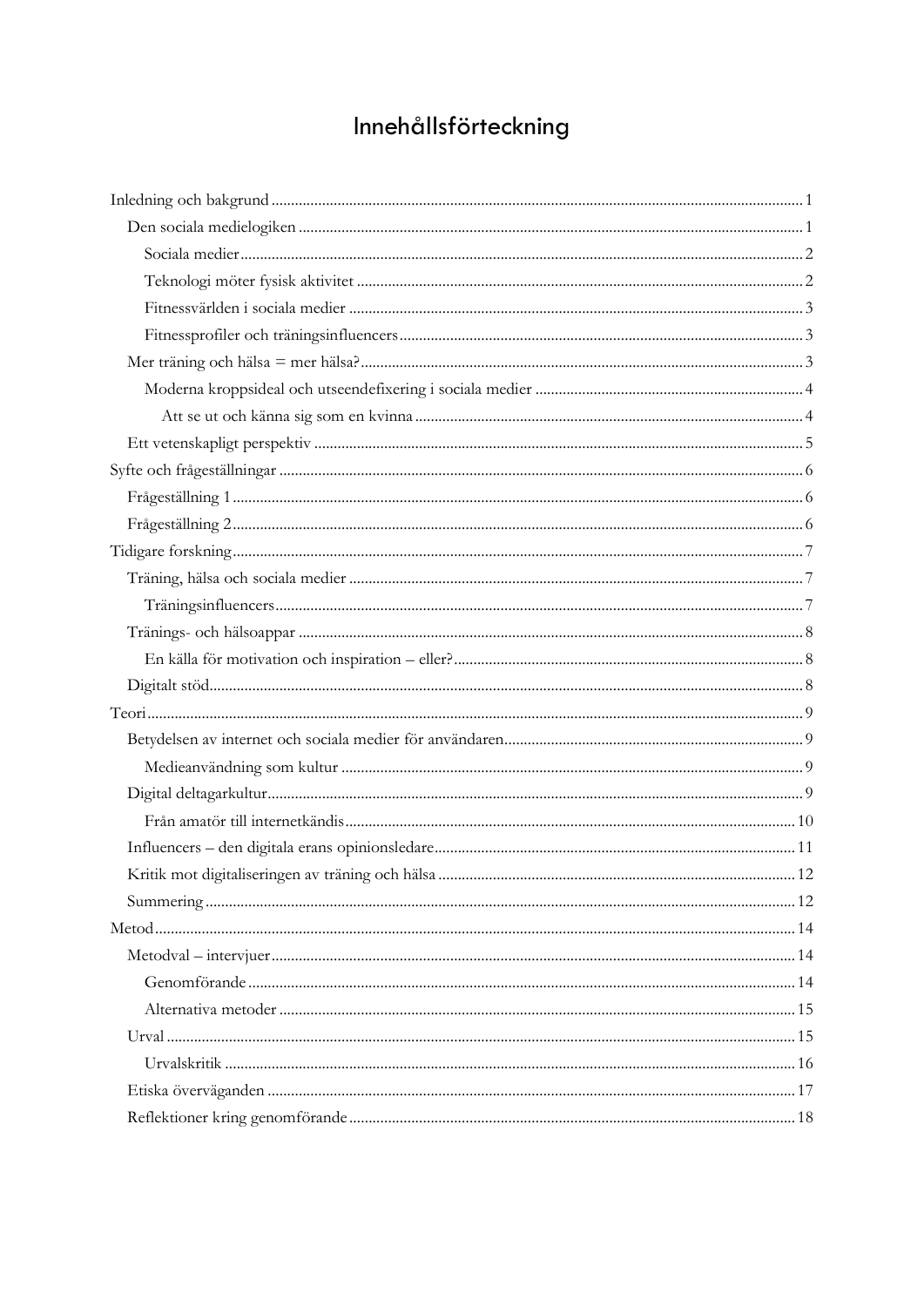# Innehållsförteckning

- Inledning och bakgrund ... 1
  - Den sociala medielogiken ... 1
    - Sociala medier ... 2
    - Teknologi möter fysisk aktivitet ... 2
    - Fitnessvärlden i sociala medier ... 3
    - Fitnessprofiler och träningsinfluencers ... 3
  - Mer träning och hälsa = mer hälsa? ... 3
    - Moderna kroppsideal och utseendefixering i sociala medier ... 4
      - Att se ut och känna sig som en kvinna ... 4
  - Ett vetenskapligt perspektiv ... 5
- Syfte och frågeställningar ... 6
  - Frågeställning 1 ... 6
  - Frågeställning 2 ... 6
- Tidigare forskning ... 7
  - Träning, hälsa och sociala medier ... 7
    - Träningsinfluencers ... 7
  - Tränings- och hälsoappar ... 8
    - En källa för motivation och inspiration – eller? ... 8
  - Digitalt stöd ... 8
- Teori ... 9
  - Betydelsen av internet och sociala medier för användaren ... 9
    - Medieanvändning som kultur ... 9
  - Digital deltagarkultur ... 9
    - Från amatör till internetkändis ... 10
  - Influencers – den digitala erans opinionsledare ... 11
  - Kritik mot digitaliseringen av träning och hälsa ... 12
  - Summering ... 12
- Metod ... 14
  - Metodval – intervjuer ... 14
    - Genomförande ... 14
    - Alternativa metoder ... 15
  - Urval ... 15
    - Urvalskritik ... 16
  - Etiska överväganden ... 17
  - Reflektioner kring genomförande ... 18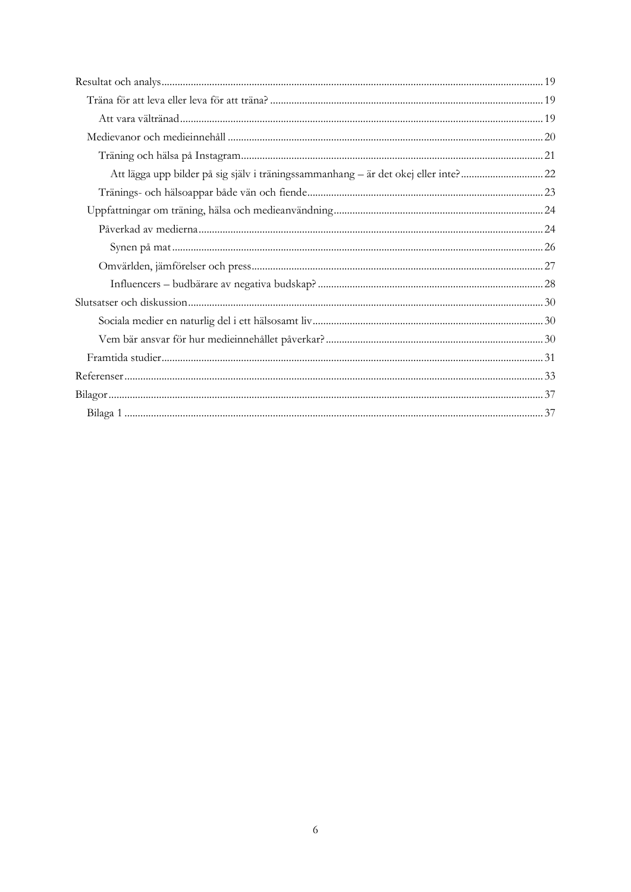Resultat och analys ............................................................. 19

- Träna för att leva eller leva för att träna? ............................................................. 19
  - Att vara vältränad ............................................................. 19
- Medievanor och medieinnehåll ............................................................. 20
  - Träning och hälsa på Instagram ............................................................. 21
    - Att lägga upp bilder på sig själv i träningssammanhang – är det okej eller inte? ............................................................. 22
  - Tränings- och hälsoappar både vän och fiende ............................................................. 23
- Uppfattningar om träning, hälsa och medieanvändning ............................................................. 24
  - Påverkad av medierna ............................................................. 24
    - Synen på mat ............................................................. 26
  - Omvärlden, jämförelser och press ............................................................. 27
    - Influencers – budbärare av negativa budskap? ............................................................. 28

Slutsatser och diskussion ............................................................. 30

- Sociala medier en naturlig del i ett hälsosamt liv ............................................................. 30
- Vem bär ansvar för hur medieinnehållet påverkar? ............................................................. 30
- Framtida studier ............................................................. 31

Referenser ............................................................. 33

Bilagor ............................................................. 37

- Bilaga 1 ............................................................. 37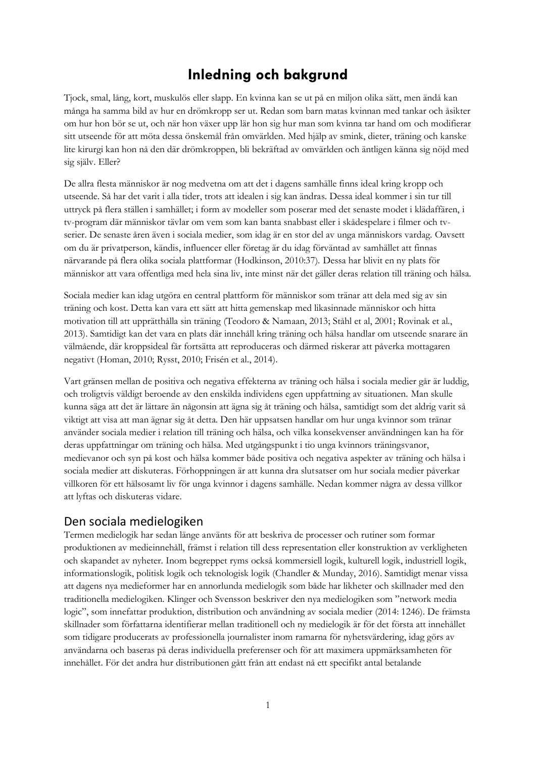# Inledning och bakgrund

Tjock, smal, lång, kort, muskulös eller slapp. En kvinna kan se ut på en miljon olika sätt, men ändå kan många ha samma bild av hur en drömkropp ser ut. Redan som barn matas kvinnan med tankar och åsikter om hur hon bör se ut, och när hon växer upp lär hon sig hur man som kvinna tar hand om och modifierar sitt utseende för att möta dessa önskemål från omvärlden. Med hjälp av smink, dieter, träning och kanske lite kirurgi kan hon nå den där drömkroppen, bli bekräftad av omvärlden och äntligen känna sig nöjd med sig själv. Eller?

De allra flesta människor är nog medvetna om att det i dagens samhälle finns ideal kring kropp och utseende. Så har det varit i alla tider, trots att idealen i sig kan ändras. Dessa ideal kommer i sin tur till uttryck på flera ställen i samhället; i form av modeller som poserar med det senaste modet i klädaffären, i tv-program där människor tävlar om vem som kan banta snabbast eller i skådespelare i filmer och tv-serier. De senaste åren även i sociala medier, som idag är en stor del av unga människors vardag. Oavsett om du är privatperson, kändis, influencer eller företag är du idag förväntad av samhället att finnas närvarande på flera olika sociala plattformar (Hodkinson, 2010:37). Dessa har blivit en ny plats för människor att vara offentliga med hela sina liv, inte minst när det gäller deras relation till träning och hälsa.

Sociala medier kan idag utgöra en central plattform för människor som tränar att dela med sig av sin träning och kost. Detta kan vara ett sätt att hitta gemenskap med likasinnade människor och hitta motivation till att upprätthålla sin träning (Teodoro & Namaan, 2013; Ståhl et al, 2001; Rovinak et al., 2013). Samtidigt kan det vara en plats där innehåll kring träning och hälsa handlar om utseende snarare än välmående, där kroppsideal får fortsätta att reproduceras och därmed riskerar att påverka mottagaren negativt (Homan, 2010; Rysst, 2010; Frisén et al., 2014).

Vart gränsen mellan de positiva och negativa effekterna av träning och hälsa i sociala medier går är luddig, och troligtvis väldigt beroende av den enskilda individens egen uppfattning av situationen. Man skulle kunna säga att det är lättare än någonsin att ägna sig åt träning och hälsa, samtidigt som det aldrig varit så viktigt att visa att man ägnar sig åt detta. Den här uppsatsen handlar om hur unga kvinnor som tränar använder sociala medier i relation till träning och hälsa, och vilka konsekvenser användningen kan ha för deras uppfattningar om träning och hälsa. Med utgångspunkt i tio unga kvinnors träningsvanor, medievanor och syn på kost och hälsa kommer både positiva och negativa aspekter av träning och hälsa i sociala medier att diskuteras. Förhoppningen är att kunna dra slutsatser om hur sociala medier påverkar villkoren för ett hälsosamt liv för unga kvinnor i dagens samhälle. Nedan kommer några av dessa villkor att lyftas och diskuteras vidare.

## Den sociala medielogiken

Termen medielogik har sedan länge använts för att beskriva de processer och rutiner som formar produktionen av medieinnehåll, främst i relation till dess representation eller konstruktion av verkligheten och skapandet av nyheter. Inom begreppet ryms också kommersiell logik, kulturell logik, industriell logik, informationslogik, politisk logik och teknologisk logik (Chandler & Munday, 2016). Samtidigt menar vissa att dagens nya medieformer har en annorlunda medielogik som både har likheter och skillnader med den traditionella medielogiken. Klinger och Svensson beskriver den nya medielogiken som "network media logic", som innefattar produktion, distribution och användning av sociala medier (2014: 1246). De främsta skillnader som författarna identifierar mellan traditionell och ny medielogik är för det första att innehållet som tidigare producerats av professionella journalister inom ramarna för nyhetsvärdering, idag görs av användarna och baseras på deras individuella preferenser och för att maximera uppmärksamheten för innehållet. För det andra hur distributionen gått från att endast nå ett specifikt antal betalande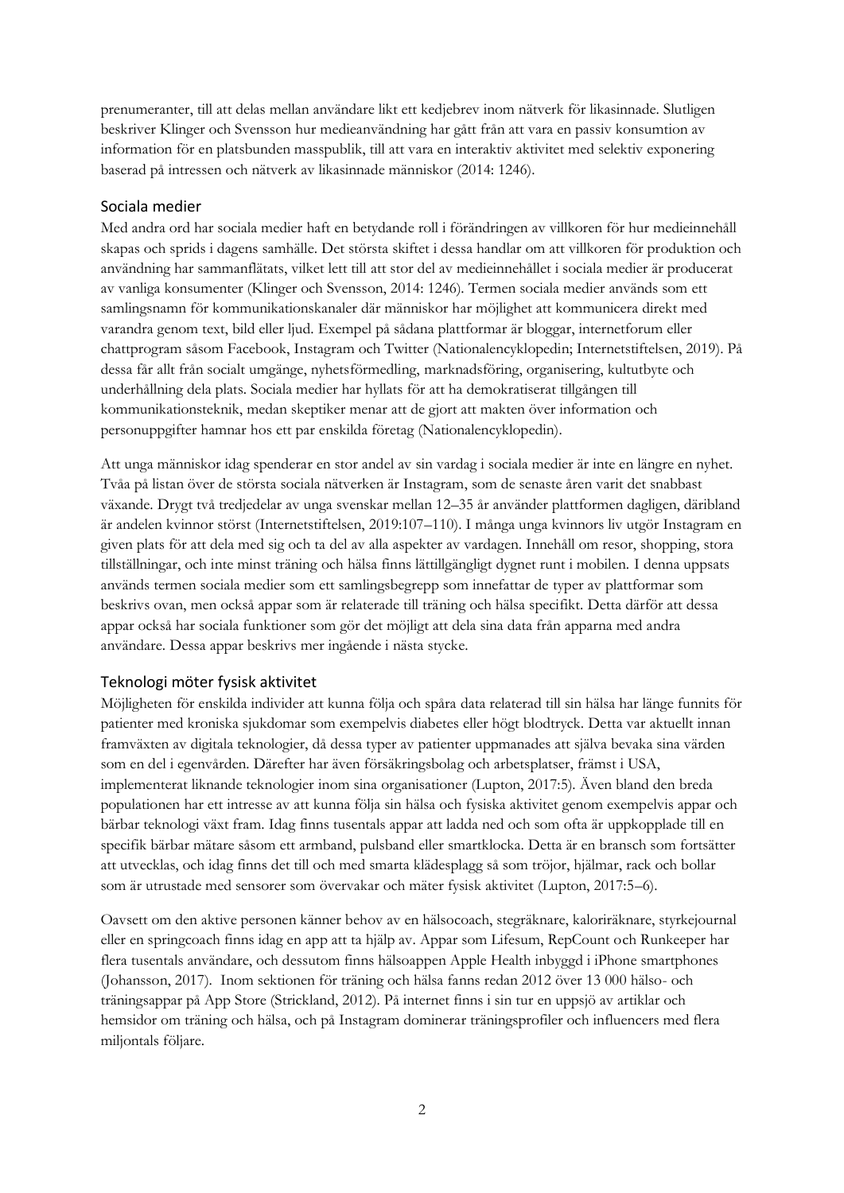prenumeranter, till att delas mellan användare likt ett kedjebrev inom nätverk för likasinnade. Slutligen beskriver Klinger och Svensson hur medieanvändning har gått från att vara en passiv konsumtion av information för en platsbunden masspublik, till att vara en interaktiv aktivitet med selektiv exponering baserad på intressen och nätverk av likasinnade människor (2014: 1246).

## Sociala medier

Med andra ord har sociala medier haft en betydande roll i förändringen av villkoren för hur medieinnehåll skapas och sprids i dagens samhälle. Det största skiftet i dessa handlar om att villkoren för produktion och användning har sammanflätats, vilket lett till att stor del av medieinnehållet i sociala medier är producerat av vanliga konsumenter (Klinger och Svensson, 2014: 1246). Termen sociala medier används som ett samlingsnamn för kommunikationskanaler där människor har möjlighet att kommunicera direkt med varandra genom text, bild eller ljud. Exempel på sådana plattformar är bloggar, internetforum eller chattprogram såsom Facebook, Instagram och Twitter (Nationalencyklopedin; Internetstiftelsen, 2019). På dessa får allt från socialt umgänge, nyhetsförmedling, marknadsföring, organisering, kultutbyte och underhållning dela plats. Sociala medier har hyllats för att ha demokratiserat tillgången till kommunikationsteknik, medan skeptiker menar att de gjort att makten över information och personuppgifter hamnar hos ett par enskilda företag (Nationalencyklopedin).

Att unga människor idag spenderar en stor andel av sin vardag i sociala medier är inte en längre en nyhet. Tvåa på listan över de största sociala nätverken är Instagram, som de senaste åren varit det snabbast växande. Drygt två tredjedelar av unga svenskar mellan 12–35 år använder plattformen dagligen, däribland är andelen kvinnor störst (Internetstiftelsen, 2019:107–110). I många unga kvinnors liv utgör Instagram en given plats för att dela med sig och ta del av alla aspekter av vardagen. Innehåll om resor, shopping, stora tillställningar, och inte minst träning och hälsa finns lättillgängligt dygnet runt i mobilen. I denna uppsats används termen sociala medier som ett samlingsbegrepp som innefattar de typer av plattformar som beskrivs ovan, men också appar som är relaterade till träning och hälsa specifikt. Detta därför att dessa appar också har sociala funktioner som gör det möjligt att dela sina data från apparna med andra användare. Dessa appar beskrivs mer ingående i nästa stycke.

## Teknologi möter fysisk aktivitet

Möjligheten för enskilda individer att kunna följa och spåra data relaterad till sin hälsa har länge funnits för patienter med kroniska sjukdomar som exempelvis diabetes eller högt blodtryck. Detta var aktuellt innan framväxten av digitala teknologier, då dessa typer av patienter uppmanades att själva bevaka sina värden som en del i egenvården. Därefter har även försäkringsbolag och arbetsplatser, främst i USA, implementerat liknande teknologier inom sina organisationer (Lupton, 2017:5). Även bland den breda populationen har ett intresse av att kunna följa sin hälsa och fysiska aktivitet genom exempelvis appar och bärbar teknologi växt fram. Idag finns tusentals appar att ladda ned och som ofta är uppkopplade till en specifik bärbar mätare såsom ett armband, pulsband eller smartklocka. Detta är en bransch som fortsätter att utvecklas, och idag finns det till och med smarta klädesplagg så som tröjor, hjälmar, rack och bollar som är utrustade med sensorer som övervakar och mäter fysisk aktivitet (Lupton, 2017:5–6).

Oavsett om den aktive personen känner behov av en hälsocoach, stegräknare, kaloriräknare, styrkejournal eller en springcoach finns idag en app att ta hjälp av. Appar som Lifesum, RepCount och Runkeeper har flera tusentals användare, och dessutom finns hälsoappen Apple Health inbyggd i iPhone smartphones (Johansson, 2017). Inom sektionen för träning och hälsa fanns redan 2012 över 13 000 hälso- och träningsappar på App Store (Strickland, 2012). På internet finns i sin tur en uppsjö av artiklar och hemsidor om träning och hälsa, och på Instagram dominerar träningsprofiler och influencers med flera miljontals följare.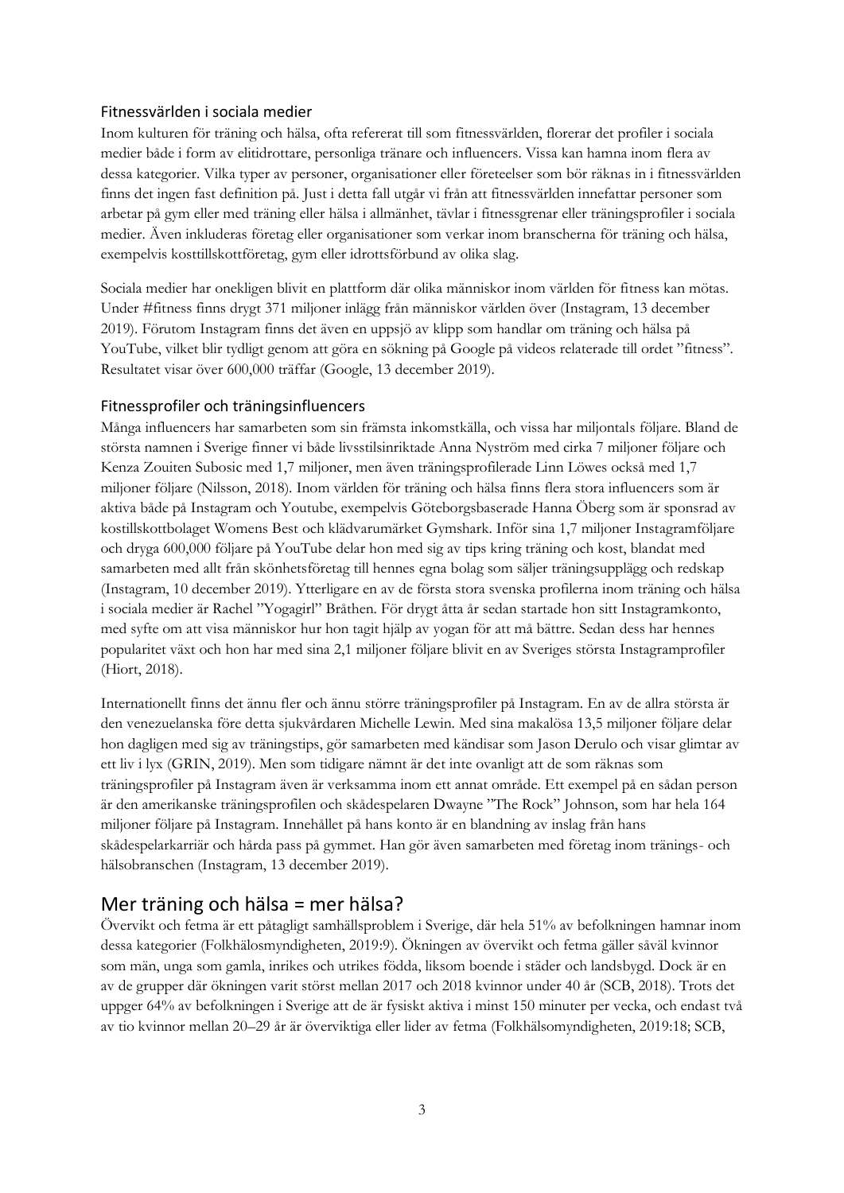### Fitnessvärlden i sociala medier

Inom kulturen för träning och hälsa, ofta refererat till som fitnessvärlden, florerar det profiler i sociala medier både i form av elitidrottare, personliga tränare och influencers. Vissa kan hamna inom flera av dessa kategorier. Vilka typer av personer, organisationer eller företeelser som bör räknas in i fitnessvärlden finns det ingen fast definition på. Just i detta fall utgår vi från att fitnessvärlden innefattar personer som arbetar på gym eller med träning eller hälsa i allmänhet, tävlar i fitnessgrenar eller träningsprofiler i sociala medier. Även inkluderas företag eller organisationer som verkar inom branscherna för träning och hälsa, exempelvis kosttillskottföretag, gym eller idrottsförbund av olika slag.

Sociala medier har onekligen blivit en plattform där olika människor inom världen för fitness kan mötas. Under #fitness finns drygt 371 miljoner inlägg från människor världen över (Instagram, 13 december 2019). Förutom Instagram finns det även en uppsjö av klipp som handlar om träning och hälsa på YouTube, vilket blir tydligt genom att göra en sökning på Google på videos relaterade till ordet "fitness". Resultatet visar över 600,000 träffar (Google, 13 december 2019).

### Fitnessprofiler och träningsinfluencers

Många influencers har samarbeten som sin främsta inkomstkälla, och vissa har miljontals följare. Bland de största namnen i Sverige finner vi både livsstilsinriktade Anna Nyström med cirka 7 miljoner följare och Kenza Zouiten Subosic med 1,7 miljoner, men även träningsprofilerade Linn Löwes också med 1,7 miljoner följare (Nilsson, 2018). Inom världen för träning och hälsa finns flera stora influencers som är aktiva både på Instagram och Youtube, exempelvis Göteborgsbaserade Hanna Öberg som är sponsrad av kostillskottbolaget Womens Best och klädvarumärket Gymshark. Inför sina 1,7 miljoner Instagramföljare och dryga 600,000 följare på YouTube delar hon med sig av tips kring träning och kost, blandat med samarbeten med allt från skönhetsföretag till hennes egna bolag som säljer träningsupplägg och redskap (Instagram, 10 december 2019). Ytterligare en av de första stora svenska profilerna inom träning och hälsa i sociala medier är Rachel "Yogagirl" Bråthen. För drygt åtta år sedan startade hon sitt Instagramkonto, med syfte om att visa människor hur hon tagit hjälp av yogan för att må bättre. Sedan dess har hennes popularitet växt och hon har med sina 2,1 miljoner följare blivit en av Sveriges största Instagramprofiler (Hiort, 2018).

Internationellt finns det ännu fler och ännu större träningsprofiler på Instagram. En av de allra största är den venezuelanska före detta sjukvårdaren Michelle Lewin. Med sina makalösa 13,5 miljoner följare delar hon dagligen med sig av träningstips, gör samarbeten med kändisar som Jason Derulo och visar glimtar av ett liv i lyx (GRIN, 2019). Men som tidigare nämnt är det inte ovanligt att de som räknas som träningsprofiler på Instagram även är verksamma inom ett annat område. Ett exempel på en sådan person är den amerikanske träningsprofilen och skådespelaren Dwayne "The Rock" Johnson, som har hela 164 miljoner följare på Instagram. Innehållet på hans konto är en blandning av inslag från hans skådespelarkarriär och hårda pass på gymmet. Han gör även samarbeten med företag inom tränings- och hälsobranschen (Instagram, 13 december 2019).

## Mer träning och hälsa = mer hälsa?

Övervikt och fetma är ett påtagligt samhällsproblem i Sverige, där hela 51% av befolkningen hamnar inom dessa kategorier (Folkhälosmyndigheten, 2019:9). Ökningen av övervikt och fetma gäller såväl kvinnor som män, unga som gamla, inrikes och utrikes födda, liksom boende i städer och landsbygd. Dock är en av de grupper där ökningen varit störst mellan 2017 och 2018 kvinnor under 40 år (SCB, 2018). Trots det uppger 64% av befolkningen i Sverige att de är fysiskt aktiva i minst 150 minuter per vecka, och endast två av tio kvinnor mellan 20–29 år är överviktiga eller lider av fetma (Folkhälsomyndigheten, 2019:18; SCB,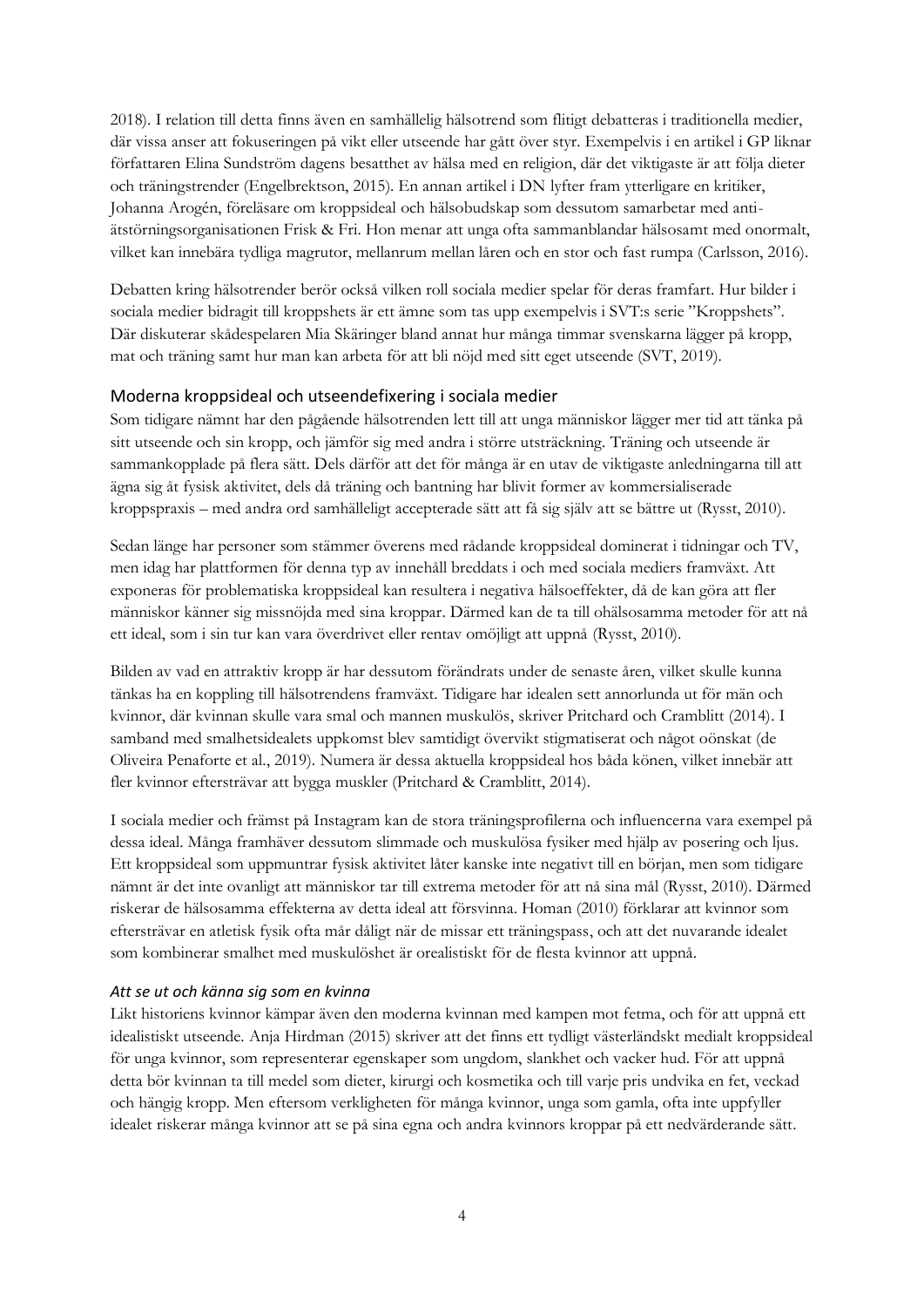2018). I relation till detta finns även en samhällelig hälsotrend som flitigt debatteras i traditionella medier, där vissa anser att fokuseringen på vikt eller utseende har gått över styr. Exempelvis i en artikel i GP liknar författaren Elina Sundström dagens besatthet av hälsa med en religion, där det viktigaste är att följa dieter och träningstrender (Engelbrektson, 2015). En annan artikel i DN lyfter fram ytterligare en kritiker, Johanna Arogén, föreläsare om kroppsideal och hälsobudskap som dessutom samarbetar med anti-ätstörningsorganisationen Frisk & Fri. Hon menar att unga ofta sammanblandar hälsosamt med onormalt, vilket kan innebära tydliga magrutor, mellanrum mellan låren och en stor och fast rumpa (Carlsson, 2016).

Debatten kring hälsotrender berör också vilken roll sociala medier spelar för deras framfart. Hur bilder i sociala medier bidragit till kroppshets är ett ämne som tas upp exempelvis i SVT:s serie "Kroppshets". Där diskuterar skådespelaren Mia Skäringer bland annat hur många timmar svenskarna lägger på kropp, mat och träning samt hur man kan arbeta för att bli nöjd med sitt eget utseende (SVT, 2019).

## Moderna kroppsideal och utseendefixering i sociala medier

Som tidigare nämnt har den pågående hälsotrenden lett till att unga människor lägger mer tid att tänka på sitt utseende och sin kropp, och jämför sig med andra i större utsträckning. Träning och utseende är sammankopplade på flera sätt. Dels därför att det för många är en utav de viktigaste anledningarna till att ägna sig åt fysisk aktivitet, dels då träning och bantning har blivit former av kommersialiserade kroppspraxis – med andra ord samhälleligt accepterade sätt att få sig själv att se bättre ut (Rysst, 2010).

Sedan länge har personer som stämmer överens med rådande kroppsideal dominerat i tidningar och TV, men idag har plattformen för denna typ av innehåll breddats i och med sociala mediers framväxt. Att exponeras för problematiska kroppsideal kan resultera i negativa hälsoeffekter, då de kan göra att fler människor känner sig missnöjda med sina kroppar. Därmed kan de ta till ohälsosamma metoder för att nå ett ideal, som i sin tur kan vara överdrivet eller rentav omöjligt att uppnå (Rysst, 2010).

Bilden av vad en attraktiv kropp är har dessutom förändrats under de senaste åren, vilket skulle kunna tänkas ha en koppling till hälsotrendens framväxt. Tidigare har idealen sett annorlunda ut för män och kvinnor, där kvinnan skulle vara smal och mannen muskulös, skriver Pritchard och Cramblitt (2014). I samband med smalhetsidealets uppkomst blev samtidigt övervikt stigmatiserat och något oönskat (de Oliveira Penaforte et al., 2019). Numera är dessa aktuella kroppsideal hos båda könen, vilket innebär att fler kvinnor eftersträvar att bygga muskler (Pritchard & Cramblitt, 2014).

I sociala medier och främst på Instagram kan de stora träningsprofilerna och influencerna vara exempel på dessa ideal. Många framhäver dessutom slimmade och muskulösa fysiker med hjälp av posering och ljus. Ett kroppsideal som uppmuntrar fysisk aktivitet låter kanske inte negativt till en början, men som tidigare nämnt är det inte ovanligt att människor tar till extrema metoder för att nå sina mål (Rysst, 2010). Därmed riskerar de hälsosamma effekterna av detta ideal att försvinna. Homan (2010) förklarar att kvinnor som eftersträvar en atletisk fysik ofta mår dåligt när de missar ett träningspass, och att det nuvarande idealet som kombinerar smalhet med muskulöshet är orealistiskt för de flesta kvinnor att uppnå.

### *Att se ut och känna sig som en kvinna*

Likt historiens kvinnor kämpar även den moderna kvinnan med kampen mot fetma, och för att uppnå ett idealistiskt utseende. Anja Hirdman (2015) skriver att det finns ett tydligt västerländskt medialt kroppsideal för unga kvinnor, som representerar egenskaper som ungdom, slankhet och vacker hud. För att uppnå detta bör kvinnan ta till medel som dieter, kirurgi och kosmetika och till varje pris undvika en fet, veckad och hängig kropp. Men eftersom verkligheten för många kvinnor, unga som gamla, ofta inte uppfyller idealet riskerar många kvinnor att se på sina egna och andra kvinnors kroppar på ett nedvärderande sätt.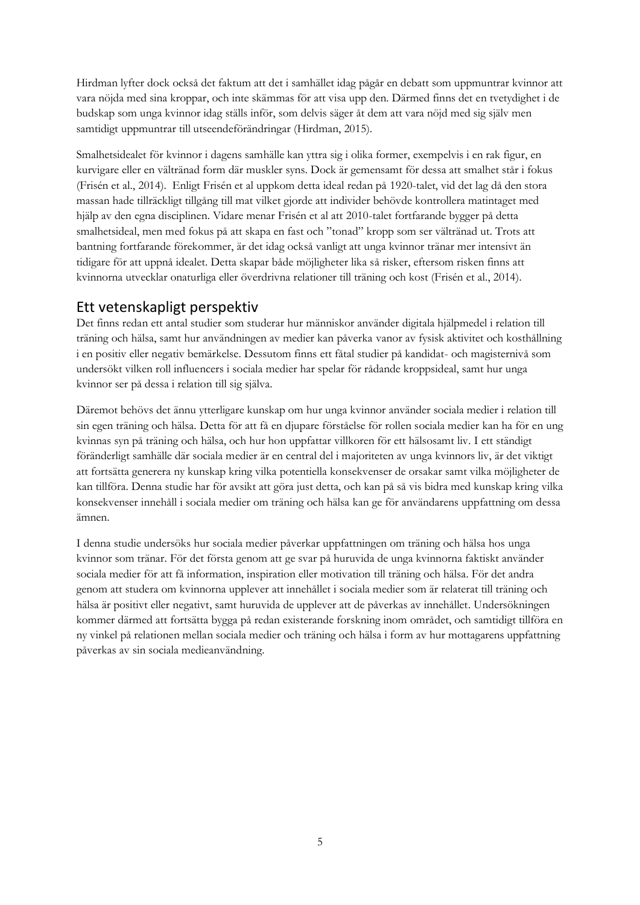Hirdman lyfter dock också det faktum att det i samhället idag pågår en debatt som uppmuntrar kvinnor att vara nöjda med sina kroppar, och inte skämmas för att visa upp den. Därmed finns det en tvetydighet i de budskap som unga kvinnor idag ställs inför, som delvis säger åt dem att vara nöjd med sig själv men samtidigt uppmuntrar till utseendeförändringar (Hirdman, 2015).

Smalhetsidealet för kvinnor i dagens samhälle kan yttra sig i olika former, exempelvis i en rak figur, en kurvigare eller en vältränad form där muskler syns. Dock är gemensamt för dessa att smalhet står i fokus (Frisén et al., 2014). Enligt Frisén et al uppkom detta ideal redan på 1920-talet, vid det lag då den stora massan hade tillräckligt tillgång till mat vilket gjorde att individer behövde kontrollera matintaget med hjälp av den egna disciplinen. Vidare menar Frisén et al att 2010-talet fortfarande bygger på detta smalhetsideal, men med fokus på att skapa en fast och "tonad" kropp som ser vältränad ut. Trots att bantning fortfarande förekommer, är det idag också vanligt att unga kvinnor tränar mer intensivt än tidigare för att uppnå idealet. Detta skapar både möjligheter lika så risker, eftersom risken finns att kvinnorna utvecklar onaturliga eller överdrivna relationer till träning och kost (Frisén et al., 2014).

## Ett vetenskapligt perspektiv

Det finns redan ett antal studier som studerar hur människor använder digitala hjälpmedel i relation till träning och hälsa, samt hur användningen av medier kan påverka vanor av fysisk aktivitet och kosthållning i en positiv eller negativ bemärkelse. Dessutom finns ett fåtal studier på kandidat- och magisternivå som undersökt vilken roll influencers i sociala medier har spelar för rådande kroppsideal, samt hur unga kvinnor ser på dessa i relation till sig själva.

Däremot behövs det ännu ytterligare kunskap om hur unga kvinnor använder sociala medier i relation till sin egen träning och hälsa. Detta för att få en djupare förståelse för rollen sociala medier kan ha för en ung kvinnas syn på träning och hälsa, och hur hon uppfattar villkoren för ett hälsosamt liv. I ett ständigt föränderligt samhälle där sociala medier är en central del i majoriteten av unga kvinnors liv, är det viktigt att fortsätta generera ny kunskap kring vilka potentiella konsekvenser de orsakar samt vilka möjligheter de kan tillföra. Denna studie har för avsikt att göra just detta, och kan på så vis bidra med kunskap kring vilka konsekvenser innehåll i sociala medier om träning och hälsa kan ge för användarens uppfattning om dessa ämnen.

I denna studie undersöks hur sociala medier påverkar uppfattningen om träning och hälsa hos unga kvinnor som tränar. För det första genom att ge svar på huruvida de unga kvinnorna faktiskt använder sociala medier för att få information, inspiration eller motivation till träning och hälsa. För det andra genom att studera om kvinnorna upplever att innehållet i sociala medier som är relaterat till träning och hälsa är positivt eller negativt, samt huruvida de upplever att de påverkas av innehållet. Undersökningen kommer därmed att fortsätta bygga på redan existerande forskning inom området, och samtidigt tillföra en ny vinkel på relationen mellan sociala medier och träning och hälsa i form av hur mottagarens uppfattning påverkas av sin sociala medieanvändning.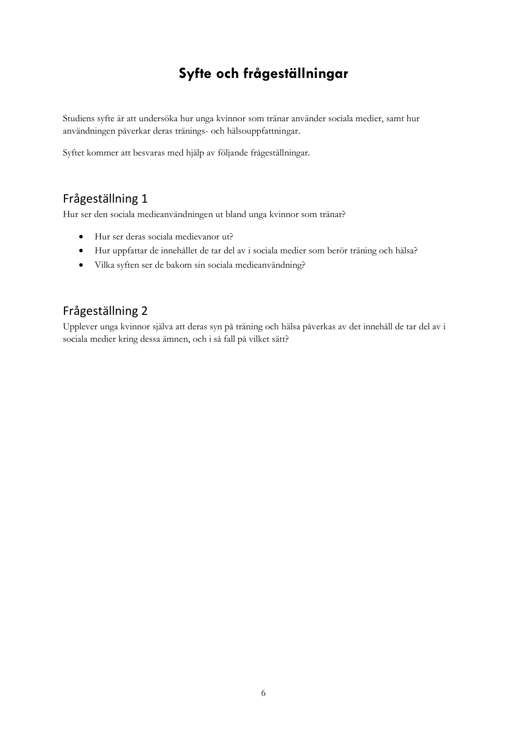# Syfte och frågeställningar

Studiens syfte är att undersöka hur unga kvinnor som tränar använder sociala medier, samt hur användningen påverkar deras tränings- och hälsouppfattningar.

Syftet kommer att besvaras med hjälp av följande frågeställningar.

## Frågeställning 1

Hur ser den sociala medieanvändningen ut bland unga kvinnor som tränar?

- Hur ser deras sociala medievanor ut?
- Hur uppfattar de innehållet de tar del av i sociala medier som berör träning och hälsa?
- Vilka syften ser de bakom sin sociala medieanvändning?

## Frågeställning 2

Upplever unga kvinnor själva att deras syn på träning och hälsa påverkas av det innehåll de tar del av i sociala medier kring dessa ämnen, och i så fall på vilket sätt?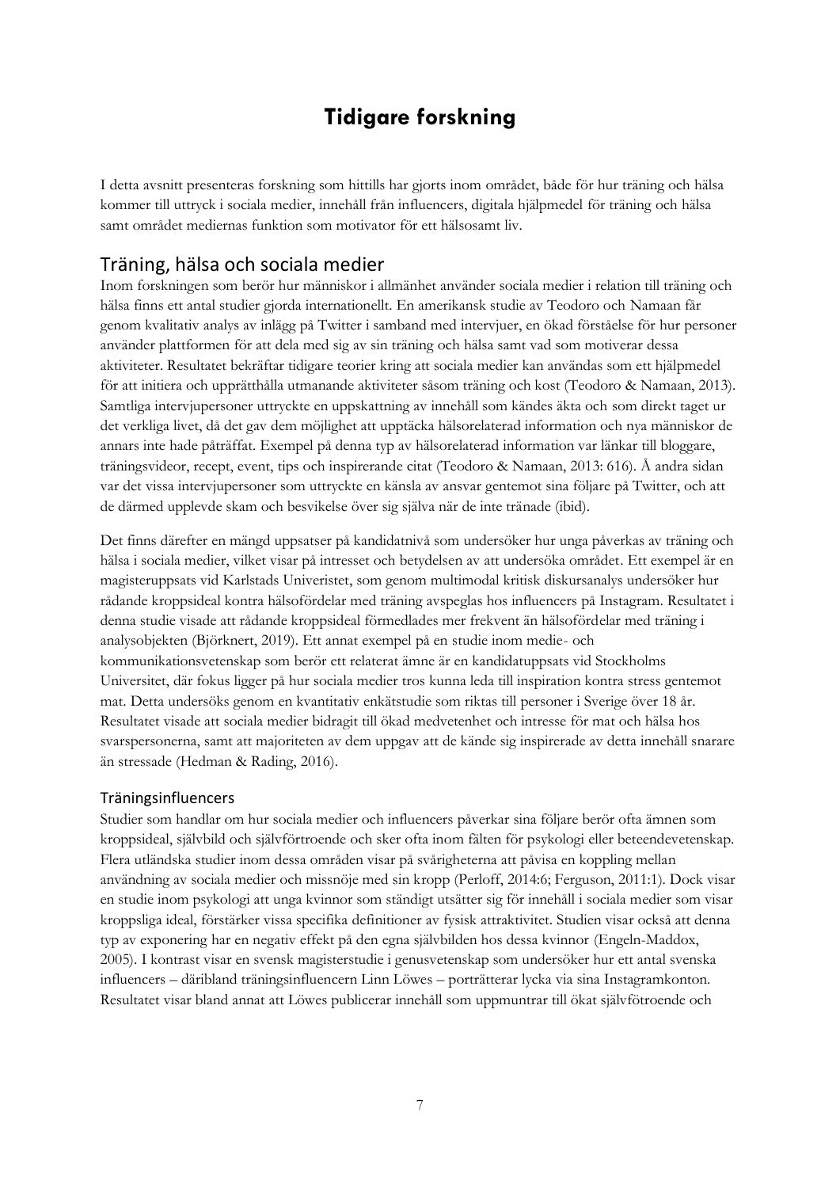# Tidigare forskning

I detta avsnitt presenteras forskning som hittills har gjorts inom området, både för hur träning och hälsa kommer till uttryck i sociala medier, innehåll från influencers, digitala hjälpmedel för träning och hälsa samt området mediernas funktion som motivator för ett hälsosamt liv.

## Träning, hälsa och sociala medier

Inom forskningen som berör hur människor i allmänhet använder sociala medier i relation till träning och hälsa finns ett antal studier gjorda internationellt. En amerikansk studie av Teodoro och Namaan får genom kvalitativ analys av inlägg på Twitter i samband med intervjuer, en ökad förståelse för hur personer använder plattformen för att dela med sig av sin träning och hälsa samt vad som motiverar dessa aktiviteter. Resultatet bekräftar tidigare teorier kring att sociala medier kan användas som ett hjälpmedel för att initiera och upprätthålla utmanande aktiviteter såsom träning och kost (Teodoro & Namaan, 2013). Samtliga intervjupersoner uttryckte en uppskattning av innehåll som kändes äkta och som direkt taget ur det verkliga livet, då det gav dem möjlighet att upptäcka hälsorelaterad information och nya människor de annars inte hade påträffat. Exempel på denna typ av hälsorelaterad information var länkar till bloggare, träningsvideor, recept, event, tips och inspirerande citat (Teodoro & Namaan, 2013: 616). Å andra sidan var det vissa intervjupersoner som uttryckte en känsla av ansvar gentemot sina följare på Twitter, och att de därmed upplevde skam och besvikelse över sig själva när de inte tränade (ibid).

Det finns därefter en mängd uppsatser på kandidatnivå som undersöker hur unga påverkas av träning och hälsa i sociala medier, vilket visar på intresset och betydelsen av att undersöka området. Ett exempel är en magisteruppsats vid Karlstads Univeristet, som genom multimodal kritisk diskursanalys undersöker hur rådande kroppsideal kontra hälsofördelar med träning avspeglas hos influencers på Instagram. Resultatet i denna studie visade att rådande kroppsideal förmedlades mer frekvent än hälsofördelar med träning i analysobjekten (Björknert, 2019). Ett annat exempel på en studie inom medie- och kommunikationsvetenskap som berör ett relaterat ämne är en kandidatuppsats vid Stockholms Universitet, där fokus ligger på hur sociala medier tros kunna leda till inspiration kontra stress gentemot mat. Detta undersöks genom en kvantitativ enkätstudie som riktas till personer i Sverige över 18 år. Resultatet visade att sociala medier bidragit till ökad medvetenhet och intresse för mat och hälsa hos svarspersonerna, samt att majoriteten av dem uppgav att de kände sig inspirerade av detta innehåll snarare än stressade (Hedman & Rading, 2016).

### Träningsinfluencers

Studier som handlar om hur sociala medier och influencers påverkar sina följare berör ofta ämnen som kroppsideal, självbild och självförtroende och sker ofta inom fälten för psykologi eller beteendevetenskap. Flera utländska studier inom dessa områden visar på svårigheterna att påvisa en koppling mellan användning av sociala medier och missnöje med sin kropp (Perloff, 2014:6; Ferguson, 2011:1). Dock visar en studie inom psykologi att unga kvinnor som ständigt utsätter sig för innehåll i sociala medier som visar kroppsliga ideal, förstärker vissa specifika definitioner av fysisk attraktivitet. Studien visar också att denna typ av exponering har en negativ effekt på den egna självbilden hos dessa kvinnor (Engeln-Maddox, 2005). I kontrast visar en svensk magisterstudie i genusvetenskap som undersöker hur ett antal svenska influencers – däribland träningsinfluencern Linn Löwes – porträtterar lycka via sina Instagramkonton. Resultatet visar bland annat att Löwes publicerar innehåll som uppmuntrar till ökat självfötroende och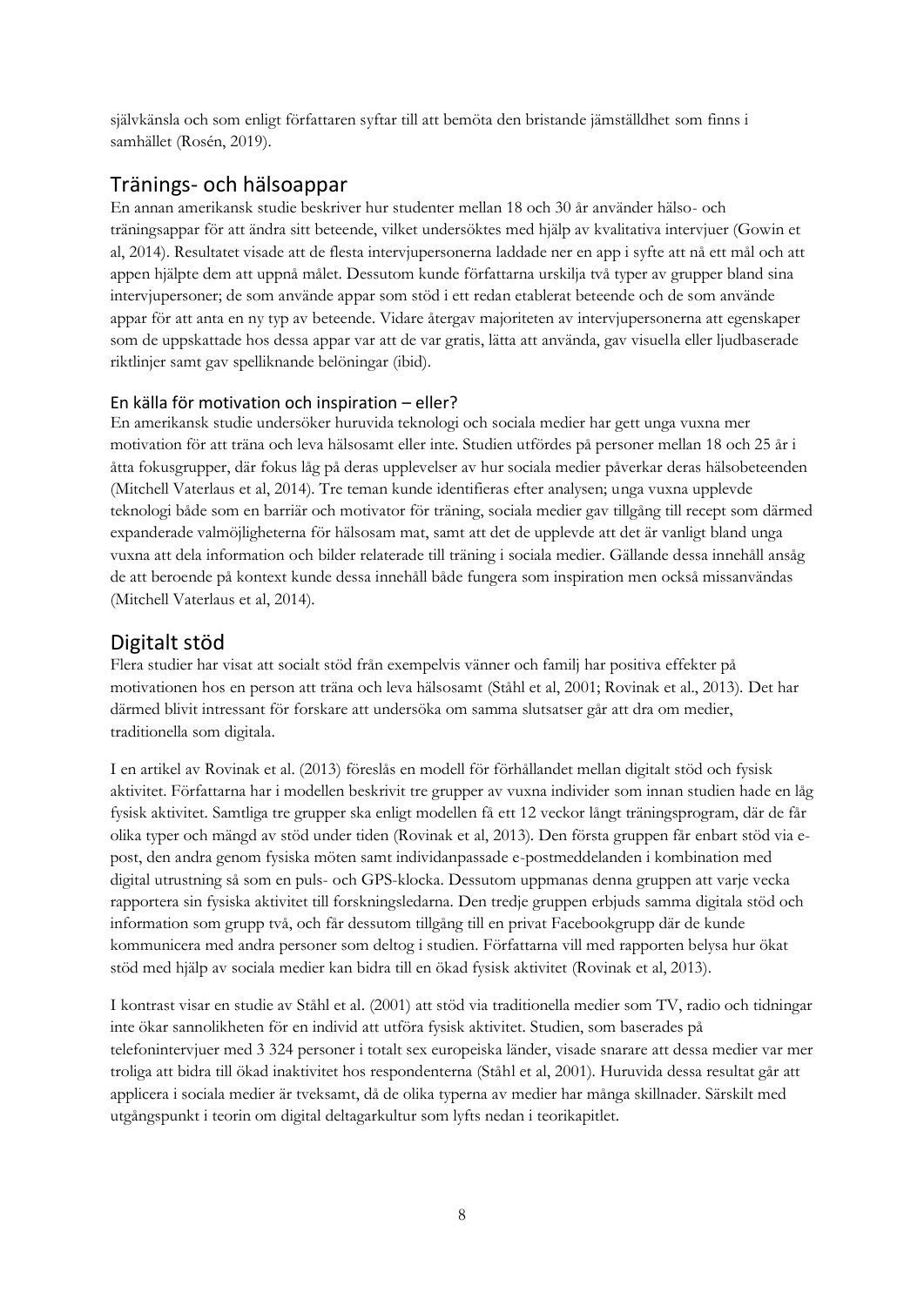självkänsla och som enligt författaren syftar till att bemöta den bristande jämställdhet som finns i samhället (Rosén, 2019).

## Tränings- och hälsoappar

En annan amerikansk studie beskriver hur studenter mellan 18 och 30 år använder hälso- och träningsappar för att ändra sitt beteende, vilket undersöktes med hjälp av kvalitativa intervjuer (Gowin et al, 2014). Resultatet visade att de flesta intervjupersonerna laddade ner en app i syfte att nå ett mål och att appen hjälpte dem att uppnå målet. Dessutom kunde författarna urskilja två typer av grupper bland sina intervjupersoner; de som använde appar som stöd i ett redan etablerat beteende och de som använde appar för att anta en ny typ av beteende. Vidare återgav majoriteten av intervjupersonerna att egenskaper som de uppskattade hos dessa appar var att de var gratis, lätta att använda, gav visuella eller ljudbaserade riktlinjer samt gav spelliknande belöningar (ibid).

### En källa för motivation och inspiration – eller?

En amerikansk studie undersöker huruvida teknologi och sociala medier har gett unga vuxna mer motivation för att träna och leva hälsosamt eller inte. Studien utfördes på personer mellan 18 och 25 år i åtta fokusgrupper, där fokus låg på deras upplevelser av hur sociala medier påverkar deras hälsobeteenden (Mitchell Vaterlaus et al, 2014). Tre teman kunde identifieras efter analysen; unga vuxna upplevde teknologi både som en barriär och motivator för träning, sociala medier gav tillgång till recept som därmed expanderade valmöjligheterna för hälsosam mat, samt att det de upplevde att det är vanligt bland unga vuxna att dela information och bilder relaterade till träning i sociala medier. Gällande dessa innehåll ansåg de att beroende på kontext kunde dessa innehåll både fungera som inspiration men också missanvändas (Mitchell Vaterlaus et al, 2014).

## Digitalt stöd

Flera studier har visat att socialt stöd från exempelvis vänner och familj har positiva effekter på motivationen hos en person att träna och leva hälsosamt (Ståhl et al, 2001; Rovinak et al., 2013). Det har därmed blivit intressant för forskare att undersöka om samma slutsatser går att dra om medier, traditionella som digitala.

I en artikel av Rovinak et al. (2013) föreslås en modell för förhållandet mellan digitalt stöd och fysisk aktivitet. Författarna har i modellen beskrivit tre grupper av vuxna individer som innan studien hade en låg fysisk aktivitet. Samtliga tre grupper ska enligt modellen få ett 12 veckor långt träningsprogram, där de får olika typer och mängd av stöd under tiden (Rovinak et al, 2013). Den första gruppen får enbart stöd via e-post, den andra genom fysiska möten samt individanpassade e-postmeddelanden i kombination med digital utrustning så som en puls- och GPS-klocka. Dessutom uppmanas denna gruppen att varje vecka rapportera sin fysiska aktivitet till forskningsledarna. Den tredje gruppen erbjuds samma digitala stöd och information som grupp två, och får dessutom tillgång till en privat Facebookgrupp där de kunde kommunicera med andra personer som deltog i studien. Författarna vill med rapporten belysa hur ökat stöd med hjälp av sociala medier kan bidra till en ökad fysisk aktivitet (Rovinak et al, 2013).

I kontrast visar en studie av Ståhl et al. (2001) att stöd via traditionella medier som TV, radio och tidningar inte ökar sannolikheten för en individ att utföra fysisk aktivitet. Studien, som baserades på telefonintervjuer med 3 324 personer i totalt sex europeiska länder, visade snarare att dessa medier var mer troliga att bidra till ökad inaktivitet hos respondenterna (Ståhl et al, 2001). Huruvida dessa resultat går att applicera i sociala medier är tveksamt, då de olika typerna av medier har många skillnader. Särskilt med utgångspunkt i teorin om digital deltagarkultur som lyfts nedan i teorikapitlet.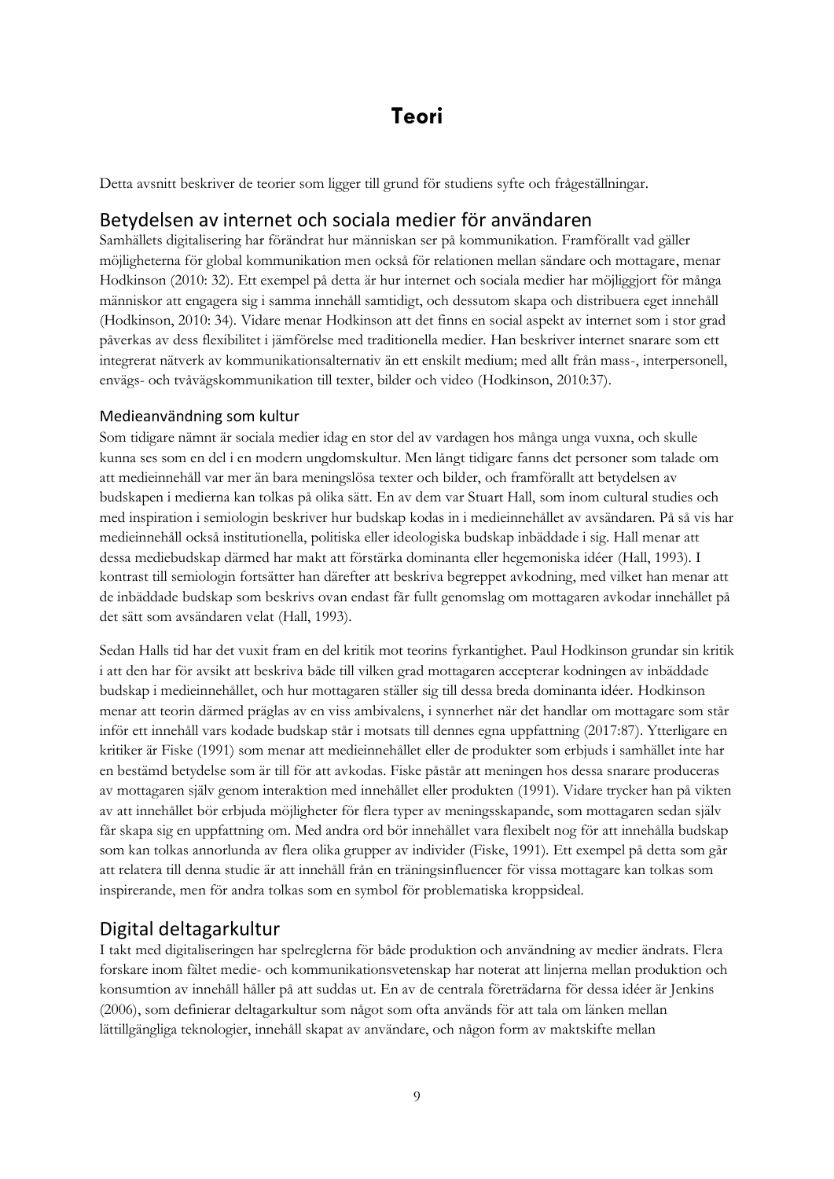# Teori

Detta avsnitt beskriver de teorier som ligger till grund för studiens syfte och frågeställningar.

## Betydelsen av internet och sociala medier för användaren

Samhällets digitalisering har förändrat hur människan ser på kommunikation. Framförallt vad gäller möjligheterna för global kommunikation men också för relationen mellan sändare och mottagare, menar Hodkinson (2010: 32). Ett exempel på detta är hur internet och sociala medier har möjliggjort för många människor att engagera sig i samma innehåll samtidigt, och dessutom skapa och distribuera eget innehåll (Hodkinson, 2010: 34). Vidare menar Hodkinson att det finns en social aspekt av internet som i stor grad påverkas av dess flexibilitet i jämförelse med traditionella medier. Han beskriver internet snarare som ett integrerat nätverk av kommunikationsalternativ än ett enskilt medium; med allt från mass-, interpersonell, envägs- och tvåvägskommunikation till texter, bilder och video (Hodkinson, 2010:37).

### Medieanvändning som kultur

Som tidigare nämnt är sociala medier idag en stor del av vardagen hos många unga vuxna, och skulle kunna ses som en del i en modern ungdomskultur. Men långt tidigare fanns det personer som talade om att medieinnehåll var mer än bara meningslösa texter och bilder, och framförallt att betydelsen av budskapen i medierna kan tolkas på olika sätt. En av dem var Stuart Hall, som inom cultural studies och med inspiration i semiologin beskriver hur budskap kodas in i medieinnehållet av avsändaren. På så vis har medieinnehåll också institutionella, politiska eller ideologiska budskap inbäddade i sig. Hall menar att dessa mediebudskap därmed har makt att förstärka dominanta eller hegemoniska idéer (Hall, 1993). I kontrast till semiologin fortsätter han därefter att beskriva begreppet avkodning, med vilket han menar att de inbäddade budskap som beskrivs ovan endast får fullt genomslag om mottagaren avkodar innehållet på det sätt som avsändaren velat (Hall, 1993).

Sedan Halls tid har det vuxit fram en del kritik mot teorins fyrkantighet. Paul Hodkinson grundar sin kritik i att den har för avsikt att beskriva både till vilken grad mottagaren accepterar kodningen av inbäddade budskap i medieinnehållet, och hur mottagaren ställer sig till dessa breda dominanta idéer. Hodkinson menar att teorin därmed präglas av en viss ambivalens, i synnerhet när det handlar om mottagare som står inför ett innehåll vars kodade budskap står i motsats till dennes egna uppfattning (2017:87). Ytterligare en kritiker är Fiske (1991) som menar att medieinnehållet eller de produkter som erbjuds i samhället inte har en bestämd betydelse som är till för att avkodas. Fiske påstår att meningen hos dessa snarare produceras av mottagaren själv genom interaktion med innehållet eller produkten (1991). Vidare trycker han på vikten av att innehållet bör erbjuda möjligheter för flera typer av meningsskapande, som mottagaren sedan själv får skapa sig en uppfattning om. Med andra ord bör innehållet vara flexibelt nog för att innehålla budskap som kan tolkas annorlunda av flera olika grupper av individer (Fiske, 1991). Ett exempel på detta som går att relatera till denna studie är att innehåll från en träningsinfluencer för vissa mottagare kan tolkas som inspirerande, men för andra tolkas som en symbol för problematiska kroppsideal.

## Digital deltagarkultur

I takt med digitaliseringen har spelreglerna för både produktion och användning av medier ändrats. Flera forskare inom fältet medie- och kommunikationsvetenskap har noterat att linjerna mellan produktion och konsumtion av innehåll håller på att suddas ut. En av de centrala företrädarna för dessa idéer är Jenkins (2006), som definierar deltagarkultur som något som ofta används för att tala om länken mellan lättillgängliga teknologier, innehåll skapat av användare, och någon form av maktskifte mellan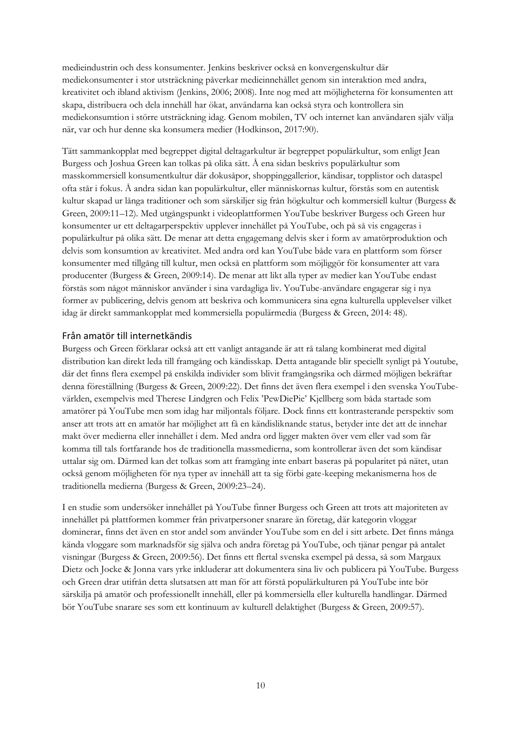medieindustrin och dess konsumenter. Jenkins beskriver också en konvergenskultur där mediekonsumenter i stor utsträckning påverkar medieinnehållet genom sin interaktion med andra, kreativitet och ibland aktivism (Jenkins, 2006; 2008). Inte nog med att möjligheterna för konsumenten att skapa, distribuera och dela innehåll har ökat, användarna kan också styra och kontrollera sin mediekonsumtion i större utsträckning idag. Genom mobilen, TV och internet kan användaren själv välja när, var och hur denne ska konsumera medier (Hodkinson, 2017:90).

Tätt sammankopplat med begreppet digital deltagarkultur är begreppet populärkultur, som enligt Jean Burgess och Joshua Green kan tolkas på olika sätt. Å ena sidan beskrivs populärkultur som masskommersiell konsumentkultur där dokusåpor, shoppinggallerior, kändisar, topplistor och dataspel ofta står i fokus. Å andra sidan kan populärkultur, eller människornas kultur, förstås som en autentisk kultur skapad ur långa traditioner och som särskiljer sig från högkultur och kommersiell kultur (Burgess & Green, 2009:11–12). Med utgångspunkt i videoplattformen YouTube beskriver Burgess och Green hur konsumenter ur ett deltagarperspektiv upplever innehållet på YouTube, och på så vis engageras i populärkultur på olika sätt. De menar att detta engagemang delvis sker i form av amatörproduktion och delvis som konsumtion av kreativitet. Med andra ord kan YouTube både vara en plattform som förser konsumenter med tillgång till kultur, men också en plattform som möjliggör för konsumenter att vara producenter (Burgess & Green, 2009:14). De menar att likt alla typer av medier kan YouTube endast förstås som något människor använder i sina vardagliga liv. YouTube-användare engagerar sig i nya former av publicering, delvis genom att beskriva och kommunicera sina egna kulturella upplevelser vilket idag är direkt sammankopplat med kommersiella populärmedia (Burgess & Green, 2014: 48).

### Från amatör till internetkändis

Burgess och Green förklarar också att ett vanligt antagande är att rå talang kombinerat med digital distribution kan direkt leda till framgång och kändisskap. Detta antagande blir speciellt synligt på Youtube, där det finns flera exempel på enskilda individer som blivit framgångsrika och därmed möjligen bekräftar denna föreställning (Burgess & Green, 2009:22). Det finns det även flera exempel i den svenska YouTube-världen, exempelvis med Therese Lindgren och Felix 'PewDiePie' Kjellberg som båda startade som amatörer på YouTube men som idag har miljontals följare. Dock finns ett kontrasterande perspektiv som anser att trots att en amatör har möjlighet att få en kändisliknande status, betyder inte det att de innehar makt över medierna eller innehållet i dem. Med andra ord ligger makten över vem eller vad som får komma till tals fortfarande hos de traditionella massmedierna, som kontrollerar även det som kändisar uttalar sig om. Därmed kan det tolkas som att framgång inte enbart baseras på popularitet på nätet, utan också genom möjligheten för nya typer av innehåll att ta sig förbi gate-keeping mekanismerna hos de traditionella medierna (Burgess & Green, 2009:23–24).

I en studie som undersöker innehållet på YouTube finner Burgess och Green att trots att majoriteten av innehållet på plattformen kommer från privatpersoner snarare än företag, där kategorin vloggar dominerar, finns det även en stor andel som använder YouTube som en del i sitt arbete. Det finns många kända vloggare som marknadsför sig själva och andra företag på YouTube, och tjänar pengar på antalet visningar (Burgess & Green, 2009:56). Det finns ett flertal svenska exempel på dessa, så som Margaux Dietz och Jocke & Jonna vars yrke inkluderar att dokumentera sina liv och publicera på YouTube. Burgess och Green drar utifrån detta slutsatsen att man för att förstå populärkulturen på YouTube inte bör särskilja på amatör och professionellt innehåll, eller på kommersiella eller kulturella handlingar. Därmed bör YouTube snarare ses som ett kontinuum av kulturell delaktighet (Burgess & Green, 2009:57).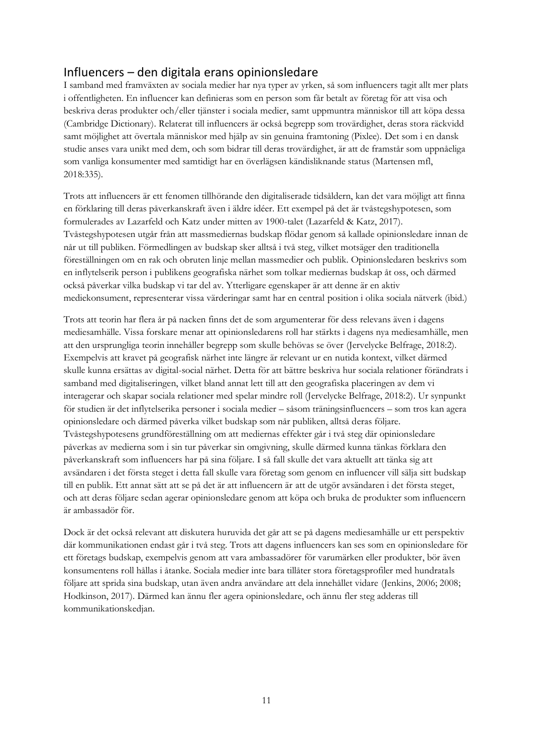## Influencers – den digitala erans opinionsledare

I samband med framväxten av sociala medier har nya typer av yrken, så som influencers tagit allt mer plats i offentligheten. En influencer kan definieras som en person som får betalt av företag för att visa och beskriva deras produkter och/eller tjänster i sociala medier, samt uppmuntra människor till att köpa dessa (Cambridge Dictionary). Relaterat till influencers är också begrepp som trovärdighet, deras stora räckvidd samt möjlighet att övertala människor med hjälp av sin genuina framtoning (Pixlee). Det som i en dansk studie anses vara unikt med dem, och som bidrar till deras trovärdighet, är att de framstår som uppnåeliga som vanliga konsumenter med samtidigt har en överlägsen kändisliknande status (Martensen mfl, 2018:335).

Trots att influencers är ett fenomen tillhörande den digitaliserade tidsåldern, kan det vara möjligt att finna en förklaring till deras påverkanskraft även i äldre idéer. Ett exempel på det är tvåstegshypotesen, som formulerades av Lazarfeld och Katz under mitten av 1900-talet (Lazarfeld & Katz, 2017). Tvåstegshypotesen utgår från att massmediernas budskap flödar genom så kallade opinionsledare innan de når ut till publiken. Förmedlingen av budskap sker alltså i två steg, vilket motsäger den traditionella föreställningen om en rak och obruten linje mellan massmedier och publik. Opinionsledaren beskrivs som en inflytelserik person i publikens geografiska närhet som tolkar mediernas budskap åt oss, och därmed också påverkar vilka budskap vi tar del av. Ytterligare egenskaper är att denne är en aktiv mediekonsument, representerar vissa värderingar samt har en central position i olika sociala nätverk (ibid.)

Trots att teorin har flera år på nacken finns det de som argumenterar för dess relevans även i dagens mediesamhälle. Vissa forskare menar att opinionsledarens roll har stärkts i dagens nya mediesamhälle, men att den ursprungliga teorin innehåller begrepp som skulle behövas se över (Jervelycke Belfrage, 2018:2). Exempelvis att kravet på geografisk närhet inte längre är relevant ur en nutida kontext, vilket därmed skulle kunna ersättas av digital-social närhet. Detta för att bättre beskriva hur sociala relationer förändrats i samband med digitaliseringen, vilket bland annat lett till att den geografiska placeringen av dem vi interagerar och skapar sociala relationer med spelar mindre roll (Jervelycke Belfrage, 2018:2). Ur synpunkt för studien är det inflytelserika personer i sociala medier – såsom träningsinfluencers – som tros kan agera opinionsledare och därmed påverka vilket budskap som når publiken, alltså deras följare. Tvåstegshypotesens grundföreställning om att mediernas effekter går i två steg där opinionsledare påverkas av medierna som i sin tur påverkar sin omgivning, skulle därmed kunna tänkas förklara den påverkanskraft som influencers har på sina följare. I så fall skulle det vara aktuellt att tänka sig att avsändaren i det första steget i detta fall skulle vara företag som genom en influencer vill sälja sitt budskap till en publik. Ett annat sätt att se på det är att influencern är att de utgör avsändaren i det första steget, och att deras följare sedan agerar opinionsledare genom att köpa och bruka de produkter som influencern är ambassadör för.

Dock är det också relevant att diskutera huruvida det går att se på dagens mediesamhälle ur ett perspektiv där kommunikationen endast går i två steg. Trots att dagens influencers kan ses som en opinionsledare för ett företags budskap, exempelvis genom att vara ambassadörer för varumärken eller produkter, bör även konsumentens roll hållas i åtanke. Sociala medier inte bara tillåter stora företagsprofiler med hundratals följare att sprida sina budskap, utan även andra användare att dela innehållet vidare (Jenkins, 2006; 2008; Hodkinson, 2017). Därmed kan ännu fler agera opinionsledare, och ännu fler steg adderas till kommunikationskedjan.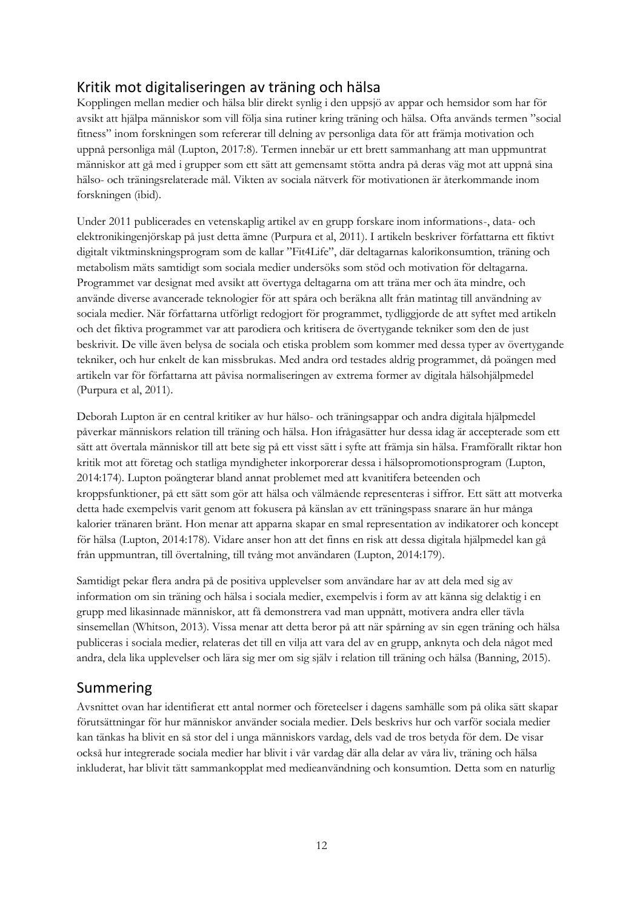## Kritik mot digitaliseringen av träning och hälsa

Kopplingen mellan medier och hälsa blir direkt synlig i den uppsjö av appar och hemsidor som har för avsikt att hjälpa människor som vill följa sina rutiner kring träning och hälsa. Ofta används termen "social fitness" inom forskningen som refererar till delning av personliga data för att främja motivation och uppnå personliga mål (Lupton, 2017:8). Termen innebär ur ett brett sammanhang att man uppmuntrat människor att gå med i grupper som ett sätt att gemensamt stötta andra på deras väg mot att uppnå sina hälso- och träningsrelaterade mål. Vikten av sociala nätverk för motivationen är återkommande inom forskningen (ibid).

Under 2011 publicerades en vetenskaplig artikel av en grupp forskare inom informations-, data- och elektronikingenjörskap på just detta ämne (Purpura et al, 2011). I artikeln beskriver författarna ett fiktivt digitalt viktminskningsprogram som de kallar "Fit4Life", där deltagarnas kalorikonsumtion, träning och metabolism mäts samtidigt som sociala medier undersöks som stöd och motivation för deltagarna. Programmet var designat med avsikt att övertyga deltagarna om att träna mer och äta mindre, och använde diverse avancerade teknologier för att spåra och beräkna allt från matintag till användning av sociala medier. När författarna utförligt redogjort för programmet, tydliggjorde de att syftet med artikeln och det fiktiva programmet var att parodiera och kritisera de övertygande tekniker som den de just beskrivit. De ville även belysa de sociala och etiska problem som kommer med dessa typer av övertygande tekniker, och hur enkelt de kan missbrukas. Med andra ord testades aldrig programmet, då poängen med artikeln var för författarna att påvisa normaliseringen av extrema former av digitala hälsohjälpmedel (Purpura et al, 2011).

Deborah Lupton är en central kritiker av hur hälso- och träningsappar och andra digitala hjälpmedel påverkar människors relation till träning och hälsa. Hon ifrågasätter hur dessa idag är accepterade som ett sätt att övertala människor till att bete sig på ett visst sätt i syfte att främja sin hälsa. Framförallt riktar hon kritik mot att företag och statliga myndigheter inkorporerar dessa i hälsopromotionsprogram (Lupton, 2014:174). Lupton poängterar bland annat problemet med att kvanitifera beteenden och kroppsfunktioner, på ett sätt som gör att hälsa och välmående representeras i siffror. Ett sätt att motverka detta hade exempelvis varit genom att fokusera på känslan av ett träningspass snarare än hur många kalorier tränaren bränt. Hon menar att apparna skapar en smal representation av indikatorer och koncept för hälsa (Lupton, 2014:178). Vidare anser hon att det finns en risk att dessa digitala hjälpmedel kan gå från uppmuntran, till övertalning, till tvång mot användaren (Lupton, 2014:179).

Samtidigt pekar flera andra på de positiva upplevelser som användare har av att dela med sig av information om sin träning och hälsa i sociala medier, exempelvis i form av att känna sig delaktig i en grupp med likasinnade människor, att få demonstrera vad man uppnått, motivera andra eller tävla sinsemellan (Whitson, 2013). Vissa menar att detta beror på att när spårning av sin egen träning och hälsa publiceras i sociala medier, relateras det till en vilja att vara del av en grupp, anknyta och dela något med andra, dela lika upplevelser och lära sig mer om sig själv i relation till träning och hälsa (Banning, 2015).

## Summering

Avsnittet ovan har identifierat ett antal normer och företeelser i dagens samhälle som på olika sätt skapar förutsättningar för hur människor använder sociala medier. Dels beskrivs hur och varför sociala medier kan tänkas ha blivit en så stor del i unga människors vardag, dels vad de tros betyda för dem. De visar också hur integrerade sociala medier har blivit i vår vardag där alla delar av våra liv, träning och hälsa inkluderat, har blivit tätt sammankopplat med medieanvändning och konsumtion. Detta som en naturlig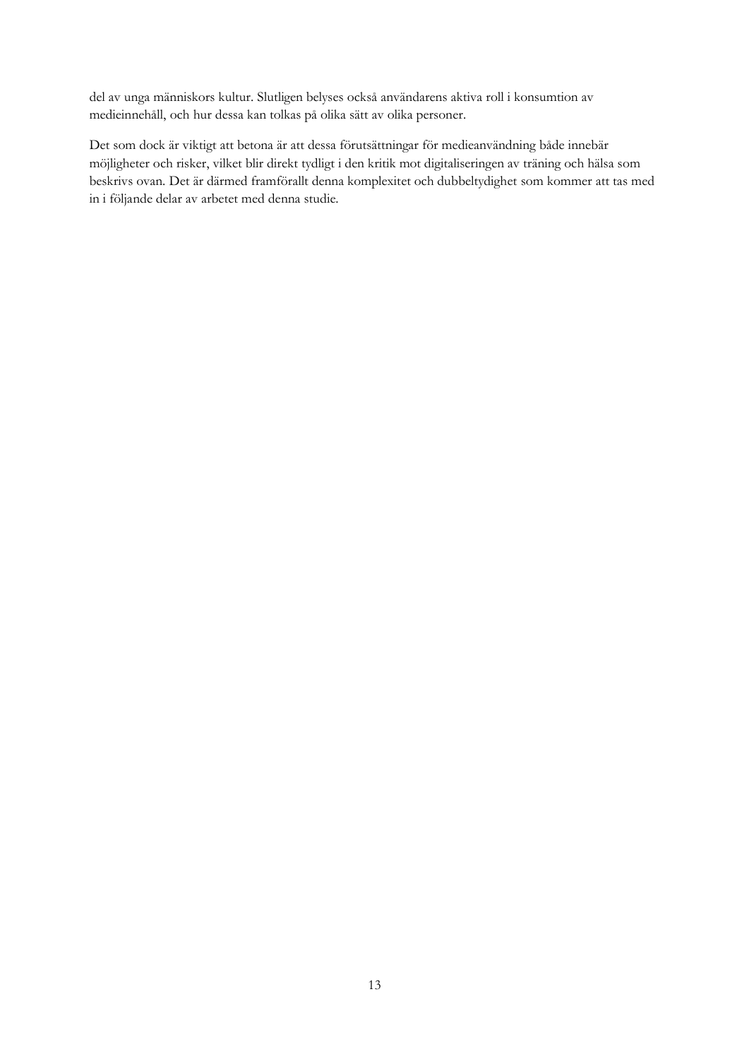del av unga människors kultur. Slutligen belyses också användarens aktiva roll i konsumtion av medieinnehåll, och hur dessa kan tolkas på olika sätt av olika personer.

Det som dock är viktigt att betona är att dessa förutsättningar för medieanvändning både innebär möjligheter och risker, vilket blir direkt tydligt i den kritik mot digitaliseringen av träning och hälsa som beskrivs ovan. Det är därmed framförallt denna komplexitet och dubbeltydighet som kommer att tas med in i följande delar av arbetet med denna studie.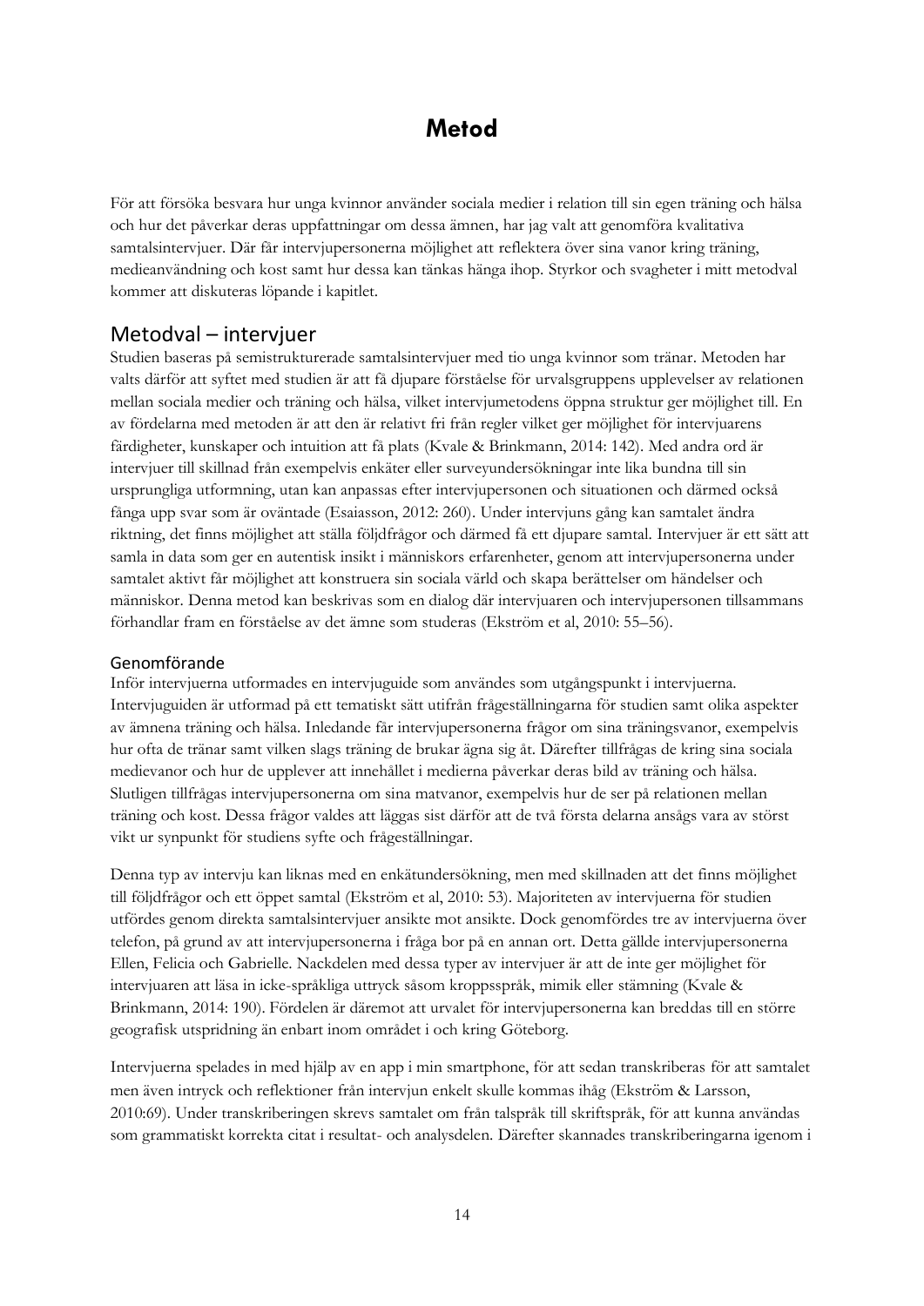# Metod

För att försöka besvara hur unga kvinnor använder sociala medier i relation till sin egen träning och hälsa och hur det påverkar deras uppfattningar om dessa ämnen, har jag valt att genomföra kvalitativa samtalsintervjuer. Där får intervjupersonerna möjlighet att reflektera över sina vanor kring träning, medieanvändning och kost samt hur dessa kan tänkas hänga ihop. Styrkor och svagheter i mitt metodval kommer att diskuteras löpande i kapitlet.

## Metodval – intervjuer

Studien baseras på semistrukturerade samtalsintervjuer med tio unga kvinnor som tränar. Metoden har valts därför att syftet med studien är att få djupare förståelse för urvalsgruppens upplevelser av relationen mellan sociala medier och träning och hälsa, vilket intervjumetodens öppna struktur ger möjlighet till. En av fördelarna med metoden är att den är relativt fri från regler vilket ger möjlighet för intervjuarens färdigheter, kunskaper och intuition att få plats (Kvale & Brinkmann, 2014: 142). Med andra ord är intervjuer till skillnad från exempelvis enkäter eller surveyundersökningar inte lika bundna till sin ursprungliga utformning, utan kan anpassas efter intervjupersonen och situationen och därmed också fånga upp svar som är oväntade (Esaiasson, 2012: 260). Under intervjuns gång kan samtalet ändra riktning, det finns möjlighet att ställa följdfrågor och därmed få ett djupare samtal. Intervjuer är ett sätt att samla in data som ger en autentisk insikt i människors erfarenheter, genom att intervjupersonerna under samtalet aktivt får möjlighet att konstruera sin sociala värld och skapa berättelser om händelser och människor. Denna metod kan beskrivas som en dialog där intervjuaren och intervjupersonen tillsammans förhandlar fram en förståelse av det ämne som studeras (Ekström et al, 2010: 55–56).

### Genomförande

Inför intervjuerna utformades en intervjuguide som användes som utgångspunkt i intervjuerna. Intervjuguiden är utformad på ett tematiskt sätt utifrån frågeställningarna för studien samt olika aspekter av ämnena träning och hälsa. Inledande får intervjupersonerna frågor om sina träningsvanor, exempelvis hur ofta de tränar samt vilken slags träning de brukar ägna sig åt. Därefter tillfrågas de kring sina sociala medievanor och hur de upplever att innehållet i medierna påverkar deras bild av träning och hälsa. Slutligen tillfrågas intervjupersonerna om sina matvanor, exempelvis hur de ser på relationen mellan träning och kost. Dessa frågor valdes att läggas sist därför att de två första delarna ansågs vara av störst vikt ur synpunkt för studiens syfte och frågeställningar.

Denna typ av intervju kan liknas med en enkätundersökning, men med skillnaden att det finns möjlighet till följdfrågor och ett öppet samtal (Ekström et al, 2010: 53). Majoriteten av intervjuerna för studien utfördes genom direkta samtalsintervjuer ansikte mot ansikte. Dock genomfördes tre av intervjuerna över telefon, på grund av att intervjupersonerna i fråga bor på en annan ort. Detta gällde intervjupersonerna Ellen, Felicia och Gabrielle. Nackdelen med dessa typer av intervjuer är att de inte ger möjlighet för intervjuaren att läsa in icke-språkliga uttryck såsom kroppsspråk, mimik eller stämning (Kvale & Brinkmann, 2014: 190). Fördelen är däremot att urvalet för intervjupersonerna kan breddas till en större geografisk utspridning än enbart inom området i och kring Göteborg.

Intervjuerna spelades in med hjälp av en app i min smartphone, för att sedan transkriberas för att samtalet men även intryck och reflektioner från intervjun enkelt skulle kommas ihåg (Ekström & Larsson, 2010:69). Under transkriberingen skrevs samtalet om från talspråk till skriftspråk, för att kunna användas som grammatiskt korrekta citat i resultat- och analysdelen. Därefter skannades transkriberingarna igenom i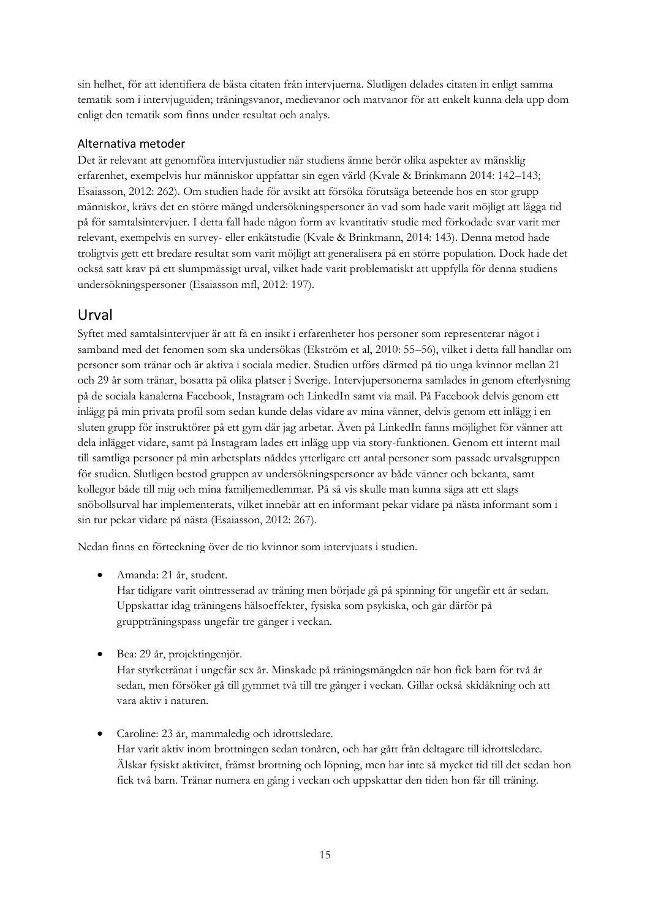sin helhet, för att identifiera de bästa citaten från intervjuerna. Slutligen delades citaten in enligt samma tematik som i intervjuguiden; träningsvanor, medievanor och matvanor för att enkelt kunna dela upp dom enligt den tematik som finns under resultat och analys.

### Alternativa metoder

Det är relevant att genomföra intervjustudier när studiens ämne berör olika aspekter av mänsklig erfarenhet, exempelvis hur människor uppfattar sin egen värld (Kvale & Brinkmann 2014: 142–143; Esaiasson, 2012: 262). Om studien hade för avsikt att försöka förutsäga beteende hos en stor grupp människor, krävs det en större mängd undersökningspersoner än vad som hade varit möjligt att lägga tid på för samtalsintervjuer. I detta fall hade någon form av kvantitativ studie med förkodade svar varit mer relevant, exempelvis en survey- eller enkätstudie (Kvale & Brinkmann, 2014: 143). Denna metod hade troligtvis gett ett bredare resultat som varit möjligt att generalisera på en större population. Dock hade det också satt krav på ett slumpmässigt urval, vilket hade varit problematiskt att uppfylla för denna studiens undersökningspersoner (Esaiasson mfl, 2012: 197).

## Urval

Syftet med samtalsintervjuer är att få en insikt i erfarenheter hos personer som representerar något i samband med det fenomen som ska undersökas (Ekström et al, 2010: 55–56), vilket i detta fall handlar om personer som tränar och är aktiva i sociala medier. Studien utförs därmed på tio unga kvinnor mellan 21 och 29 år som tränar, bosatta på olika platser i Sverige. Intervjupersonerna samlades in genom efterlysning på de sociala kanalerna Facebook, Instagram och LinkedIn samt via mail. På Facebook delvis genom ett inlägg på min privata profil som sedan kunde delas vidare av mina vänner, delvis genom ett inlägg i en sluten grupp för instruktörer på ett gym där jag arbetar. Även på LinkedIn fanns möjlighet för vänner att dela inlägget vidare, samt på Instagram lades ett inlägg upp via story-funktionen. Genom ett internt mail till samtliga personer på min arbetsplats nåddes ytterligare ett antal personer som passade urvalsgruppen för studien. Slutligen bestod gruppen av undersökningspersoner av både vänner och bekanta, samt kollegor både till mig och mina familjemedlemmar. På så vis skulle man kunna säga att ett slags snöbollsurval har implementerats, vilket innebär att en informant pekar vidare på nästa informant som i sin tur pekar vidare på nästa (Esaiasson, 2012: 267).

Nedan finns en förteckning över de tio kvinnor som intervjuats i studien.

- Amanda: 21 år, student.
  Har tidigare varit ointresserad av träning men började gå på spinning för ungefär ett år sedan. Uppskattar idag träningens hälsoeffekter, fysiska som psykiska, och går därför på gruppträningspass ungefär tre gånger i veckan.

- Bea: 29 år, projektingenjör.
  Har styrketränat i ungefär sex år. Minskade på träningsmängden när hon fick barn för två år sedan, men försöker gå till gymmet två till tre gånger i veckan. Gillar också skidåkning och att vara aktiv i naturen.

- Caroline: 23 år, mammaledig och idrottsledare.
  Har varit aktiv inom brottningen sedan tonåren, och har gått från deltagare till idrottsledare. Älskar fysiskt aktivitet, främst brottning och löpning, men har inte så mycket tid till det sedan hon fick två barn. Tränar numera en gång i veckan och uppskattar den tiden hon får till träning.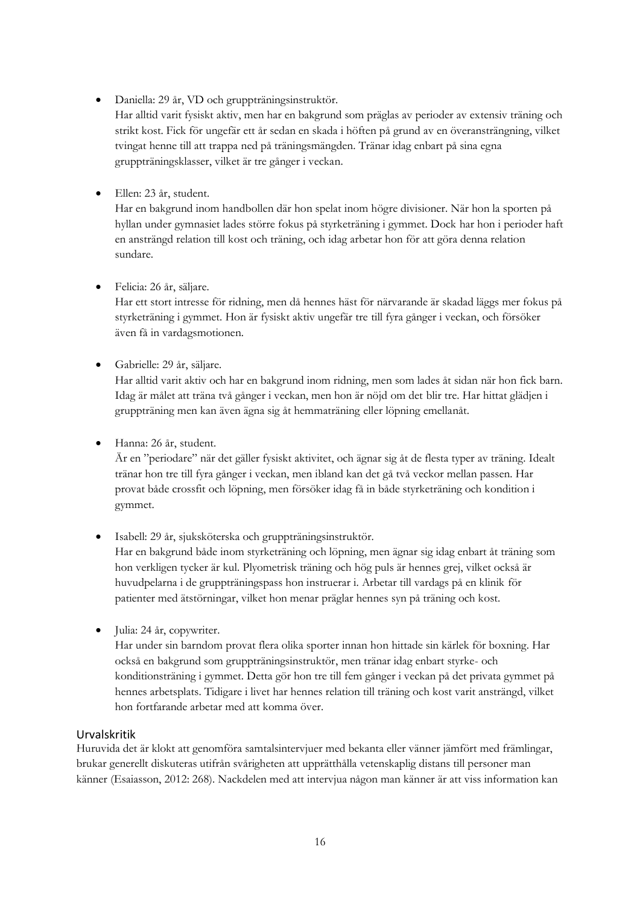- Daniella: 29 år, VD och gruppträningsinstruktör.
  Har alltid varit fysiskt aktiv, men har en bakgrund som präglas av perioder av extensiv träning och strikt kost. Fick för ungefär ett år sedan en skada i höften på grund av en överansträngning, vilket tvingat henne till att trappa ned på träningsmängden. Tränar idag enbart på sina egna gruppträningsklasser, vilket är tre gånger i veckan.

- Ellen: 23 år, student.
  Har en bakgrund inom handbollen där hon spelat inom högre divisioner. När hon la sporten på hyllan under gymnasiet lades större fokus på styrketräning i gymmet. Dock har hon i perioder haft en ansträngd relation till kost och träning, och idag arbetar hon för att göra denna relation sundare.

- Felicia: 26 år, säljare.
  Har ett stort intresse för ridning, men då hennes häst för närvarande är skadad läggs mer fokus på styrketräning i gymmet. Hon är fysiskt aktiv ungefär tre till fyra gånger i veckan, och försöker även få in vardagsmotionen.

- Gabrielle: 29 år, säljare.
  Har alltid varit aktiv och har en bakgrund inom ridning, men som lades åt sidan när hon fick barn. Idag är målet att träna två gånger i veckan, men hon är nöjd om det blir tre. Har hittat glädjen i gruppträning men kan även ägna sig åt hemmaträning eller löpning emellanåt.

- Hanna: 26 år, student.
  Är en "periodare" när det gäller fysiskt aktivitet, och ägnar sig åt de flesta typer av träning. Idealt tränar hon tre till fyra gånger i veckan, men ibland kan det gå två veckor mellan passen. Har provat både crossfit och löpning, men försöker idag få in både styrketräning och kondition i gymmet.

- Isabell: 29 år, sjuksköterska och gruppträningsinstruktör.
  Har en bakgrund både inom styrketräning och löpning, men ägnar sig idag enbart åt träning som hon verkligen tycker är kul. Plyometrisk träning och hög puls är hennes grej, vilket också är huvudpelarna i de gruppträningspass hon instruerar i. Arbetar till vardags på en klinik för patienter med ätstörningar, vilket hon menar präglar hennes syn på träning och kost.

- Julia: 24 år, copywriter.
  Har under sin barndom provat flera olika sporter innan hon hittade sin kärlek för boxning. Har också en bakgrund som gruppträningsinstruktör, men tränar idag enbart styrke- och konditionsträning i gymmet. Detta gör hon tre till fem gånger i veckan på det privata gymmet på hennes arbetsplats. Tidigare i livet har hennes relation till träning och kost varit ansträngd, vilket hon fortfarande arbetar med att komma över.

### Urvalskritik

Huruvida det är klokt att genomföra samtalsintervjuer med bekanta eller vänner jämfört med främlingar, brukar generellt diskuteras utifrån svårigheten att upprätthålla vetenskaplig distans till personer man känner (Esaiasson, 2012: 268). Nackdelen med att intervjua någon man känner är att viss information kan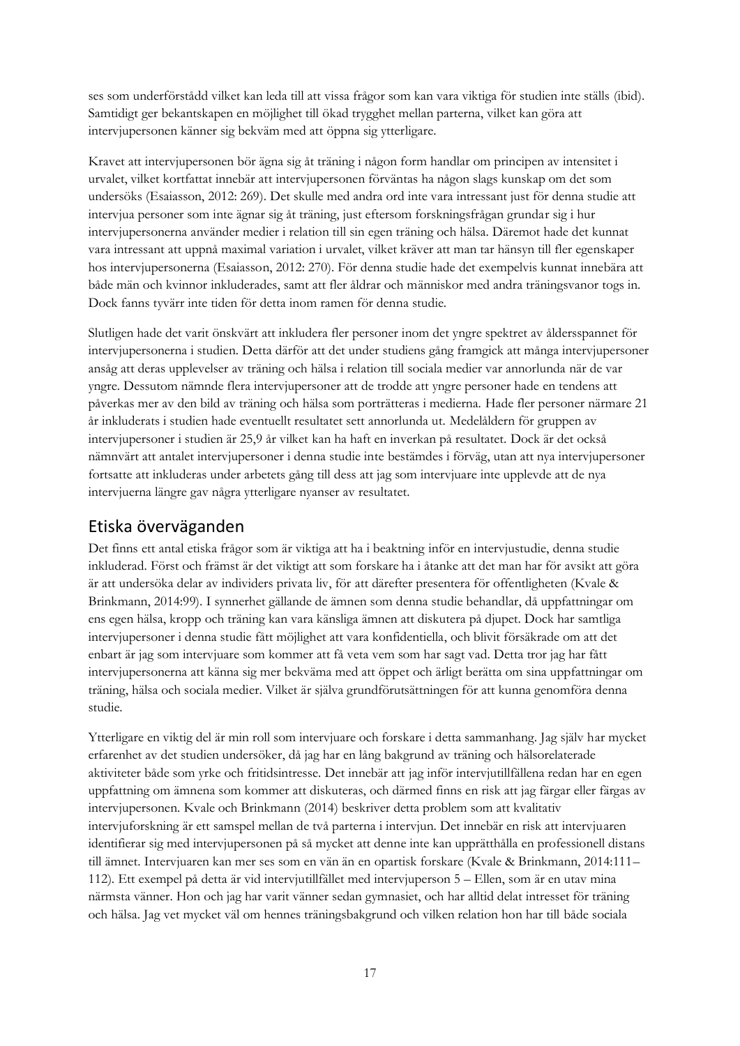ses som underförstått vilket kan leda till att vissa frågor som kan vara viktiga för studien inte ställs (ibid). Samtidigt ger bekantskapen en möjlighet till ökad trygghet mellan parterna, vilket kan göra att intervjupersonen känner sig bekväm med att öppna sig ytterligare.

Kravet att intervjupersonen bör ägna sig åt träning i någon form handlar om principen av intensitet i urvalet, vilket kortfattat innebär att intervjupersonen förväntas ha någon slags kunskap om det som undersöks (Esaiasson, 2012: 269). Det skulle med andra ord inte vara intressant just för denna studie att intervjua personer som inte ägnar sig åt träning, just eftersom forskningsfrågan grundar sig i hur intervjupersonerna använder medier i relation till sin egen träning och hälsa. Däremot hade det kunnat vara intressant att uppnå maximal variation i urvalet, vilket kräver att man tar hänsyn till fler egenskaper hos intervjupersonerna (Esaiasson, 2012: 270). För denna studie hade det exempelvis kunnat innebära att både män och kvinnor inkluderades, samt att fler åldrar och människor med andra träningsvanor togs in. Dock fanns tyvärr inte tiden för detta inom ramen för denna studie.

Slutligen hade det varit önskvärt att inkludera fler personer inom det yngre spektret av åldersspannet för intervjupersonerna i studien. Detta därför att det under studiens gång framgick att många intervjupersoner ansåg att deras upplevelser av träning och hälsa i relation till sociala medier var annorlunda när de var yngre. Dessutom nämnde flera intervjupersoner att de trodde att yngre personer hade en tendens att påverkas mer av den bild av träning och hälsa som porträtteras i medierna. Hade fler personer närmare 21 år inkluderats i studien hade eventuellt resultatet sett annorlunda ut. Medelåldern för gruppen av intervjupersoner i studien är 25,9 år vilket kan ha haft en inverkan på resultatet. Dock är det också nämnvärt att antalet intervjupersoner i denna studie inte bestämdes i förväg, utan att nya intervjupersoner fortsatte att inkluderas under arbetets gång till dess att jag som intervjuare inte upplevde att de nya intervjuerna längre gav några ytterligare nyanser av resultatet.

## Etiska överväganden

Det finns ett antal etiska frågor som är viktiga att ha i beaktning inför en intervjustudie, denna studie inkluderad. Först och främst är det viktigt att som forskare ha i åtanke att det man har för avsikt att göra är att undersöka delar av individers privata liv, för att därefter presentera för offentligheten (Kvale & Brinkmann, 2014:99). I synnerhet gällande de ämnen som denna studie behandlar, då uppfattningar om ens egen hälsa, kropp och träning kan vara känsliga ämnen att diskutera på djupet. Dock har samtliga intervjupersoner i denna studie fått möjlighet att vara konfidentiella, och blivit försäkrade om att det enbart är jag som intervjuare som kommer att få veta vem som har sagt vad. Detta tror jag har fått intervjupersonerna att känna sig mer bekväma med att öppet och ärligt berätta om sina uppfattningar om träning, hälsa och sociala medier. Vilket är själva grundförutsättningen för att kunna genomföra denna studie.

Ytterligare en viktig del är min roll som intervjuare och forskare i detta sammanhang. Jag själv har mycket erfarenhet av det studien undersöker, då jag har en lång bakgrund av träning och hälsorelaterade aktiviteter både som yrke och fritidsintresse. Det innebär att jag inför intervjutillfällena redan har en egen uppfattning om ämnena som kommer att diskuteras, och därmed finns en risk att jag färgar eller färgas av intervjupersonen. Kvale och Brinkmann (2014) beskriver detta problem som att kvalitativ intervjuforskning är ett samspel mellan de två parterna i intervjun. Det innebär en risk att intervjuaren identifierar sig med intervjupersonen på så mycket att denne inte kan upprätthålla en professionell distans till ämnet. Intervjuaren kan mer ses som en vän än en opartisk forskare (Kvale & Brinkmann, 2014:111–112). Ett exempel på detta är vid intervjutillfället med intervjuperson 5 – Ellen, som är en utav mina närmsta vänner. Hon och jag har varit vänner sedan gymnasiet, och har alltid delat intresset för träning och hälsa. Jag vet mycket väl om hennes träningsbakgrund och vilken relation hon har till både sociala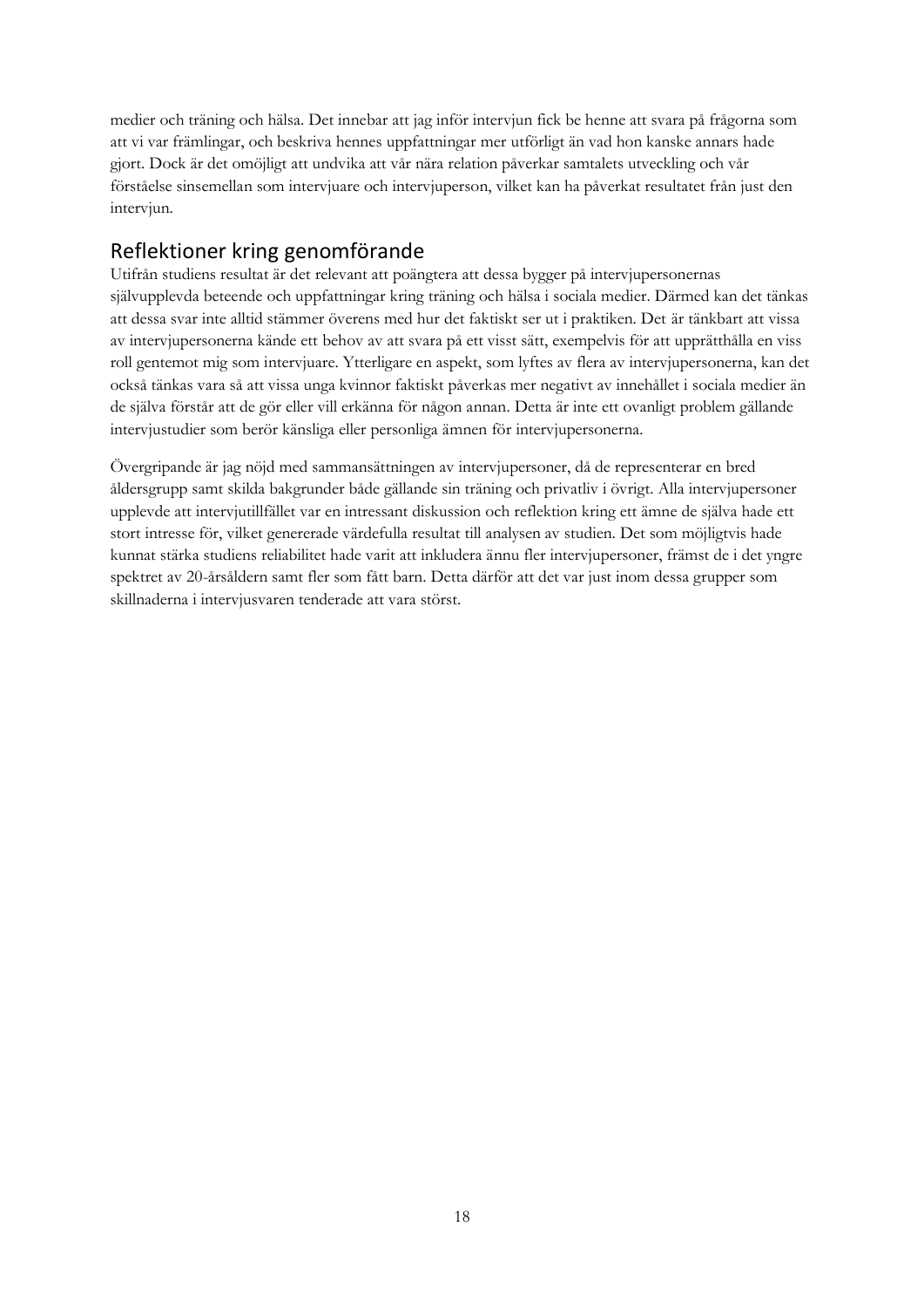medier och träning och hälsa. Det innebar att jag inför intervjun fick be henne att svara på frågorna som att vi var främlingar, och beskriva hennes uppfattningar mer utförligt än vad hon kanske annars hade gjort. Dock är det omöjligt att undvika att vår nära relation påverkar samtalets utveckling och vår förståelse sinsemellan som intervjuare och intervjuperson, vilket kan ha påverkat resultatet från just den intervjun.

## Reflektioner kring genomförande

Utifrån studiens resultat är det relevant att poängtera att dessa bygger på intervjupersonernas självupplevda beteende och uppfattningar kring träning och hälsa i sociala medier. Därmed kan det tänkas att dessa svar inte alltid stämmer överens med hur det faktiskt ser ut i praktiken. Det är tänkbart att vissa av intervjupersonerna kände ett behov av att svara på ett visst sätt, exempelvis för att upprätthålla en viss roll gentemot mig som intervjuare. Ytterligare en aspekt, som lyftes av flera av intervjupersonerna, kan det också tänkas vara så att vissa unga kvinnor faktiskt påverkas mer negativt av innehållet i sociala medier än de själva förstår att de gör eller vill erkänna för någon annan. Detta är inte ett ovanligt problem gällande intervjustudier som berör känsliga eller personliga ämnen för intervjupersonerna.

Övergripande är jag nöjd med sammansättningen av intervjupersoner, då de representerar en bred åldersgrupp samt skilda bakgrunder både gällande sin träning och privatliv i övrigt. Alla intervjupersoner upplevde att intervjutillfället var en intressant diskussion och reflektion kring ett ämne de själva hade ett stort intresse för, vilket genererade värdefulla resultat till analysen av studien. Det som möjligtvis hade kunnat stärka studiens reliabilitet hade varit att inkludera ännu fler intervjupersoner, främst de i det yngre spektret av 20-årsåldern samt fler som fått barn. Detta därför att det var just inom dessa grupper som skillnaderna i intervjusvaren tenderade att vara störst.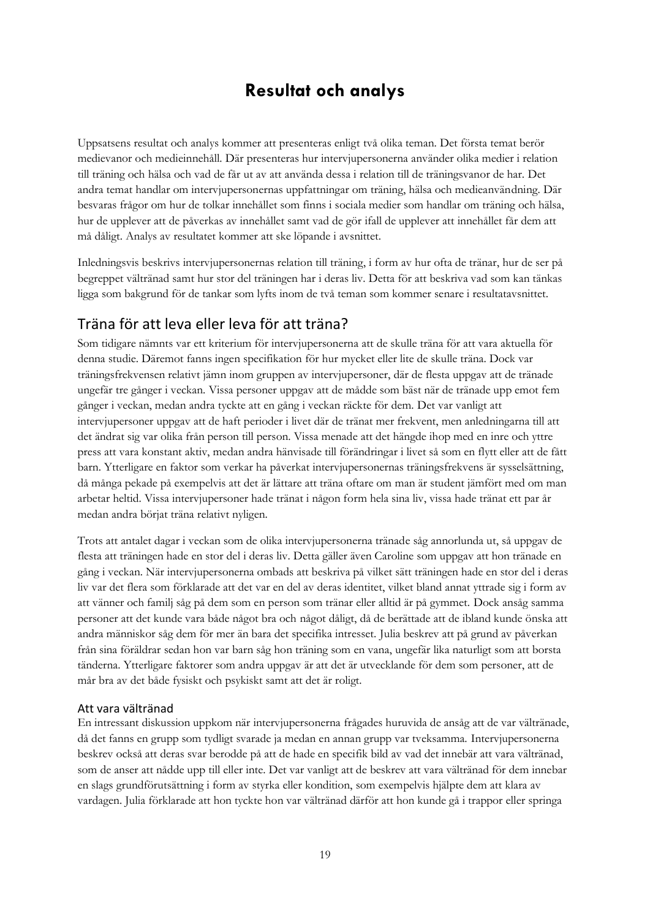# Resultat och analys

Uppsatsens resultat och analys kommer att presenteras enligt två olika teman. Det första temat berör medievanor och medieinnehåll. Där presenteras hur intervjupersonerna använder olika medier i relation till träning och hälsa och vad de får ut av att använda dessa i relation till de träningsvanor de har. Det andra temat handlar om intervjupersonernas uppfattningar om träning, hälsa och medieanvändning. Där besvaras frågor om hur de tolkar innehållet som finns i sociala medier som handlar om träning och hälsa, hur de upplever att de påverkas av innehållet samt vad de gör ifall de upplever att innehållet får dem att må dåligt. Analys av resultatet kommer att ske löpande i avsnittet.

Inledningsvis beskrivs intervjupersonernas relation till träning, i form av hur ofta de tränar, hur de ser på begreppet vältränad samt hur stor del träningen har i deras liv. Detta för att beskriva vad som kan tänkas ligga som bakgrund för de tankar som lyfts inom de två teman som kommer senare i resultatavsnittet.

## Träna för att leva eller leva för att träna?

Som tidigare nämnts var ett kriterium för intervjupersonerna att de skulle träna för att vara aktuella för denna studie. Däremot fanns ingen specifikation för hur mycket eller lite de skulle träna. Dock var träningsfrekvensen relativt jämn inom gruppen av intervjupersoner, där de flesta uppgav att de tränade ungefär tre gånger i veckan. Vissa personer uppgav att de mådde som bäst när de tränade upp emot fem gånger i veckan, medan andra tyckte att en gång i veckan räckte för dem. Det var vanligt att intervjupersoner uppgav att de haft perioder i livet där de tränat mer frekvent, men anledningarna till att det ändrat sig var olika från person till person. Vissa menade att det hängde ihop med en inre och yttre press att vara konstant aktiv, medan andra hänvisade till förändringar i livet så som en flytt eller att de fått barn. Ytterligare en faktor som verkar ha påverkat intervjupersonernas träningsfrekvens är sysselsättning, då många pekade på exempelvis att det är lättare att träna oftare om man är student jämfört med om man arbetar heltid. Vissa intervjupersoner hade tränat i någon form hela sina liv, vissa hade tränat ett par år medan andra börjat träna relativt nyligen.

Trots att antalet dagar i veckan som de olika intervjupersonerna tränade såg annorlunda ut, så uppgav de flesta att träningen hade en stor del i deras liv. Detta gäller även Caroline som uppgav att hon tränade en gång i veckan. När intervjupersonerna ombads att beskriva på vilket sätt träningen hade en stor del i deras liv var det flera som förklarade att det var en del av deras identitet, vilket bland annat yttrade sig i form av att vänner och familj såg på dem som en person som tränar eller alltid är på gymmet. Dock ansåg samma personer att det kunde vara både något bra och något dåligt, då de berättade att de ibland kunde önska att andra människor såg dem för mer än bara det specifika intresset. Julia beskrev att på grund av påverkan från sina föräldrar sedan hon var barn såg hon träning som en vana, ungefär lika naturligt som att borsta tänderna. Ytterligare faktorer som andra uppgav är att det är utvecklande för dem som personer, att de mår bra av det både fysiskt och psykiskt samt att det är roligt.

### Att vara vältränad

En intressant diskussion uppkom när intervjupersonerna frågades huruvida de ansåg att de var vältränade, då det fanns en grupp som tydligt svarade ja medan en annan grupp var tveksamma. Intervjupersonerna beskrev också att deras svar berodde på att de hade en specifik bild av vad det innebär att vara vältränad, som de anser att nådde upp till eller inte. Det var vanligt att de beskrev att vara vältränad för dem innebar en slags grundförutsättning i form av styrka eller kondition, som exempelvis hjälpte dem att klara av vardagen. Julia förklarade att hon tyckte hon var vältränad därför att hon kunde gå i trappor eller springa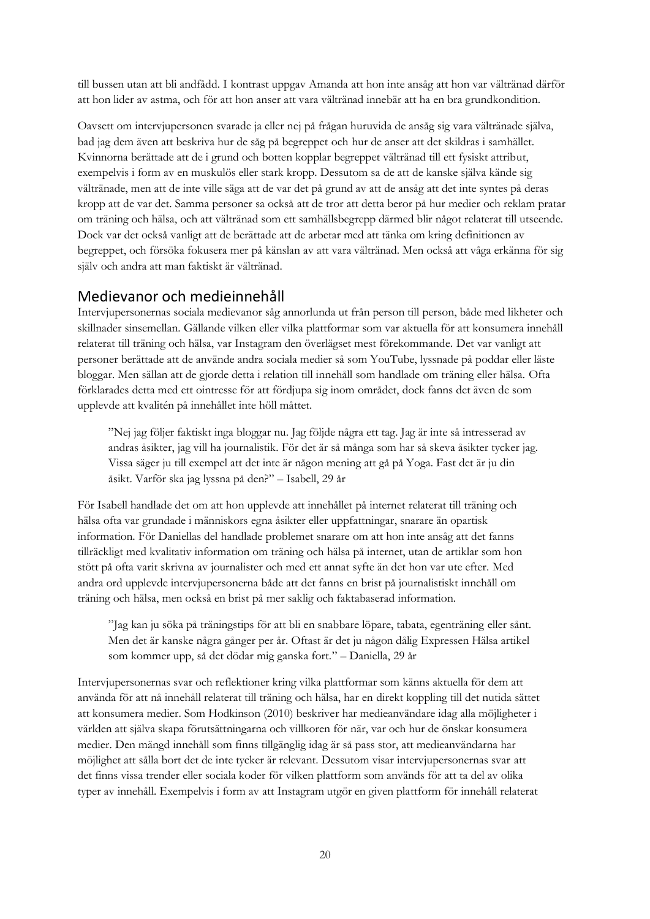till bussen utan att bli andfådd. I kontrast uppgav Amanda att hon inte ansåg att hon var vältränad därför att hon lider av astma, och för att hon anser att vara vältränad innebär att ha en bra grundkondition.

Oavsett om intervjupersonen svarade ja eller nej på frågan huruvida de ansåg sig vara vältränade själva, bad jag dem även att beskriva hur de såg på begreppet och hur de anser att det skildras i samhället. Kvinnorna berättade att de i grund och botten kopplar begreppet vältränad till ett fysiskt attribut, exempelvis i form av en muskulös eller stark kropp. Dessutom sa de att de kanske själva kände sig vältränade, men att de inte ville säga att de var det på grund av att de ansåg att det inte syntes på deras kropp att de var det. Samma personer sa också att de tror att detta beror på hur medier och reklam pratar om träning och hälsa, och att vältränad som ett samhällsbegrepp därmed blir något relaterat till utseende. Dock var det också vanligt att de berättade att de arbetar med att tänka om kring definitionen av begreppet, och försöka fokusera mer på känslan av att vara vältränad. Men också att våga erkänna för sig själv och andra att man faktiskt är vältränad.

## Medievanor och medieinnehåll

Intervjupersonernas sociala medievanor såg annorlunda ut från person till person, både med likheter och skillnader sinsemellan. Gällande vilken eller vilka plattformar som var aktuella för att konsumera innehåll relaterat till träning och hälsa, var Instagram den överlägset mest förekommande. Det var vanligt att personer berättade att de använde andra sociala medier så som YouTube, lyssnade på poddar eller läste bloggar. Men sällan att de gjorde detta i relation till innehåll som handlade om träning eller hälsa. Ofta förklarades detta med ett ointresse för att fördjupa sig inom området, dock fanns det även de som upplevde att kvalitén på innehållet inte höll måttet.

> ”Nej jag följer faktiskt inga bloggar nu. Jag följde några ett tag. Jag är inte så intresserad av andras åsikter, jag vill ha journalistik. För det är så många som har så skeva åsikter tycker jag. Vissa säger ju till exempel att det inte är någon mening att gå på Yoga. Fast det är ju din åsikt. Varför ska jag lyssna på den?” – Isabell, 29 år

För Isabell handlade det om att hon upplevde att innehållet på internet relaterat till träning och hälsa ofta var grundade i människors egna åsikter eller uppfattningar, snarare än opartisk information. För Daniellas del handlade problemet snarare om att hon inte ansåg att det fanns tillräckligt med kvalitativ information om träning och hälsa på internet, utan de artiklar som hon stött på ofta varit skrivna av journalister och med ett annat syfte än det hon var ute efter. Med andra ord upplevde intervjupersonerna både att det fanns en brist på journalistiskt innehåll om träning och hälsa, men också en brist på mer saklig och faktabaserad information.

> ”Jag kan ju söka på träningstips för att bli en snabbare löpare, tabata, egenträning eller sånt. Men det är kanske några gånger per år. Oftast är det ju någon dålig Expressen Hälsa artikel som kommer upp, så det dödar mig ganska fort.” – Daniella, 29 år

Intervjupersonernas svar och reflektioner kring vilka plattformar som känns aktuella för dem att använda för att nå innehåll relaterat till träning och hälsa, har en direkt koppling till det nutida sättet att konsumera medier. Som Hodkinson (2010) beskriver har medieanvändare idag alla möjligheter i världen att själva skapa förutsättningarna och villkoren för när, var och hur de önskar konsumera medier. Den mängd innehåll som finns tillgänglig idag är så pass stor, att medieanvändarna har möjlighet att sålla bort det de inte tycker är relevant. Dessutom visar intervjupersonernas svar att det finns vissa trender eller sociala koder för vilken plattform som används för att ta del av olika typer av innehåll. Exempelvis i form av att Instagram utgör en given plattform för innehåll relaterat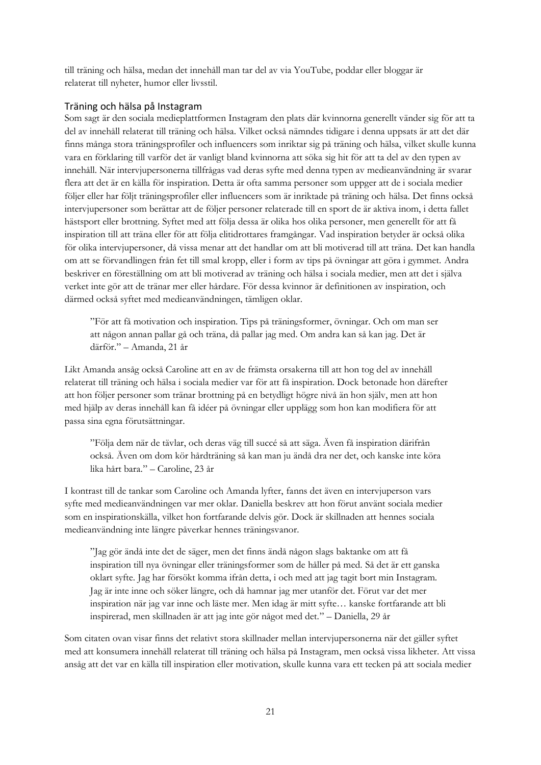till träning och hälsa, medan det innehåll man tar del av via YouTube, poddar eller bloggar är relaterat till nyheter, humor eller livsstil.

### Träning och hälsa på Instagram

Som sagt är den sociala medieplattformen Instagram den plats där kvinnorna generellt vänder sig för att ta del av innehåll relaterat till träning och hälsa. Vilket också nämndes tidigare i denna uppsats är att det där finns många stora träningsprofiler och influencers som inriktar sig på träning och hälsa, vilket skulle kunna vara en förklaring till varför det är vanligt bland kvinnorna att söka sig hit för att ta del av den typen av innehåll. När intervjupersonerna tillfrågas vad deras syfte med denna typen av medieanvändning är svarar flera att det är en källa för inspiration. Detta är ofta samma personer som uppger att de i sociala medier följer eller har följt träningsprofiler eller influencers som är inriktade på träning och hälsa. Det finns också intervjupersoner som berättar att de följer personer relaterade till en sport de är aktiva inom, i detta fallet hästsport eller brottning. Syftet med att följa dessa är olika hos olika personer, men generellt för att få inspiration till att träna eller för att följa elitidrottares framgångar. Vad inspiration betyder är också olika för olika intervjupersoner, då vissa menar att det handlar om att bli motiverad till att träna. Det kan handla om att se förvandlingen från fet till smal kropp, eller i form av tips på övningar att göra i gymmet. Andra beskriver en föreställning om att bli motiverad av träning och hälsa i sociala medier, men att det i själva verket inte gör att de tränar mer eller hårdare. För dessa kvinnor är definitionen av inspiration, och därmed också syftet med medieanvändningen, tämligen oklar.

> ”För att få motivation och inspiration. Tips på träningsformer, övningar. Och om man ser att någon annan pallar gå och träna, då pallar jag med. Om andra kan så kan jag. Det är därför.” – Amanda, 21 år

Likt Amanda ansåg också Caroline att en av de främsta orsakerna till att hon tog del av innehåll relaterat till träning och hälsa i sociala medier var för att få inspiration. Dock betonade hon därefter att hon följer personer som tränar brottning på en betydligt högre nivå än hon själv, men att hon med hjälp av deras innehåll kan få idéer på övningar eller upplägg som hon kan modifiera för att passa sina egna förutsättningar.

> ”Följa dem när de tävlar, och deras väg till succé så att säga. Även få inspiration därifrån också. Även om dom kör hårdträning så kan man ju ändå dra ner det, och kanske inte köra lika hårt bara.” – Caroline, 23 år

I kontrast till de tankar som Caroline och Amanda lyfter, fanns det även en intervjuperson vars syfte med medieanvändningen var mer oklar. Daniella beskrev att hon förut använt sociala medier som en inspirationskälla, vilket hon fortfarande delvis gör. Dock är skillnaden att hennes sociala medieanvändning inte längre påverkar hennes träningsvanor.

> ”Jag gör ändå inte det de säger, men det finns ändå någon slags baktanke om att få inspiration till nya övningar eller träningsformer som de håller på med. Så det är ett ganska oklart syfte. Jag har försökt komma ifrån detta, i och med att jag tagit bort min Instagram. Jag är inte inne och söker längre, och då hamnar jag mer utanför det. Förut var det mer inspiration när jag var inne och läste mer. Men idag är mitt syfte… kanske fortfarande att bli inspirerad, men skillnaden är att jag inte gör något med det.” – Daniella, 29 år

Som citaten ovan visar finns det relativt stora skillnader mellan intervjupersonerna när det gäller syftet med att konsumera innehåll relaterat till träning och hälsa på Instagram, men också vissa likheter. Att vissa ansåg att det var en källa till inspiration eller motivation, skulle kunna vara ett tecken på att sociala medier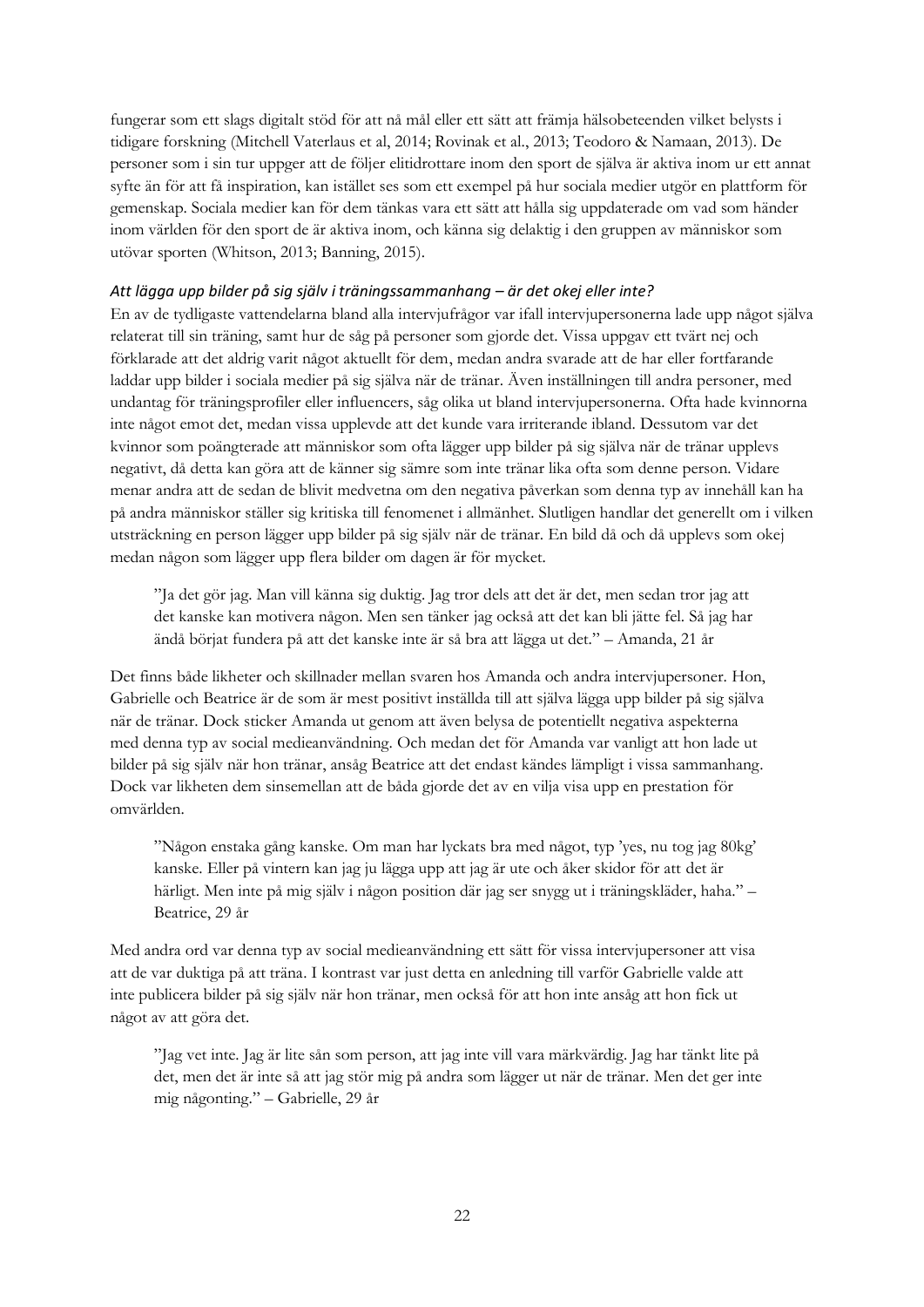fungerar som ett slags digitalt stöd för att nå mål eller ett sätt att främja hälsobeteenden vilket belysts i tidigare forskning (Mitchell Vaterlaus et al, 2014; Rovinak et al., 2013; Teodoro & Namaan, 2013). De personer som i sin tur uppger att de följer elitidrottare inom den sport de själva är aktiva inom ur ett annat syfte än för att få inspiration, kan istället ses som ett exempel på hur sociala medier utgör en plattform för gemenskap. Sociala medier kan för dem tänkas vara ett sätt att hålla sig uppdaterade om vad som händer inom världen för den sport de är aktiva inom, och känna sig delaktig i den gruppen av människor som utövar sporten (Whitson, 2013; Banning, 2015).

### *Att lägga upp bilder på sig själv i träningssammanhang – är det okej eller inte?*

En av de tydligaste vattendelarna bland alla intervjufrågor var ifall intervjupersonerna lade upp något själva relaterat till sin träning, samt hur de såg på personer som gjorde det. Vissa uppgav ett tvärt nej och förklarade att det aldrig varit något aktuellt för dem, medan andra svarade att de har eller fortfarande laddar upp bilder i sociala medier på sig själva när de tränar. Även inställningen till andra personer, med undantag för träningsprofiler eller influencers, såg olika ut bland intervjupersonerna. Ofta hade kvinnorna inte något emot det, medan vissa upplevde att det kunde vara irriterande ibland. Dessutom var det kvinnor som poängterade att människor som ofta lägger upp bilder på sig själva när de tränar upplevs negativt, då detta kan göra att de känner sig sämre som inte tränar lika ofta som denne person. Vidare menar andra att de sedan de blivit medvetna om den negativa påverkan som denna typ av innehåll kan ha på andra människor ställer sig kritiska till fenomenet i allmänhet. Slutligen handlar det generellt om i vilken utsträckning en person lägger upp bilder på sig själv när de tränar. En bild då och då upplevs som okej medan någon som lägger upp flera bilder om dagen är för mycket.

> "Ja det gör jag. Man vill känna sig duktig. Jag tror dels att det är det, men sedan tror jag att det kanske kan motivera någon. Men sen tänker jag också att det kan bli jätte fel. Så jag har ändå börjat fundera på att det kanske inte är så bra att lägga ut det." – Amanda, 21 år

Det finns både likheter och skillnader mellan svaren hos Amanda och andra intervjupersoner. Hon, Gabrielle och Beatrice är de som är mest positivt inställda till att själva lägga upp bilder på sig själva när de tränar. Dock sticker Amanda ut genom att även belysa de potentiellt negativa aspekterna med denna typ av social medieanvändning. Och medan det för Amanda var vanligt att hon lade ut bilder på sig själv när hon tränar, ansåg Beatrice att det endast kändes lämpligt i vissa sammanhang. Dock var likheten dem sinsemellan att de båda gjorde det av en vilja visa upp en prestation för omvärlden.

> "Någon enstaka gång kanske. Om man har lyckats bra med något, typ 'yes, nu tog jag 80kg' kanske. Eller på vintern kan jag ju lägga upp att jag är ute och åker skidor för att det är härligt. Men inte på mig själv i någon position där jag ser snygg ut i träningskläder, haha." – Beatrice, 29 år

Med andra ord var denna typ av social medieanvändning ett sätt för vissa intervjupersoner att visa att de var duktiga på att träna. I kontrast var just detta en anledning till varför Gabrielle valde att inte publicera bilder på sig själv när hon tränar, men också för att hon inte ansåg att hon fick ut något av att göra det.

> "Jag vet inte. Jag är lite sån som person, att jag inte vill vara märkvärdig. Jag har tänkt lite på det, men det är inte så att jag stör mig på andra som lägger ut när de tränar. Men det ger inte mig någonting." – Gabrielle, 29 år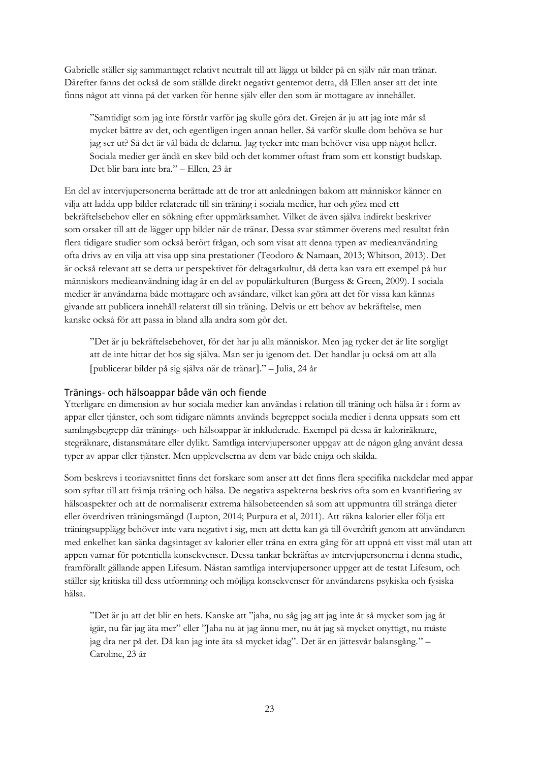Gabrielle ställer sig sammantaget relativt neutralt till att lägga ut bilder på en själv när man tränar. Därefter fanns det också de som ställde direkt negativt gentemot detta, då Ellen anser att det inte finns något att vinna på det varken för henne själv eller den som är mottagare av innehållet.

> ”Samtidigt som jag inte förstår varför jag skulle göra det. Grejen är ju att jag inte mår så mycket bättre av det, och egentligen ingen annan heller. Så varför skulle dom behöva se hur jag ser ut? Så det är väl båda de delarna. Jag tycker inte man behöver visa upp något heller. Sociala medier ger ändå en skev bild och det kommer oftast fram som ett konstigt budskap. Det blir bara inte bra.” – Ellen, 23 år

En del av intervjupersonerna berättade att de tror att anledningen bakom att människor känner en vilja att ladda upp bilder relaterade till sin träning i sociala medier, har och göra med ett bekräftelsebehov eller en sökning efter uppmärksamhet. Vilket de även själva indirekt beskriver som orsaker till att de lägger upp bilder när de tränar. Dessa svar stämmer överens med resultat från flera tidigare studier som också berört frågan, och som visat att denna typen av medieanvändning ofta drivs av en vilja att visa upp sina prestationer (Teodoro & Namaan, 2013; Whitson, 2013). Det är också relevant att se detta ur perspektivet för deltagarkultur, då detta kan vara ett exempel på hur människors medieanvändning idag är en del av populärkulturen (Burgess & Green, 2009). I sociala medier är användarna både mottagare och avsändare, vilket kan göra att det för vissa kan kännas givande att publicera innehåll relaterat till sin träning. Delvis ur ett behov av bekräftelse, men kanske också för att passa in bland alla andra som gör det.

> ”Det är ju bekräftelsebehovet, för det har ju alla människor. Men jag tycker det är lite sorgligt att de inte hittar det hos sig själva. Man ser ju igenom det. Det handlar ju också om att alla [publicerar bilder på sig själva när de tränar].” – Julia, 24 år

### Tränings- och hälsoappar både vän och fiende

Ytterligare en dimension av hur sociala medier kan användas i relation till träning och hälsa är i form av appar eller tjänster, och som tidigare nämnts används begreppet sociala medier i denna uppsats som ett samlingsbegrepp där tränings- och hälsoappar är inkluderade. Exempel på dessa är kaloriräknare, stegräknare, distansmätare eller dylikt. Samtliga intervjupersoner uppgav att de någon gång använt dessa typer av appar eller tjänster. Men upplevelserna av dem var både eniga och skilda.

Som beskrevs i teoriavsnittet finns det forskare som anser att det finns flera specifika nackdelar med appar som syftar till att främja träning och hälsa. De negativa aspekterna beskrivs ofta som en kvantifiering av hälsoaspekter och att de normaliserar extrema hälsobeteenden så som att uppmuntra till stränga dieter eller överdriven träningsmängd (Lupton, 2014; Purpura et al, 2011). Att räkna kalorier eller följa ett träningsupplägg behöver inte vara negativt i sig, men att detta kan gå till överdrift genom att användaren med enkelhet kan sänka dagsintaget av kalorier eller träna en extra gång för att uppnå ett visst mål utan att appen varnar för potentiella konsekvenser. Dessa tankar bekräftas av intervjupersonerna i denna studie, framförallt gällande appen Lifesum. Nästan samtliga intervjupersoner uppger att de testat Lifesum, och ställer sig kritiska till dess utformning och möjliga konsekvenser för användarens psykiska och fysiska hälsa.

> ”Det är ju att det blir en hets. Kanske att ”jaha, nu såg jag att jag inte åt så mycket som jag åt igår, nu får jag äta mer” eller ”Jaha nu åt jag ännu mer, nu åt jag så mycket onyttigt, nu måste jag dra ner på det. Då kan jag inte äta så mycket idag”. Det är en jättesvår balansgång.” – Caroline, 23 år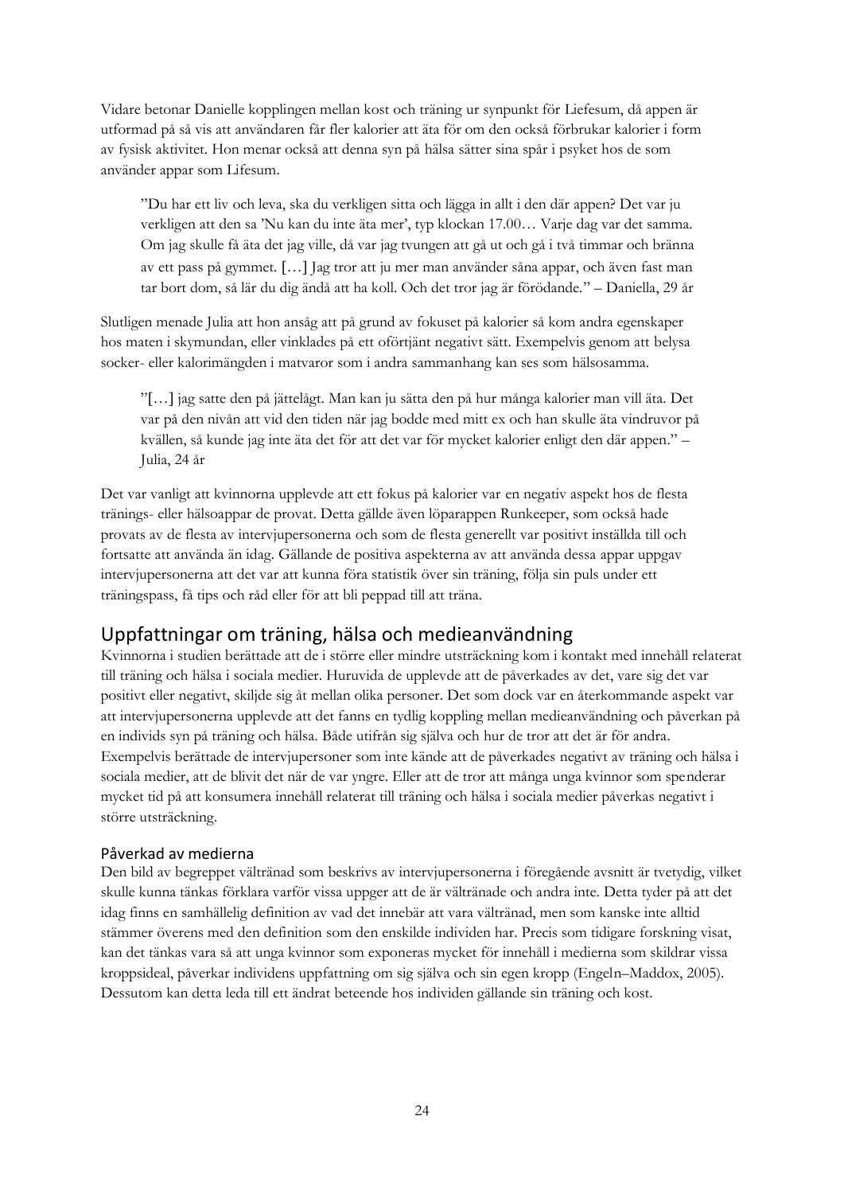Vidare betonar Danielle kopplingen mellan kost och träning ur synpunkt för Liefesum, då appen är utformad på så vis att användaren får fler kalorier att äta för om den också förbrukar kalorier i form av fysisk aktivitet. Hon menar också att denna syn på hälsa sätter sina spår i psyket hos de som använder appar som Lifesum.

> ”Du har ett liv och leva, ska du verkligen sitta och lägga in allt i den där appen? Det var ju verkligen att den sa 'Nu kan du inte äta mer', typ klockan 17.00… Varje dag var det samma. Om jag skulle få äta det jag ville, då var jag tvungen att gå ut och gå i två timmar och bränna av ett pass på gymmet. […] Jag tror att ju mer man använder såna appar, och även fast man tar bort dom, så lär du dig ändå att ha koll. Och det tror jag är förödande.” – Daniella, 29 år

Slutligen menade Julia att hon ansåg att på grund av fokuset på kalorier så kom andra egenskaper hos maten i skymundan, eller vinklades på ett oförtjänt negativt sätt. Exempelvis genom att belysa socker- eller kalorimängden i matvaror som i andra sammanhang kan ses som hälsosamma.

> ”[…] jag satte den på jättelågt. Man kan ju sätta den på hur många kalorier man vill äta. Det var på den nivån att vid den tiden när jag bodde med mitt ex och han skulle äta vindruvor på kvällen, så kunde jag inte äta det för att det var för mycket kalorier enligt den där appen.” – Julia, 24 år

Det var vanligt att kvinnorna upplevde att ett fokus på kalorier var en negativ aspekt hos de flesta tränings- eller hälsoappar de provat. Detta gällde även löparappen Runkeeper, som också hade provats av de flesta av intervjupersonerna och som de flesta generellt var positivt inställda till och fortsatte att använda än idag. Gällande de positiva aspekterna av att använda dessa appar uppgav intervjupersonerna att det var att kunna föra statistik över sin träning, följa sin puls under ett träningspass, få tips och råd eller för att bli peppad till att träna.

## Uppfattningar om träning, hälsa och medieanvändning

Kvinnorna i studien berättade att de i större eller mindre utsträckning kom i kontakt med innehåll relaterat till träning och hälsa i sociala medier. Huruvida de upplevde att de påverkades av det, vare sig det var positivt eller negativt, skiljde sig åt mellan olika personer. Det som dock var en återkommande aspekt var att intervjupersonerna upplevde att det fanns en tydlig koppling mellan medieanvändning och påverkan på en individs syn på träning och hälsa. Både utifrån sig själva och hur de tror att det är för andra. Exempelvis berättade de intervjupersoner som inte kände att de påverkades negativt av träning och hälsa i sociala medier, att de blivit det när de var yngre. Eller att de tror att många unga kvinnor som spenderar mycket tid på att konsumera innehåll relaterat till träning och hälsa i sociala medier påverkas negativt i större utsträckning.

### Påverkad av medierna

Den bild av begreppet vältränad som beskrivs av intervjupersonerna i föregående avsnitt är tvetydig, vilket skulle kunna tänkas förklara varför vissa uppger att de är vältränade och andra inte. Detta tyder på att det idag finns en samhällelig definition av vad det innebär att vara vältränad, men som kanske inte alltid stämmer överens med den definition som den enskilde individen har. Precis som tidigare forskning visat, kan det tänkas vara så att unga kvinnor som exponeras mycket för innehåll i medierna som skildrar vissa kroppsideal, påverkar individens uppfattning om sig själva och sin egen kropp (Engeln–Maddox, 2005). Dessutom kan detta leda till ett ändrat beteende hos individen gällande sin träning och kost.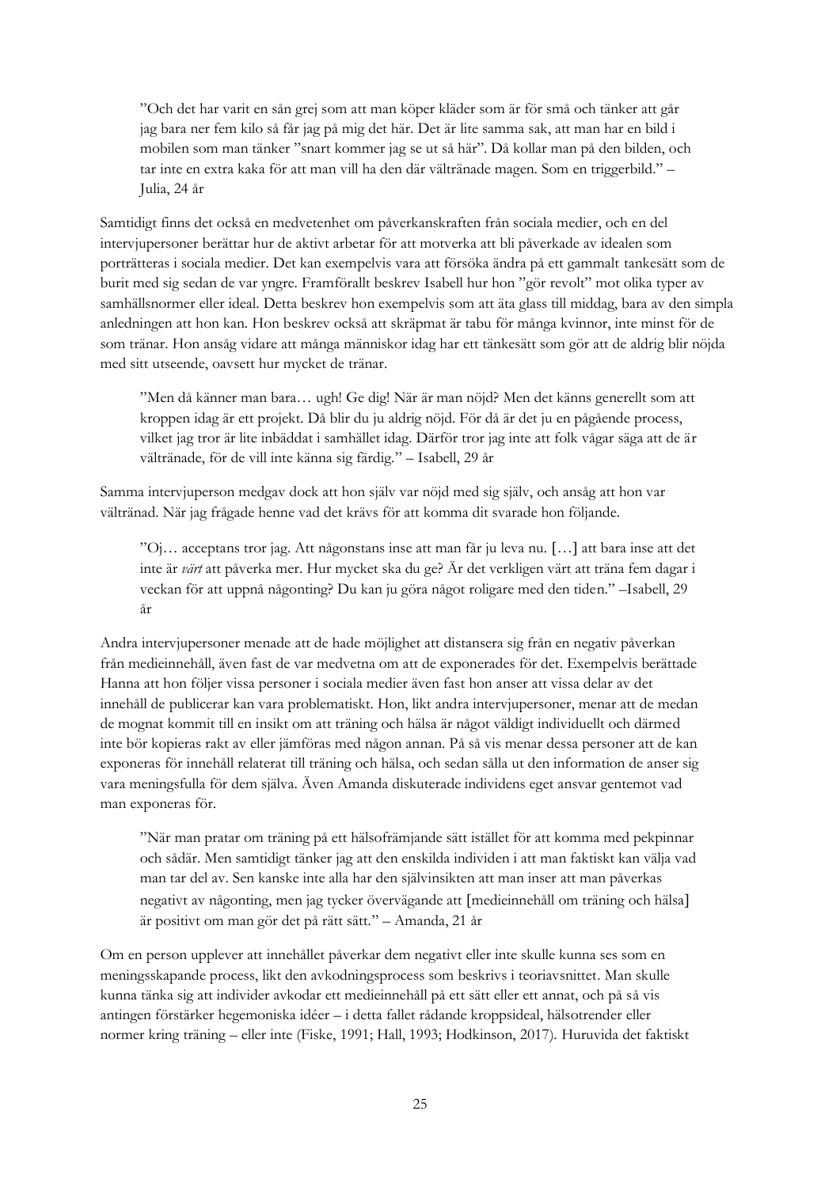> ”Och det har varit en sån grej som att man köper kläder som är för små och tänker att går jag bara ner fem kilo så får jag på mig det här. Det är lite samma sak, att man har en bild i mobilen som man tänker ”snart kommer jag se ut så här”. Då kollar man på den bilden, och tar inte en extra kaka för att man vill ha den där vältränade magen. Som en triggerbild.” – Julia, 24 år

Samtidigt finns det också en medvetenhet om påverkanskraften från sociala medier, och en del intervjupersoner berättar hur de aktivt arbetar för att motverka att bli påverkade av idealen som porträtteras i sociala medier. Det kan exempelvis vara att försöka ändra på ett gammalt tankesätt som de burit med sig sedan de var yngre. Framförallt beskrev Isabell hur hon ”gör revolt” mot olika typer av samhällsnormer eller ideal. Detta beskrev hon exempelvis som att äta glass till middag, bara av den simpla anledningen att hon kan. Hon beskrev också att skräpmat är tabu för många kvinnor, inte minst för de som tränar. Hon ansåg vidare att många människor idag har ett tänkesätt som gör att de aldrig blir nöjda med sitt utseende, oavsett hur mycket de tränar.

> ”Men då känner man bara… ugh! Ge dig! När är man nöjd? Men det känns generellt som att kroppen idag är ett projekt. Då blir du ju aldrig nöjd. För då är det ju en pågående process, vilket jag tror är lite inbäddat i samhället idag. Därför tror jag inte att folk vågar säga att de är vältränade, för de vill inte känna sig färdig.” – Isabell, 29 år

Samma intervjuperson medgav dock att hon själv var nöjd med sig själv, och ansåg att hon var vältränad. När jag frågade henne vad det krävs för att komma dit svarade hon följande.

> ”Oj… acceptans tror jag. Att någonstans inse att man får ju leva nu. […] att bara inse att det inte är *värt* att påverka mer. Hur mycket ska du ge? Är det verkligen värt att träna fem dagar i veckan för att uppnå någonting? Du kan ju göra något roligare med den tiden.” –Isabell, 29 år

Andra intervjupersoner menade att de hade möjlighet att distansera sig från en negativ påverkan från medieinnehåll, även fast de var medvetna om att de exponerades för det. Exempelvis berättade Hanna att hon följer vissa personer i sociala medier även fast hon anser att vissa delar av det innehåll de publicerar kan vara problematiskt. Hon, likt andra intervjupersoner, menar att de medan de mognat kommit till en insikt om att träning och hälsa är något väldigt individuellt och därmed inte bör kopieras rakt av eller jämföras med någon annan. På så vis menar dessa personer att de kan exponeras för innehåll relaterat till träning och hälsa, och sedan sålla ut den information de anser sig vara meningsfulla för dem själva. Även Amanda diskuterade individens eget ansvar gentemot vad man exponeras för.

> ”När man pratar om träning på ett hälsofrämjande sätt istället för att komma med pekpinnar och sådär. Men samtidigt tänker jag att den enskilda individen i att man faktiskt kan välja vad man tar del av. Sen kanske inte alla har den självinsikten att man inser att man påverkas negativt av någonting, men jag tycker övervägande att [medieinnehåll om träning och hälsa] är positivt om man gör det på rätt sätt.” – Amanda, 21 år

Om en person upplever att innehållet påverkar dem negativt eller inte skulle kunna ses som en meningsskapande process, likt den avkodningsprocess som beskrivs i teoriavsnittet. Man skulle kunna tänka sig att individer avkodar ett medieinnehåll på ett sätt eller ett annat, och på så vis antingen förstärker hegemoniska idéer – i detta fallet rådande kroppsideal, hälsotrender eller normer kring träning – eller inte (Fiske, 1991; Hall, 1993; Hodkinson, 2017). Huruvida det faktiskt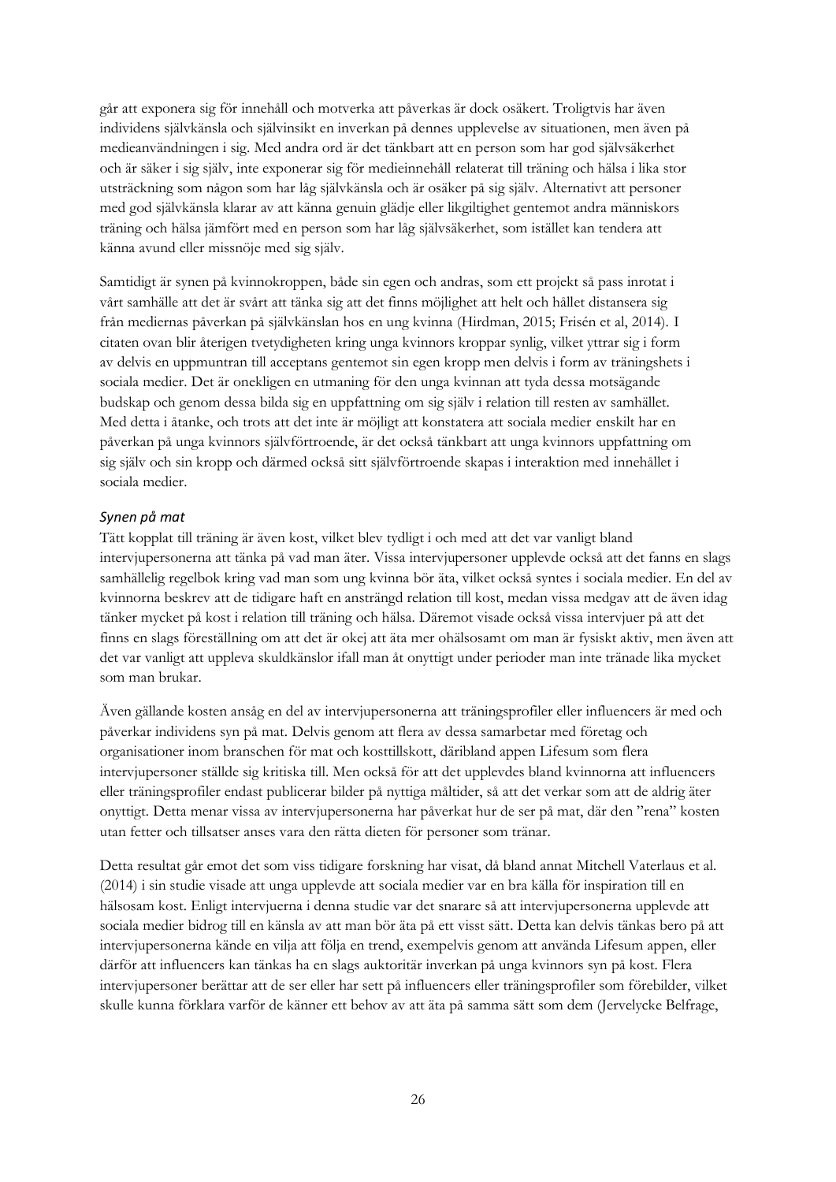går att exponera sig för innehåll och motverka att påverkas är dock osäkert. Troligtvis har även individens självkänsla och självinsikt en inverkan på dennes upplevelse av situationen, men även på medieanvändningen i sig. Med andra ord är det tänkbart att en person som har god självsäkerhet och är säker i sig själv, inte exponerar sig för medieinnehåll relaterat till träning och hälsa i lika stor utsträckning som någon som har låg självkänsla och är osäker på sig själv. Alternativt att personer med god självkänsla klarar av att känna genuin glädje eller likgiltighet gentemot andra människors träning och hälsa jämfört med en person som har låg självsäkerhet, som istället kan tendera att känna avund eller missnöje med sig själv.

Samtidigt är synen på kvinnokroppen, både sin egen och andras, som ett projekt så pass inrotat i vårt samhälle att det är svårt att tänka sig att det finns möjlighet att helt och hållet distansera sig från mediernas påverkan på självkänslan hos en ung kvinna (Hirdman, 2015; Frisén et al, 2014). I citaten ovan blir återigen tvetydigheten kring unga kvinnors kroppar synlig, vilket yttrar sig i form av delvis en uppmuntran till acceptans gentemot sin egen kropp men delvis i form av träningshets i sociala medier. Det är onekligen en utmaning för den unga kvinnan att tyda dessa motsägande budskap och genom dessa bilda sig en uppfattning om sig själv i relation till resten av samhället. Med detta i åtanke, och trots att det inte är möjligt att konstatera att sociala medier enskilt har en påverkan på unga kvinnors självförtroende, är det också tänkbart att unga kvinnors uppfattning om sig själv och sin kropp och därmed också sitt självförtroende skapas i interaktion med innehållet i sociala medier.

### *Synen på mat*

Tätt kopplat till träning är även kost, vilket blev tydligt i och med att det var vanligt bland intervjupersonerna att tänka på vad man äter. Vissa intervjupersoner upplevde också att det fanns en slags samhällelig regelbok kring vad man som ung kvinna bör äta, vilket också syntes i sociala medier. En del av kvinnorna beskrev att de tidigare haft en ansträngd relation till kost, medan vissa medgav att de även idag tänker mycket på kost i relation till träning och hälsa. Däremot visade också vissa intervjuer på att det finns en slags föreställning om att det är okej att äta mer ohälsosamt om man är fysiskt aktiv, men även att det var vanligt att uppleva skuldkänslor ifall man åt onyttigt under perioder man inte tränade lika mycket som man brukar.

Även gällande kosten ansåg en del av intervjupersonerna att träningsprofiler eller influencers är med och påverkar individens syn på mat. Delvis genom att flera av dessa samarbetar med företag och organisationer inom branschen för mat och kosttillskott, däribland appen Lifesum som flera intervjupersoner ställde sig kritiska till. Men också för att det upplevdes bland kvinnorna att influencers eller träningsprofiler endast publicerar bilder på nyttiga måltider, så att det verkar som att de aldrig äter onyttigt. Detta menar vissa av intervjupersonerna har påverkat hur de ser på mat, där den "rena" kosten utan fetter och tillsatser anses vara den rätta dieten för personer som tränar.

Detta resultat går emot det som viss tidigare forskning har visat, då bland annat Mitchell Vaterlaus et al. (2014) i sin studie visade att unga upplevde att sociala medier var en bra källa för inspiration till en hälsosam kost. Enligt intervjuerna i denna studie var det snarare så att intervjupersonerna upplevde att sociala medier bidrog till en känsla av att man bör äta på ett visst sätt. Detta kan delvis tänkas bero på att intervjupersonerna kände en vilja att följa en trend, exempelvis genom att använda Lifesum appen, eller därför att influencers kan tänkas ha en slags auktoritär inverkan på unga kvinnors syn på kost. Flera intervjupersoner berättar att de ser eller har sett på influencers eller träningsprofiler som förebilder, vilket skulle kunna förklara varför de känner ett behov av att äta på samma sätt som dem (Jervelycke Belfrage,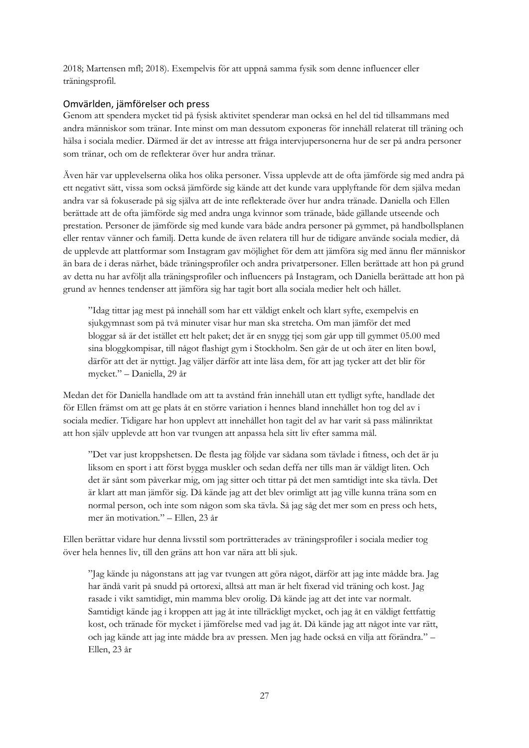2018; Martensen mfl; 2018). Exempelvis för att uppnå samma fysik som denne influencer eller träningsprofil.

### Omvärlden, jämförelser och press

Genom att spendera mycket tid på fysisk aktivitet spenderar man också en hel del tid tillsammans med andra människor som tränar. Inte minst om man dessutom exponeras för innehåll relaterat till träning och hälsa i sociala medier. Därmed är det av intresse att fråga intervjupersonerna hur de ser på andra personer som tränar, och om de reflekterar över hur andra tränar.

Även här var upplevelserna olika hos olika personer. Vissa upplevde att de ofta jämförde sig med andra på ett negativt sätt, vissa som också jämförde sig kände att det kunde vara upplyftande för dem själva medan andra var så fokuserade på sig själva att de inte reflekterade över hur andra tränade. Daniella och Ellen berättade att de ofta jämförde sig med andra unga kvinnor som tränade, både gällande utseende och prestation. Personer de jämförde sig med kunde vara både andra personer på gymmet, på handbollsplanen eller rentav vänner och familj. Detta kunde de även relatera till hur de tidigare använde sociala medier, då de upplevde att plattformar som Instagram gav möjlighet för dem att jämföra sig med ännu fler människor än bara de i deras närhet, både träningsprofiler och andra privatpersoner. Ellen berättade att hon på grund av detta nu har avföljt alla träningsprofiler och influencers på Instagram, och Daniella berättade att hon på grund av hennes tendenser att jämföra sig har tagit bort alla sociala medier helt och hållet.

> ”Idag tittar jag mest på innehåll som har ett väldigt enkelt och klart syfte, exempelvis en sjukgymnast som på två minuter visar hur man ska stretcha. Om man jämför det med bloggar så är det istället ett helt paket; det är en snygg tjej som går upp till gymmet 05.00 med sina bloggkompisar, till något flashigt gym i Stockholm. Sen går de ut och äter en liten bowl, därför att det är nyttigt. Jag väljer därför att inte läsa dem, för att jag tycker att det blir för mycket.” – Daniella, 29 år

Medan det för Daniella handlade om att ta avstånd från innehåll utan ett tydligt syfte, handlade det för Ellen främst om att ge plats åt en större variation i hennes bland innehållet hon tog del av i sociala medier. Tidigare har hon upplevt att innehållet hon tagit del av har varit så pass målinriktat att hon själv upplevde att hon var tvungen att anpassa hela sitt liv efter samma mål.

> ”Det var just kroppshetsen. De flesta jag följde var sådana som tävlade i fitness, och det är ju liksom en sport i att först bygga muskler och sedan deffa ner tills man är väldigt liten. Och det är sånt som påverkar mig, om jag sitter och tittar på det men samtidigt inte ska tävla. Det är klart att man jämför sig. Då kände jag att det blev orimligt att jag ville kunna träna som en normal person, och inte som någon som ska tävla. Så jag såg det mer som en press och hets, mer än motivation.” – Ellen, 23 år

Ellen berättar vidare hur denna livsstil som porträtterades av träningsprofiler i sociala medier tog över hela hennes liv, till den gräns att hon var nära att bli sjuk.

> ”Jag kände ju någonstans att jag var tvungen att göra något, därför att jag inte mådde bra. Jag har ändå varit på snudd på ortorexi, alltså att man är helt fixerad vid träning och kost. Jag rasade i vikt samtidigt, min mamma blev orolig. Då kände jag att det inte var normalt. Samtidigt kände jag i kroppen att jag åt inte tillräckligt mycket, och jag åt en väldigt fettfattig kost, och tränade för mycket i jämförelse med vad jag åt. Då kände jag att något inte var rätt, och jag kände att jag inte mådde bra av pressen. Men jag hade också en vilja att förändra.” – Ellen, 23 år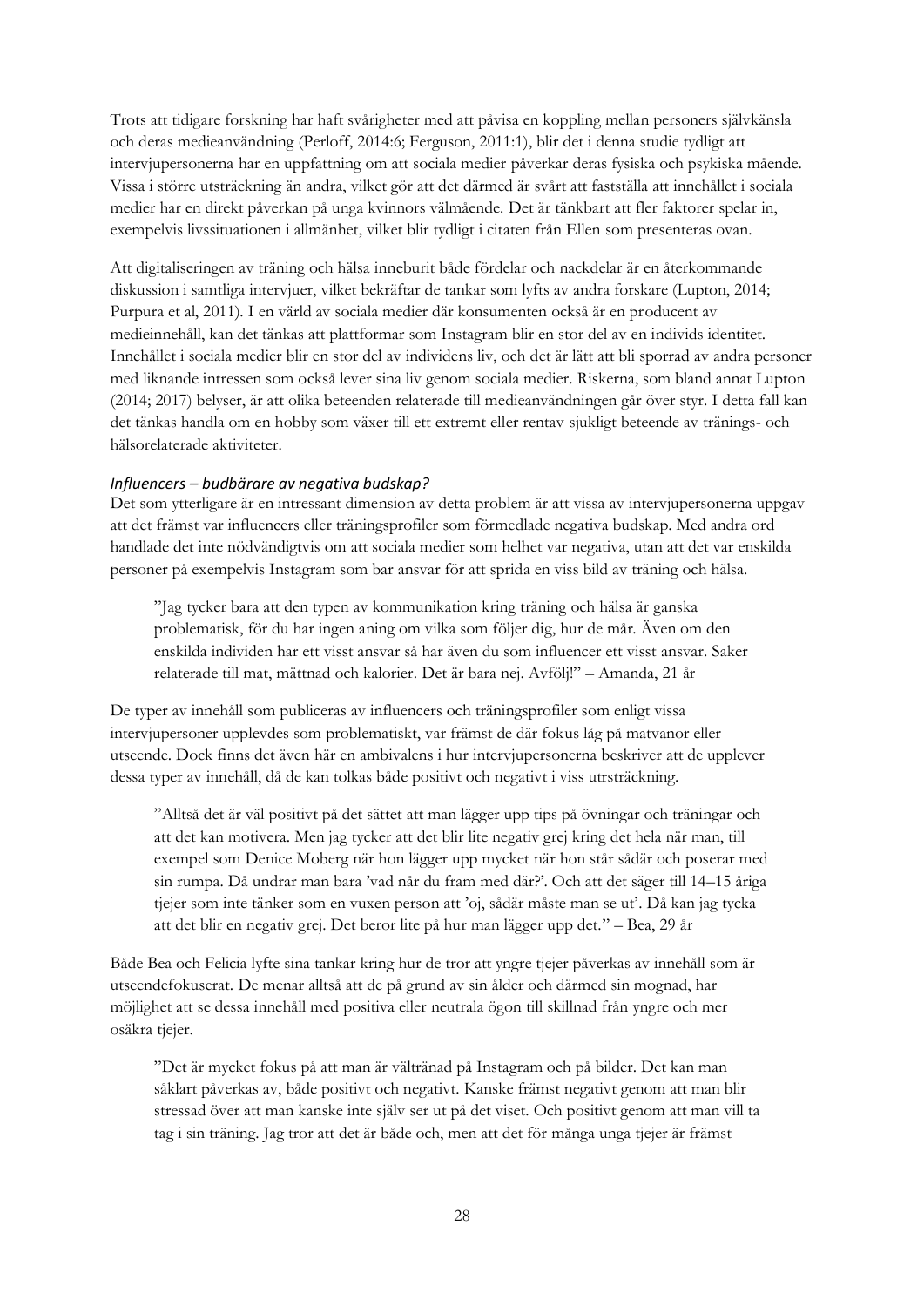Trots att tidigare forskning har haft svårigheter med att påvisa en koppling mellan personers självkänsla och deras medieanvändning (Perloff, 2014:6; Ferguson, 2011:1), blir det i denna studie tydligt att intervjupersonerna har en uppfattning om att sociala medier påverkar deras fysiska och psykiska mående. Vissa i större utsträckning än andra, vilket gör att det därmed är svårt att fastställa att innehållet i sociala medier har en direkt påverkan på unga kvinnors välmående. Det är tänkbart att fler faktorer spelar in, exempelvis livssituationen i allmänhet, vilket blir tydligt i citaten från Ellen som presenteras ovan.

Att digitaliseringen av träning och hälsa inneburit både fördelar och nackdelar är en återkommande diskussion i samtliga intervjuer, vilket bekräftar de tankar som lyfts av andra forskare (Lupton, 2014; Purpura et al, 2011). I en värld av sociala medier där konsumenten också är en producent av medieinnehåll, kan det tänkas att plattformar som Instagram blir en stor del av en individs identitet. Innehållet i sociala medier blir en stor del av individens liv, och det är lätt att bli sporrad av andra personer med liknande intressen som också lever sina liv genom sociala medier. Riskerna, som bland annat Lupton (2014; 2017) belyser, är att olika beteenden relaterade till medieanvändningen går över styr. I detta fall kan det tänkas handla om en hobby som växer till ett extremt eller rentav sjukligt beteende av tränings- och hälsorelaterade aktiviteter.

### *Influencers – budbärare av negativa budskap?*

Det som ytterligare är en intressant dimension av detta problem är att vissa av intervjupersonerna uppgav att det främst var influencers eller träningsprofiler som förmedlade negativa budskap. Med andra ord handlade det inte nödvändigtvis om att sociala medier som helhet var negativa, utan att det var enskilda personer på exempelvis Instagram som bar ansvar för att sprida en viss bild av träning och hälsa.

> ”Jag tycker bara att den typen av kommunikation kring träning och hälsa är ganska problematisk, för du har ingen aning om vilka som följer dig, hur de mår. Även om den enskilda individen har ett visst ansvar så har även du som influencer ett visst ansvar. Saker relaterade till mat, mättnad och kalorier. Det är bara nej. Avfölj!” – Amanda, 21 år

De typer av innehåll som publiceras av influencers och träningsprofiler som enligt vissa intervjupersoner upplevdes som problematiskt, var främst de där fokus låg på matvanor eller utseende. Dock finns det även här en ambivalens i hur intervjupersonerna beskriver att de upplever dessa typer av innehåll, då de kan tolkas både positivt och negativt i viss utsträckning.

> ”Alltså det är väl positivt på det sättet att man lägger upp tips på övningar och träningar och att det kan motivera. Men jag tycker att det blir lite negativ grej kring det hela när man, till exempel som Denice Moberg när hon lägger upp mycket när hon står sådär och poserar med sin rumpa. Då undrar man bara 'vad når du fram med där?'. Och att det säger till 14–15 åriga tjejer som inte tänker som en vuxen person att 'oj, sådär måste man se ut'. Då kan jag tycka att det blir en negativ grej. Det beror lite på hur man lägger upp det.” – Bea, 29 år

Både Bea och Felicia lyfte sina tankar kring hur de tror att yngre tjejer påverkas av innehåll som är utseendefokuserat. De menar alltså att de på grund av sin ålder och därmed sin mognad, har möjlighet att se dessa innehåll med positiva eller neutrala ögon till skillnad från yngre och mer osäkra tjejer.

> ”Det är mycket fokus på att man är vältränad på Instagram och på bilder. Det kan man såklart påverkas av, både positivt och negativt. Kanske främst negativt genom att man blir stressad över att man kanske inte själv ser ut på det viset. Och positivt genom att man vill ta tag i sin träning. Jag tror att det är både och, men att det för många unga tjejer är främst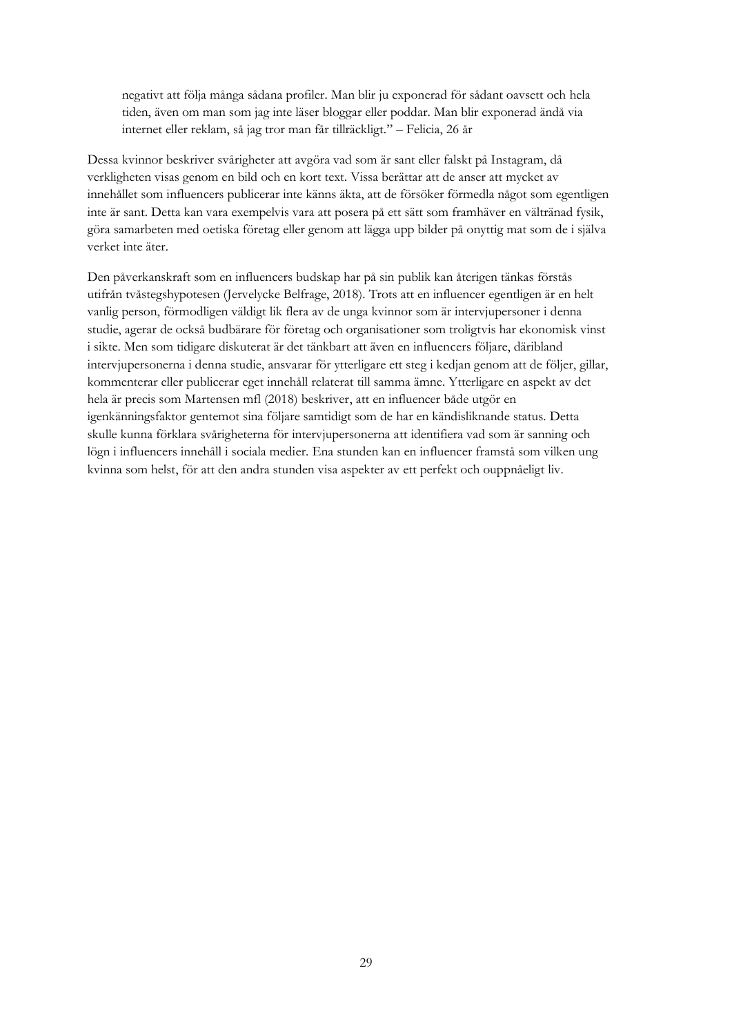> negativt att följa många sådana profiler. Man blir ju exponerad för sådant oavsett och hela tiden, även om man som jag inte läser bloggar eller poddar. Man blir exponerad ändå via internet eller reklam, så jag tror man får tillräckligt." – Felicia, 26 år

Dessa kvinnor beskriver svårigheter att avgöra vad som är sant eller falskt på Instagram, då verkligheten visas genom en bild och en kort text. Vissa berättar att de anser att mycket av innehållet som influencers publicerar inte känns äkta, att de försöker förmedla något som egentligen inte är sant. Detta kan vara exempelvis vara att posera på ett sätt som framhäver en vältränad fysik, göra samarbeten med oetiska företag eller genom att lägga upp bilder på onyttig mat som de i själva verket inte äter.

Den påverkanskraft som en influencers budskap har på sin publik kan återigen tänkas förstås utifrån tvåstegshypotesen (Jervelycke Belfrage, 2018). Trots att en influencer egentligen är en helt vanlig person, förmodligen väldigt lik flera av de unga kvinnor som är intervjupersoner i denna studie, agerar de också budbärare för företag och organisationer som troligtvis har ekonomisk vinst i sikte. Men som tidigare diskuterat är det tänkbart att även en influencers följare, däribland intervjupersonerna i denna studie, ansvarar för ytterligare ett steg i kedjan genom att de följer, gillar, kommenterar eller publicerar eget innehåll relaterat till samma ämne. Ytterligare en aspekt av det hela är precis som Martensen mfl (2018) beskriver, att en influencer både utgör en igenkänningsfaktor gentemot sina följare samtidigt som de har en kändisliknande status. Detta skulle kunna förklara svårigheterna för intervjupersonerna att identifiera vad som är sanning och lögn i influencers innehåll i sociala medier. Ena stunden kan en influencer framstå som vilken ung kvinna som helst, för att den andra stunden visa aspekter av ett perfekt och ouppnåeligt liv.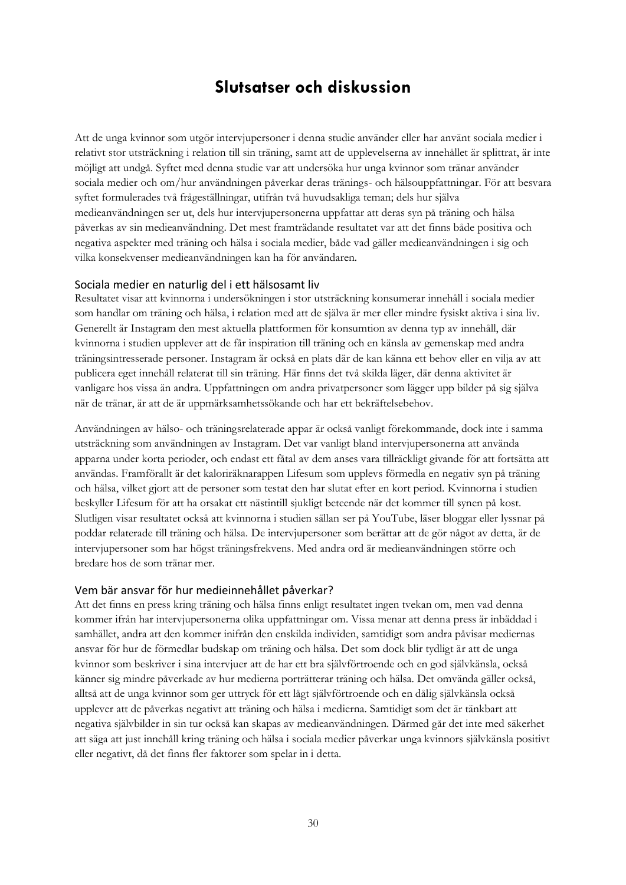# Slutsatser och diskussion

Att de unga kvinnor som utgör intervjupersoner i denna studie använder eller har använt sociala medier i relativt stor utsträckning i relation till sin träning, samt att de upplevelserna av innehållet är splittrat, är inte möjligt att undgå. Syftet med denna studie var att undersöka hur unga kvinnor som tränar använder sociala medier och om/hur användningen påverkar deras tränings- och hälsouppfattningar. För att besvara syftet formulerades två frågeställningar, utifrån två huvudsakliga teman; dels hur själva medieanvändningen ser ut, dels hur intervjupersonerna uppfattar att deras syn på träning och hälsa påverkas av sin medieanvändning. Det mest framträdande resultatet var att det finns både positiva och negativa aspekter med träning och hälsa i sociala medier, både vad gäller medieanvändningen i sig och vilka konsekvenser medieanvändningen kan ha för användaren.

## Sociala medier en naturlig del i ett hälsosamt liv

Resultatet visar att kvinnorna i undersökningen i stor utsträckning konsumerar innehåll i sociala medier som handlar om träning och hälsa, i relation med att de själva är mer eller mindre fysiskt aktiva i sina liv. Generellt är Instagram den mest aktuella plattformen för konsumtion av denna typ av innehåll, där kvinnorna i studien upplever att de får inspiration till träning och en känsla av gemenskap med andra träningsintresserade personer. Instagram är också en plats där de kan känna ett behov eller en vilja av att publicera eget innehåll relaterat till sin träning. Här finns det två skilda läger, där denna aktivitet är vanligare hos vissa än andra. Uppfattningen om andra privatpersoner som lägger upp bilder på sig själva när de tränar, är att de är uppmärksamhetssökande och har ett bekräftelsebehov.

Användningen av hälso- och träningsrelaterade appar är också vanligt förekommande, dock inte i samma utsträckning som användningen av Instagram. Det var vanligt bland intervjupersonerna att använda apparna under korta perioder, och endast ett fåtal av dem anses vara tillräckligt givande för att fortsätta att användas. Framförallt är det kaloriräknarappen Lifesum som upplevs förmedla en negativ syn på träning och hälsa, vilket gjort att de personer som testat den har slutat efter en kort period. Kvinnorna i studien beskyller Lifesum för att ha orsakat ett nästintill sjukligt beteende när det kommer till synen på kost. Slutligen visar resultatet också att kvinnorna i studien sällan ser på YouTube, läser bloggar eller lyssnar på poddar relaterade till träning och hälsa. De intervjupersoner som berättar att de gör något av detta, är de intervjupersoner som har högst träningsfrekvens. Med andra ord är medieanvändningen större och bredare hos de som tränar mer.

## Vem bär ansvar för hur medieinnehållet påverkar?

Att det finns en press kring träning och hälsa finns enligt resultatet ingen tvekan om, men vad denna kommer ifrån har intervjupersonerna olika uppfattningar om. Vissa menar att denna press är inbäddad i samhället, andra att den kommer inifrån den enskilda individen, samtidigt som andra påvisar mediernas ansvar för hur de förmedlar budskap om träning och hälsa. Det som dock blir tydligt är att de unga kvinnor som beskriver i sina intervjuer att de har ett bra självförtroende och en god självkänsla, också känner sig mindre påverkade av hur medierna porträtterar träning och hälsa. Det omvända gäller också, alltså att de unga kvinnor som ger uttryck för ett lågt självförtroende och en dålig självkänsla också upplever att de påverkas negativt att träning och hälsa i medierna. Samtidigt som det är tänkbart att negativa självbilder in sin tur också kan skapas av medieanvändningen. Därmed går det inte med säkerhet att säga att just innehåll kring träning och hälsa i sociala medier påverkar unga kvinnors självkänsla positivt eller negativt, då det finns fler faktorer som spelar in i detta.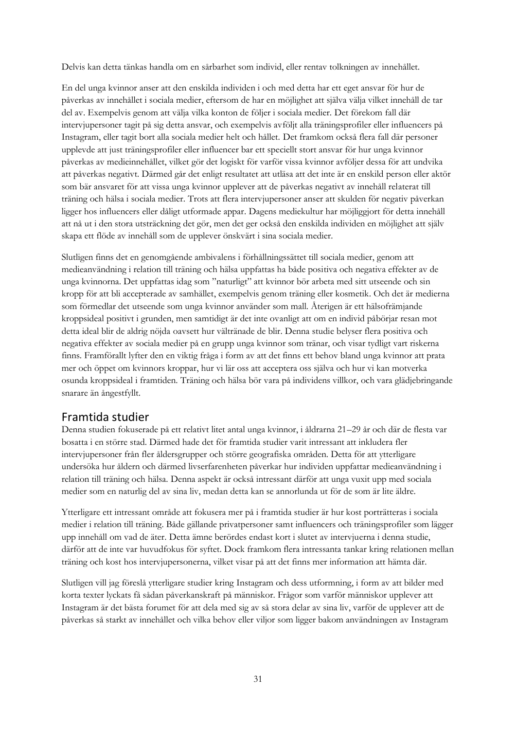Delvis kan detta tänkas handla om en sårbarhet som individ, eller rentav tolkningen av innehållet.

En del unga kvinnor anser att den enskilda individen i och med detta har ett eget ansvar för hur de påverkas av innehållet i sociala medier, eftersom de har en möjlighet att själva välja vilket innehåll de tar del av. Exempelvis genom att välja vilka konton de följer i sociala medier. Det förekom fall där intervjupersoner tagit på sig detta ansvar, och exempelvis avföljt alla träningsprofiler eller influencers på Instagram, eller tagit bort alla sociala medier helt och hållet. Det framkom också flera fall där personer upplevde att just träningsprofiler eller influencer bar ett speciellt stort ansvar för hur unga kvinnor påverkas av medieinnehållet, vilket gör det logiskt för varför vissa kvinnor avföljer dessa för att undvika att påverkas negativt. Därmed går det enligt resultatet att utläsa att det inte är en enskild person eller aktör som bär ansvaret för att vissa unga kvinnor upplever att de påverkas negativt av innehåll relaterat till träning och hälsa i sociala medier. Trots att flera intervjupersoner anser att skulden för negativ påverkan ligger hos influencers eller dåligt utformade appar. Dagens mediekultur har möjliggjort för detta innehåll att nå ut i den stora utsträckning det gör, men det ger också den enskilda individen en möjlighet att själv skapa ett flöde av innehåll som de upplever önskvärt i sina sociala medier.

Slutligen finns det en genomgående ambivalens i förhållningssättet till sociala medier, genom att medieanvändning i relation till träning och hälsa uppfattas ha både positiva och negativa effekter av de unga kvinnorna. Det uppfattas idag som "naturligt" att kvinnor bör arbeta med sitt utseende och sin kropp för att bli accepterade av samhället, exempelvis genom träning eller kosmetik. Och det är medierna som förmedlar det utseende som unga kvinnor använder som mall. Återigen är ett hälsofrämjande kroppsideal positivt i grunden, men samtidigt är det inte ovanligt att om en individ påbörjar resan mot detta ideal blir de aldrig nöjda oavsett hur vältränade de blir. Denna studie belyser flera positiva och negativa effekter av sociala medier på en grupp unga kvinnor som tränar, och visar tydligt vart riskerna finns. Framförallt lyfter den en viktig fråga i form av att det finns ett behov bland unga kvinnor att prata mer och öppet om kvinnors kroppar, hur vi lär oss att acceptera oss själva och hur vi kan motverka osunda kroppsideal i framtiden. Träning och hälsa bör vara på individens villkor, och vara glädjebringande snarare än ångestfyllt.

## Framtida studier

Denna studien fokuserade på ett relativt litet antal unga kvinnor, i åldrarna 21–29 år och där de flesta var bosatta i en större stad. Därmed hade det för framtida studier varit intressant att inkludera fler intervjupersoner från fler åldersgrupper och större geografiska områden. Detta för att ytterligare undersöka hur åldern och därmed livserfarenheten påverkar hur individen uppfattar medieanvändning i relation till träning och hälsa. Denna aspekt är också intressant därför att unga vuxit upp med sociala medier som en naturlig del av sina liv, medan detta kan se annorlunda ut för de som är lite äldre.

Ytterligare ett intressant område att fokusera mer på i framtida studier är hur kost porträtteras i sociala medier i relation till träning. Både gällande privatpersoner samt influencers och träningsprofiler som lägger upp innehåll om vad de äter. Detta ämne berördes endast kort i slutet av intervjuerna i denna studie, därför att de inte var huvudfokus för syftet. Dock framkom flera intressanta tankar kring relationen mellan träning och kost hos intervjupersonerna, vilket visar på att det finns mer information att hämta där.

Slutligen vill jag föreslå ytterligare studier kring Instagram och dess utformning, i form av att bilder med korta texter lyckats få sådan påverkanskraft på människor. Frågor som varför människor upplever att Instagram är det bästa forumet för att dela med sig av så stora delar av sina liv, varför de upplever att de påverkas så starkt av innehållet och vilka behov eller viljor som ligger bakom användningen av Instagram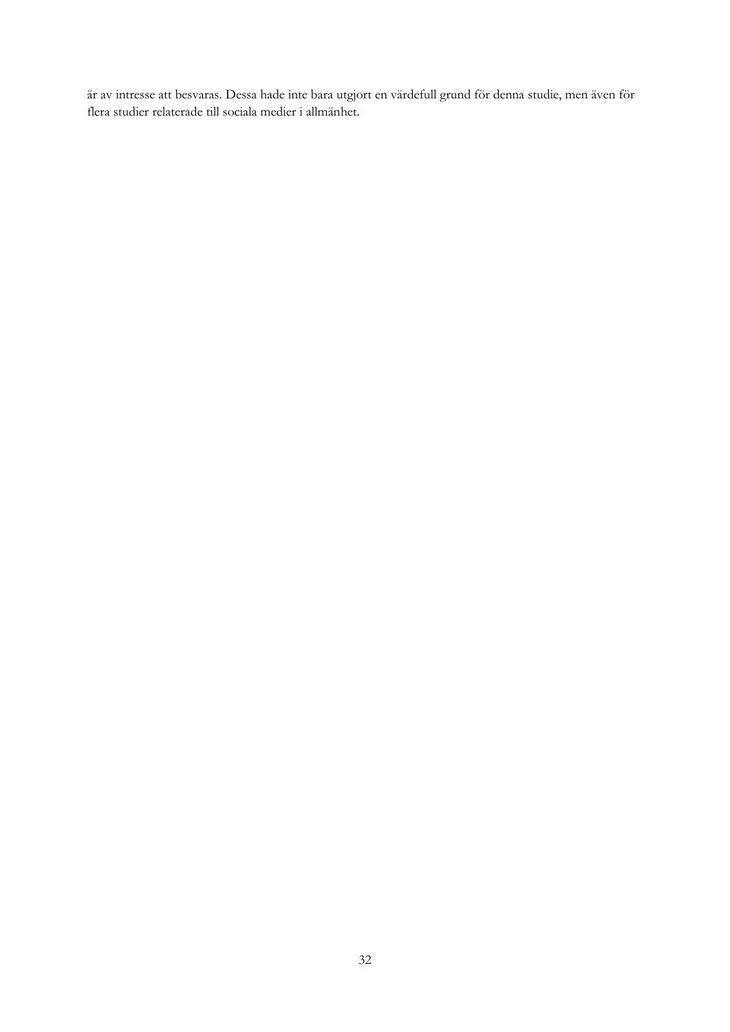är av intresse att besvaras. Dessa hade inte bara utgjort en värdefull grund för denna studie, men även för flera studier relaterade till sociala medier i allmänhet.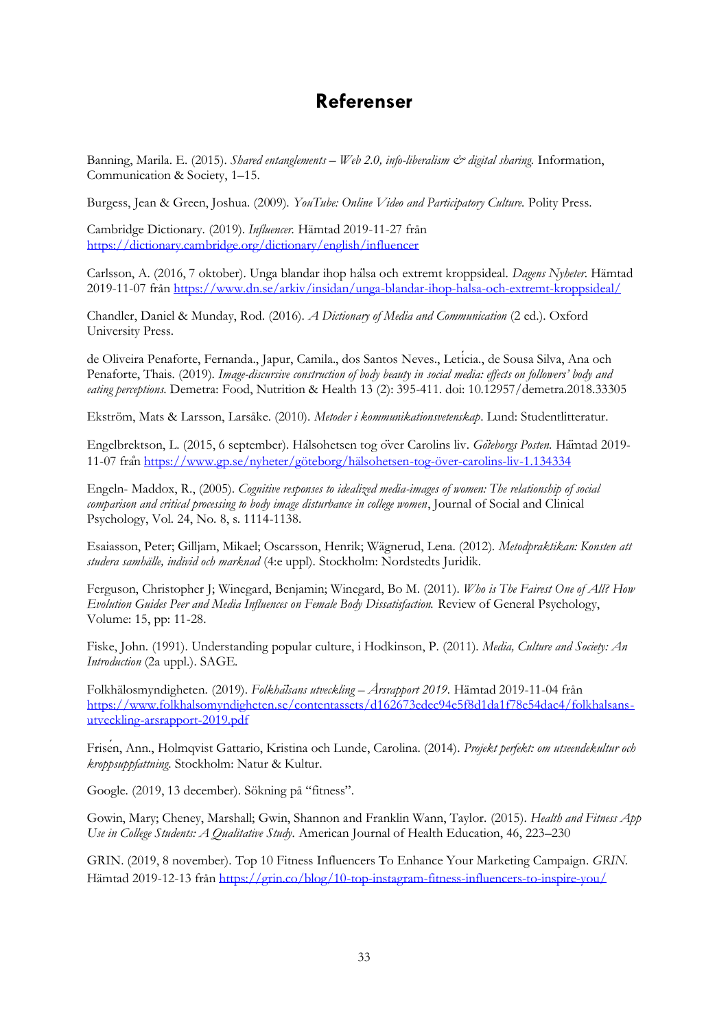# Referenser

Banning, Marila. E. (2015). *Shared entanglements – Web 2.0, info-liberalism & digital sharing.* Information, Communication & Society, 1–15.

Burgess, Jean & Green, Joshua. (2009). *YouTube: Online Video and Participatory Culture.* Polity Press.

Cambridge Dictionary. (2019). *Influencer.* Hämtad 2019-11-27 från https://dictionary.cambridge.org/dictionary/english/influencer

Carlsson, A. (2016, 7 oktober). Unga blandar ihop hälsa och extremt kroppsideal. *Dagens Nyheter.* Hämtad 2019-11-07 från https://www.dn.se/arkiv/insidan/unga-blandar-ihop-halsa-och-extremt-kroppsideal/

Chandler, Daniel & Munday, Rod. (2016). *A Dictionary of Media and Communication* (2 ed.). Oxford University Press.

de Oliveira Penaforte, Fernanda., Japur, Camila., dos Santos Neves., Letícia., de Sousa Silva, Ana och Penaforte, Thais. (2019). *Image-discursive construction of body beauty in social media: effects on followers' body and eating perceptions.* Demetra: Food, Nutrition & Health 13 (2): 395-411. doi: 10.12957/demetra.2018.33305

Ekström, Mats & Larsson, Larsåke. (2010). *Metoder i kommunikationsvetenskap*. Lund: Studentlitteratur.

Engelbrektson, L. (2015, 6 september). Hälsohetsen tog över Carolins liv. *Göteborgs Posten.* Hämtad 2019-11-07 från https://www.gp.se/nyheter/göteborg/hälsohetsen-tog-över-carolins-liv-1.134334

Engeln- Maddox, R., (2005). *Cognitive responses to idealized media-images of women: The relationship of social comparison and critical processing to body image disturbance in college women*, Journal of Social and Clinical Psychology, Vol. 24, No. 8, s. 1114-1138.

Esaiasson, Peter; Gilljam, Mikael; Oscarsson, Henrik; Wägnerud, Lena. (2012). *Metodpraktikan: Konsten att studera samhälle, individ och marknad* (4:e uppl). Stockholm: Nordstedts Juridik.

Ferguson, Christopher J; Winegard, Benjamin; Winegard, Bo M. (2011). *Who is The Fairest One of All? How Evolution Guides Peer and Media Influences on Female Body Dissatisfaction.* Review of General Psychology, Volume: 15, pp: 11-28.

Fiske, John. (1991). Understanding popular culture, i Hodkinson, P. (2011). *Media, Culture and Society: An Introduction* (2a uppl.). SAGE.

Folkhälosmyndigheten. (2019). *Folkhälsans utveckling – Årsrapport 2019.* Hämtad 2019-11-04 från https://www.folkhalsomyndigheten.se/contentassets/d162673edec94e5f8d1da1f78e54dac4/folkhalsans-utveckling-arsrapport-2019.pdf

Frisén, Ann., Holmqvist Gattario, Kristina och Lunde, Carolina. (2014). *Projekt perfekt: om utseendekultur och kroppsuppfattning.* Stockholm: Natur & Kultur.

Google. (2019, 13 december). Sökning på "fitness".

Gowin, Mary; Cheney, Marshall; Gwin, Shannon and Franklin Wann, Taylor. (2015). *Health and Fitness App Use in College Students: A Qualitative Study.* American Journal of Health Education, 46, 223–230

GRIN. (2019, 8 november). Top 10 Fitness Influencers To Enhance Your Marketing Campaign. *GRIN.* Hämtad 2019-12-13 från https://grin.co/blog/10-top-instagram-fitness-influencers-to-inspire-you/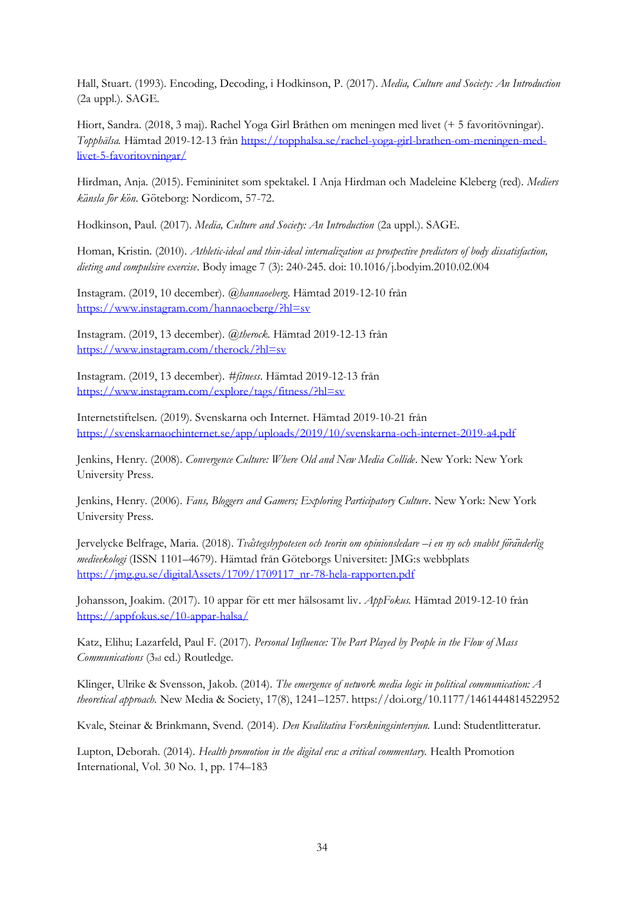Hall, Stuart. (1993). Encoding, Decoding, i Hodkinson, P. (2017). *Media, Culture and Society: An Introduction* (2a uppl.). SAGE.

Hiort, Sandra. (2018, 3 maj). Rachel Yoga Girl Bråthen om meningen med livet (+ 5 favoritövningar). *Topphälsa.* Hämtad 2019-12-13 från https://topphalsa.se/rachel-yoga-girl-brathen-om-meningen-med-livet-5-favoritovningar/

Hirdman, Anja. (2015). Femininitet som spektakel. I Anja Hirdman och Madeleine Kleberg (red). *Mediers känsla för kön*. Göteborg: Nordicom, 57-72.

Hodkinson, Paul. (2017). *Media, Culture and Society: An Introduction* (2a uppl.). SAGE.

Homan, Kristin. (2010). *Athletic-ideal and thin-ideal internalization as prospective predictors of body dissatisfaction, dieting and compulsive exercise*. Body image 7 (3): 240-245. doi: 10.1016/j.bodyim.2010.02.004

Instagram. (2019, 10 december). *@hannaoeberg*. Hämtad 2019-12-10 från https://www.instagram.com/hannaoeberg/?hl=sv

Instagram. (2019, 13 december). *@therock*. Hämtad 2019-12-13 från https://www.instagram.com/therock/?hl=sv

Instagram. (2019, 13 december). *#fitness*. Hämtad 2019-12-13 från https://www.instagram.com/explore/tags/fitness/?hl=sv

Internetstiftelsen. (2019). Svenskarna och Internet. Hämtad 2019-10-21 från https://svenskarnaochinternet.se/app/uploads/2019/10/svenskarna-och-internet-2019-a4.pdf

Jenkins, Henry. (2008). *Convergence Culture: Where Old and New Media Collide*. New York: New York University Press.

Jenkins, Henry. (2006). *Fans, Bloggers and Gamers; Exploring Participatory Culture*. New York: New York University Press.

Jervelycke Belfrage, Maria. (2018). *Tvåstegshypotesen och teorin om opinionsledare – i en ny och snabbt föränderlig medieekologi* (ISSN 1101–4679). Hämtad från Göteborgs Universitet: JMG:s webbplats https://jmg.gu.se/digitalAssets/1709/1709117_nr-78-hela-rapporten.pdf

Johansson, Joakim. (2017). 10 appar för ett mer hälsosamt liv. *AppFokus.* Hämtad 2019-12-10 från https://appfokus.se/10-appar-halsa/

Katz, Elihu; Lazarfeld, Paul F. (2017). *Personal Influence: The Part Played by People in the Flow of Mass Communications* (3rd ed.) Routledge.

Klinger, Ulrike & Svensson, Jakob. (2014). *The emergence of network media logic in political communication: A theoretical approach.* New Media & Society, 17(8), 1241–1257. https://doi.org/10.1177/1461444814522952

Kvale, Steinar & Brinkmann, Svend. (2014). *Den Kvalitativa Forskningsintervjun.* Lund: Studentlitteratur.

Lupton, Deborah. (2014). *Health promotion in the digital era: a critical commentary.* Health Promotion International, Vol. 30 No. 1, pp. 174–183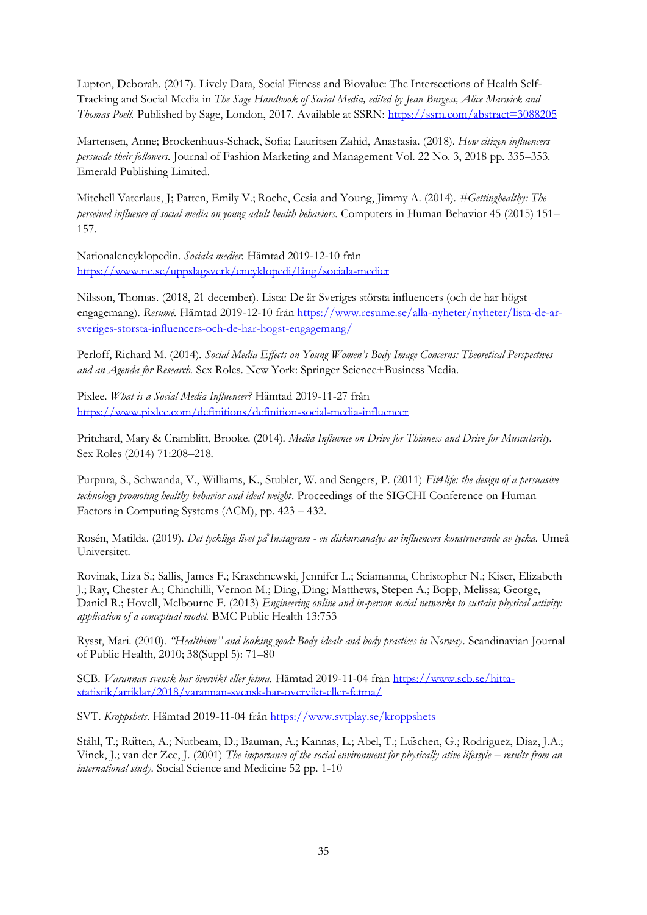Lupton, Deborah. (2017). Lively Data, Social Fitness and Biovalue: The Intersections of Health Self-Tracking and Social Media in *The Sage Handbook of Social Media, edited by Jean Burgess, Alice Marwick and Thomas Poell.* Published by Sage, London, 2017. Available at SSRN: https://ssrn.com/abstract=3088205

Martensen, Anne; Brockenhuus-Schack, Sofia; Lauritsen Zahid, Anastasia. (2018). *How citizen influencers persuade their followers.* Journal of Fashion Marketing and Management Vol. 22 No. 3, 2018 pp. 335–353. Emerald Publishing Limited.

Mitchell Vaterlaus, J; Patten, Emily V.; Roche, Cesia and Young, Jimmy A. (2014). *#Gettinghealthy: The perceived influence of social media on young adult health behaviors.* Computers in Human Behavior 45 (2015) 151–157.

Nationalencyklopedin. *Sociala medier.* Hämtad 2019-12-10 från https://www.ne.se/uppslagsverk/encyklopedi/lång/sociala-medier

Nilsson, Thomas. (2018, 21 december). Lista: De är Sveriges största influencers (och de har högst engagemang). *Resumé.* Hämtad 2019-12-10 från https://www.resume.se/alla-nyheter/nyheter/lista-de-ar-sveriges-storsta-influencers-och-de-har-hogst-engagemang/

Perloff, Richard M. (2014). *Social Media Effects on Young Women's Body Image Concerns: Theoretical Perspectives and an Agenda for Research.* Sex Roles. New York: Springer Science+Business Media.

Pixlee. *What is a Social Media Influencer?* Hämtad 2019-11-27 från https://www.pixlee.com/definitions/definition-social-media-influencer

Pritchard, Mary & Cramblitt, Brooke. (2014). *Media Influence on Drive for Thinness and Drive for Muscularity.* Sex Roles (2014) 71:208–218.

Purpura, S., Schwanda, V., Williams, K., Stubler, W. and Sengers, P. (2011) *Fit4life: the design of a persuasive technology promoting healthy behavior and ideal weight*. Proceedings of the SIGCHI Conference on Human Factors in Computing Systems (ACM), pp. 423 – 432.

Rosén, Matilda. (2019). *Det lyckliga livet på Instagram - en diskursanalys av influencers konstruerande av lycka.* Umeå Universitet.

Rovinak, Liza S.; Sallis, James F.; Kraschnewski, Jennifer L.; Sciamanna, Christopher N.; Kiser, Elizabeth J.; Ray, Chester A.; Chinchilli, Vernon M.; Ding, Ding; Matthews, Stepen A.; Bopp, Melissa; George, Daniel R.; Hovell, Melbourne F. (2013) *Engineering online and in-person social networks to sustain physical activity: application of a conceptual model.* BMC Public Health 13:753

Rysst, Mari. (2010). *"Healthism" and looking good: Body ideals and body practices in Norway*. Scandinavian Journal of Public Health, 2010; 38(Suppl 5): 71–80

SCB. *Varannan svensk har övervikt eller fetma.* Hämtad 2019-11-04 från https://www.scb.se/hitta-statistik/artiklar/2018/varannan-svensk-har-overvikt-eller-fetma/

SVT. *Kroppshets.* Hämtad 2019-11-04 från https://www.svtplay.se/kroppshets

Ståhl, T.; Rütten, A.; Nutbeam, D.; Bauman, A.; Kannas, L.; Abel, T.; Lüschen, G.; Rodriguez, Diaz, J.A.; Vinck, J.; van der Zee, J. (2001) *The importance of the social environment for physically ative lifestyle – results from an international study.* Social Science and Medicine 52 pp. 1-10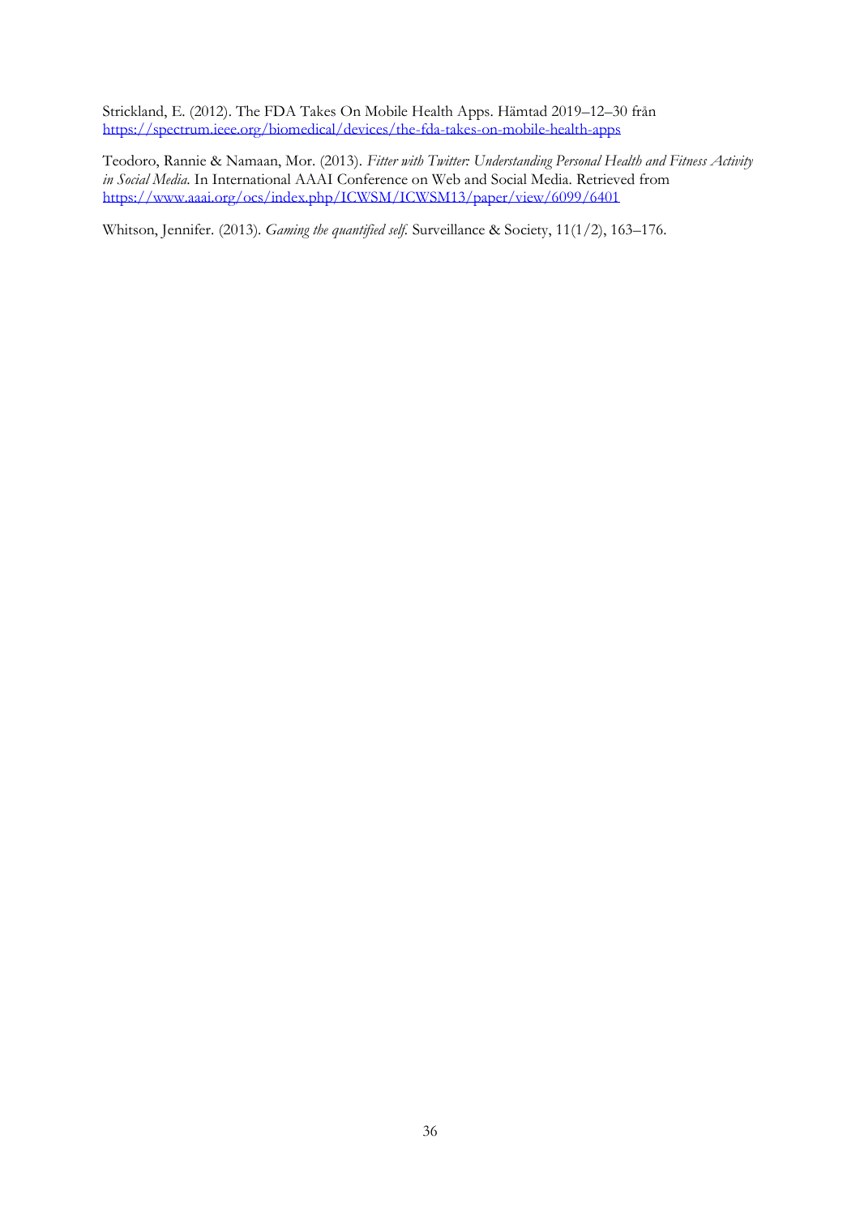Strickland, E. (2012). The FDA Takes On Mobile Health Apps. Hämtad 2019–12–30 från https://spectrum.ieee.org/biomedical/devices/the-fda-takes-on-mobile-health-apps

Teodoro, Rannie & Namaan, Mor. (2013). *Fitter with Twitter: Understanding Personal Health and Fitness Activity in Social Media.* In International AAAI Conference on Web and Social Media. Retrieved from https://www.aaai.org/ocs/index.php/ICWSM/ICWSM13/paper/view/6099/6401

Whitson, Jennifer. (2013). *Gaming the quantified self.* Surveillance & Society, 11(1/2), 163–176.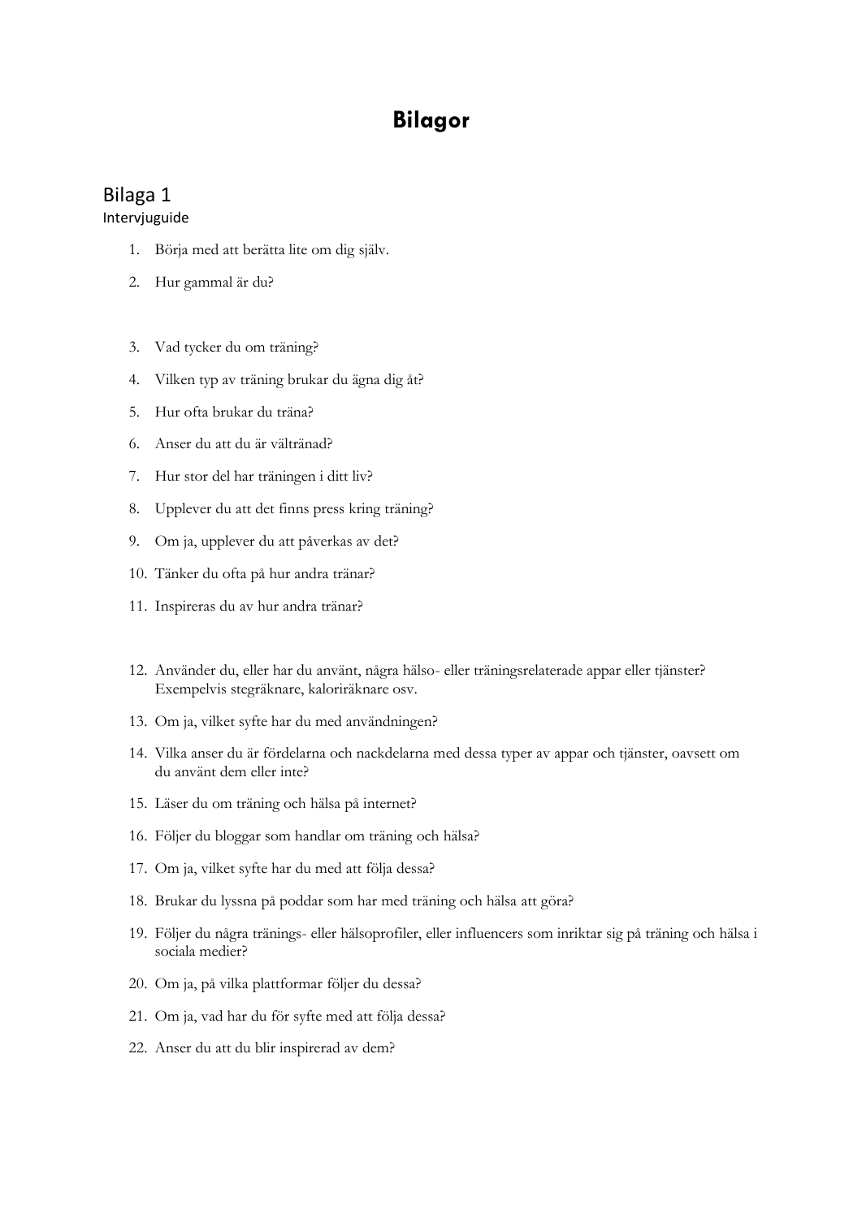# Bilagor

## Bilaga 1

Intervjuguide

1. Börja med att berätta lite om dig själv.
2. Hur gammal är du?

3. Vad tycker du om träning?
4. Vilken typ av träning brukar du ägna dig åt?
5. Hur ofta brukar du träna?
6. Anser du att du är vältränad?
7. Hur stor del har träningen i ditt liv?
8. Upplever du att det finns press kring träning?
9. Om ja, upplever du att påverkas av det?
10. Tänker du ofta på hur andra tränar?
11. Inspireras du av hur andra tränar?

12. Använder du, eller har du använt, några hälso- eller träningsrelaterade appar eller tjänster? Exempelvis stegräknare, kaloriräknare osv.
13. Om ja, vilket syfte har du med användningen?
14. Vilka anser du är fördelarna och nackdelarna med dessa typer av appar och tjänster, oavsett om du använt dem eller inte?
15. Läser du om träning och hälsa på internet?
16. Följer du bloggar som handlar om träning och hälsa?
17. Om ja, vilket syfte har du med att följa dessa?
18. Brukar du lyssna på poddar som har med träning och hälsa att göra?
19. Följer du några tränings- eller hälsoprofiler, eller influencers som inriktar sig på träning och hälsa i sociala medier?
20. Om ja, på vilka plattformar följer du dessa?
21. Om ja, vad har du för syfte med att följa dessa?
22. Anser du att du blir inspirerad av dem?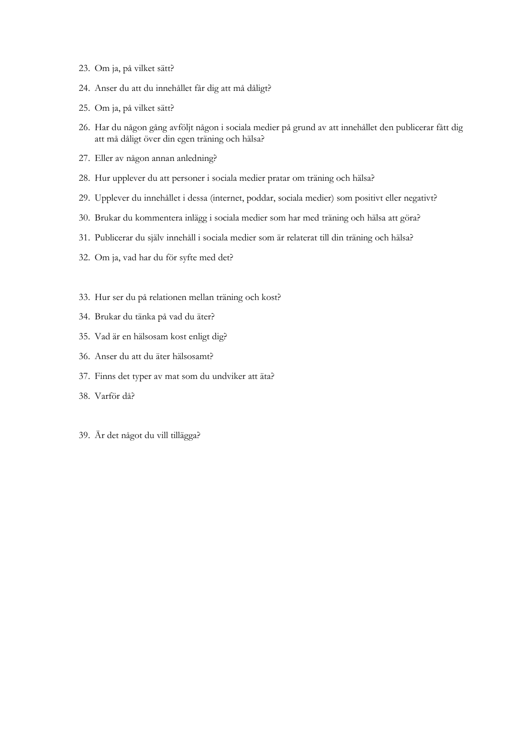23. Om ja, på vilket sätt?
24. Anser du att du innehållet får dig att må dåligt?
25. Om ja, på vilket sätt?
26. Har du någon gång avföljt någon i sociala medier på grund av att innehållet den publicerar fått dig att må dåligt över din egen träning och hälsa?
27. Eller av någon annan anledning?
28. Hur upplever du att personer i sociala medier pratar om träning och hälsa?
29. Upplever du innehållet i dessa (internet, poddar, sociala medier) som positivt eller negativt?
30. Brukar du kommentera inlägg i sociala medier som har med träning och hälsa att göra?
31. Publicerar du själv innehåll i sociala medier som är relaterat till din träning och hälsa?
32. Om ja, vad har du för syfte med det?

33. Hur ser du på relationen mellan träning och kost?
34. Brukar du tänka på vad du äter?
35. Vad är en hälsosam kost enligt dig?
36. Anser du att du äter hälsosamt?
37. Finns det typer av mat som du undviker att äta?
38. Varför då?

39. Är det något du vill tillägga?